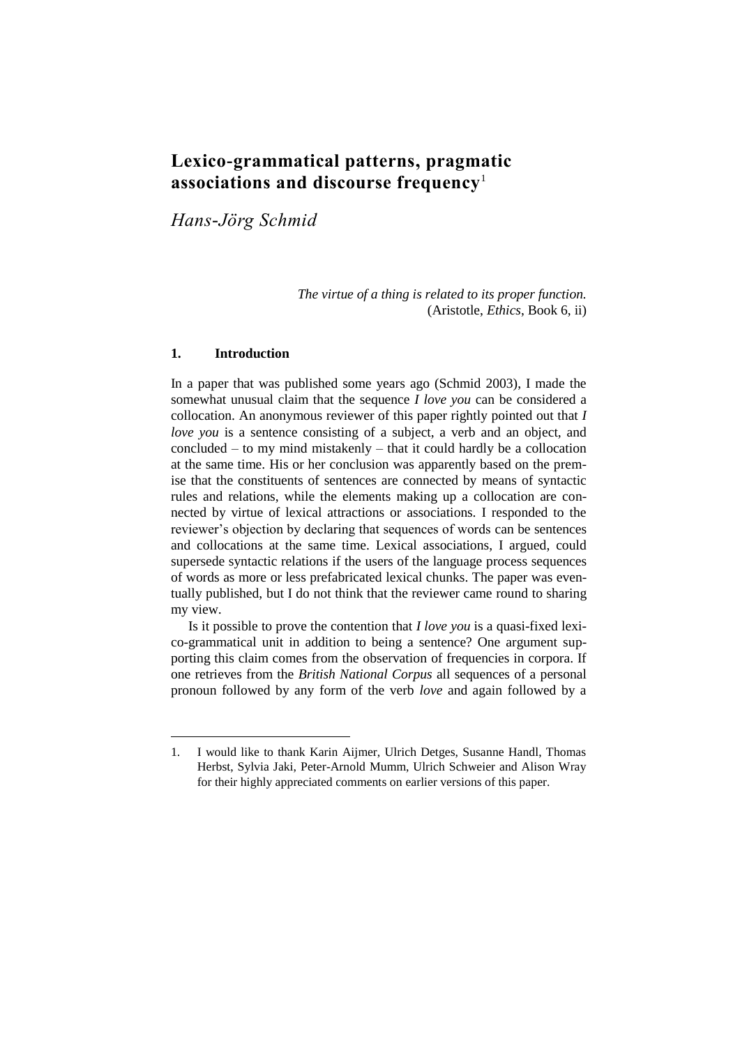# Lexico-grammatical patterns, pragmatic associations and discourse frequency[1]

*Hans-Jörg Schmid*

> *The virtue of a thing is related to its proper function.*
> (Aristotle, *Ethics*, Book 6, ii)

## 1. Introduction

In a paper that was published some years ago (Schmid 2003), I made the somewhat unusual claim that the sequence *I love you* can be considered a collocation. An anonymous reviewer of this paper rightly pointed out that *I love you* is a sentence consisting of a subject, a verb and an object, and concluded – to my mind mistakenly – that it could hardly be a collocation at the same time. His or her conclusion was apparently based on the premise that the constituents of sentences are connected by means of syntactic rules and relations, while the elements making up a collocation are connected by virtue of lexical attractions or associations. I responded to the reviewer's objection by declaring that sequences of words can be sentences and collocations at the same time. Lexical associations, I argued, could supersede syntactic relations if the users of the language process sequences of words as more or less prefabricated lexical chunks. The paper was eventually published, but I do not think that the reviewer came round to sharing my view.

Is it possible to prove the contention that *I love you* is a quasi-fixed lexico-grammatical unit in addition to being a sentence? One argument supporting this claim comes from the observation of frequencies in corpora. If one retrieves from the *British National Corpus* all sequences of a personal pronoun followed by any form of the verb *love* and again followed by a

---

1. I would like to thank Karin Aijmer, Ulrich Detges, Susanne Handl, Thomas Herbst, Sylvia Jaki, Peter-Arnold Mumm, Ulrich Schweier and Alison Wray for their highly appreciated comments on earlier versions of this paper.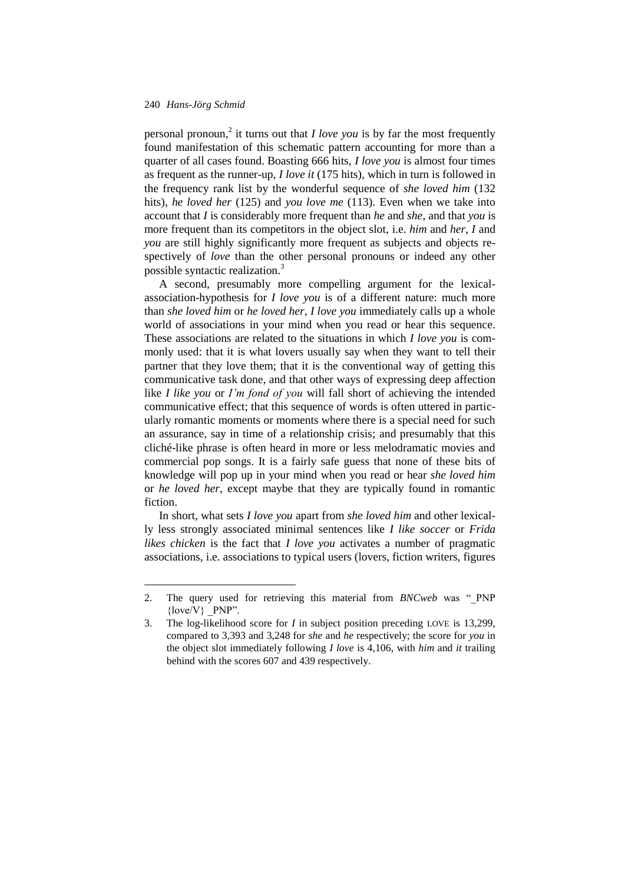personal pronoun,[2] it turns out that *I love you* is by far the most frequently found manifestation of this schematic pattern accounting for more than a quarter of all cases found. Boasting 666 hits, *I love you* is almost four times as frequent as the runner-up, *I love it* (175 hits), which in turn is followed in the frequency rank list by the wonderful sequence of *she loved him* (132 hits), *he loved her* (125) and *you love me* (113). Even when we take into account that *I* is considerably more frequent than *he* and *she*, and that *you* is more frequent than its competitors in the object slot, i.e. *him* and *her*, *I* and *you* are still highly significantly more frequent as subjects and objects respectively of *love* than the other personal pronouns or indeed any other possible syntactic realization.[3]

A second, presumably more compelling argument for the lexical-association-hypothesis for *I love you* is of a different nature: much more than *she loved him* or *he loved her*, *I love you* immediately calls up a whole world of associations in your mind when you read or hear this sequence. These associations are related to the situations in which *I love you* is commonly used: that it is what lovers usually say when they want to tell their partner that they love them; that it is the conventional way of getting this communicative task done, and that other ways of expressing deep affection like *I like you* or *I'm fond of you* will fall short of achieving the intended communicative effect; that this sequence of words is often uttered in particularly romantic moments or moments where there is a special need for such an assurance, say in time of a relationship crisis; and presumably that this cliché-like phrase is often heard in more or less melodramatic movies and commercial pop songs. It is a fairly safe guess that none of these bits of knowledge will pop up in your mind when you read or hear *she loved him* or *he loved her*, except maybe that they are typically found in romantic fiction.

In short, what sets *I love you* apart from *she loved him* and other lexically less strongly associated minimal sentences like *I like soccer* or *Frida likes chicken* is the fact that *I love you* activates a number of pragmatic associations, i.e. associations to typical users (lovers, fiction writers, figures

---

2. The query used for retrieving this material from *BNCweb* was "_PNP {love/V} _PNP".
3. The log-likelihood score for *I* in subject position preceding LOVE is 13,299, compared to 3,393 and 3,248 for *she* and *he* respectively; the score for *you* in the object slot immediately following *I love* is 4,106, with *him* and *it* trailing behind with the scores 607 and 439 respectively.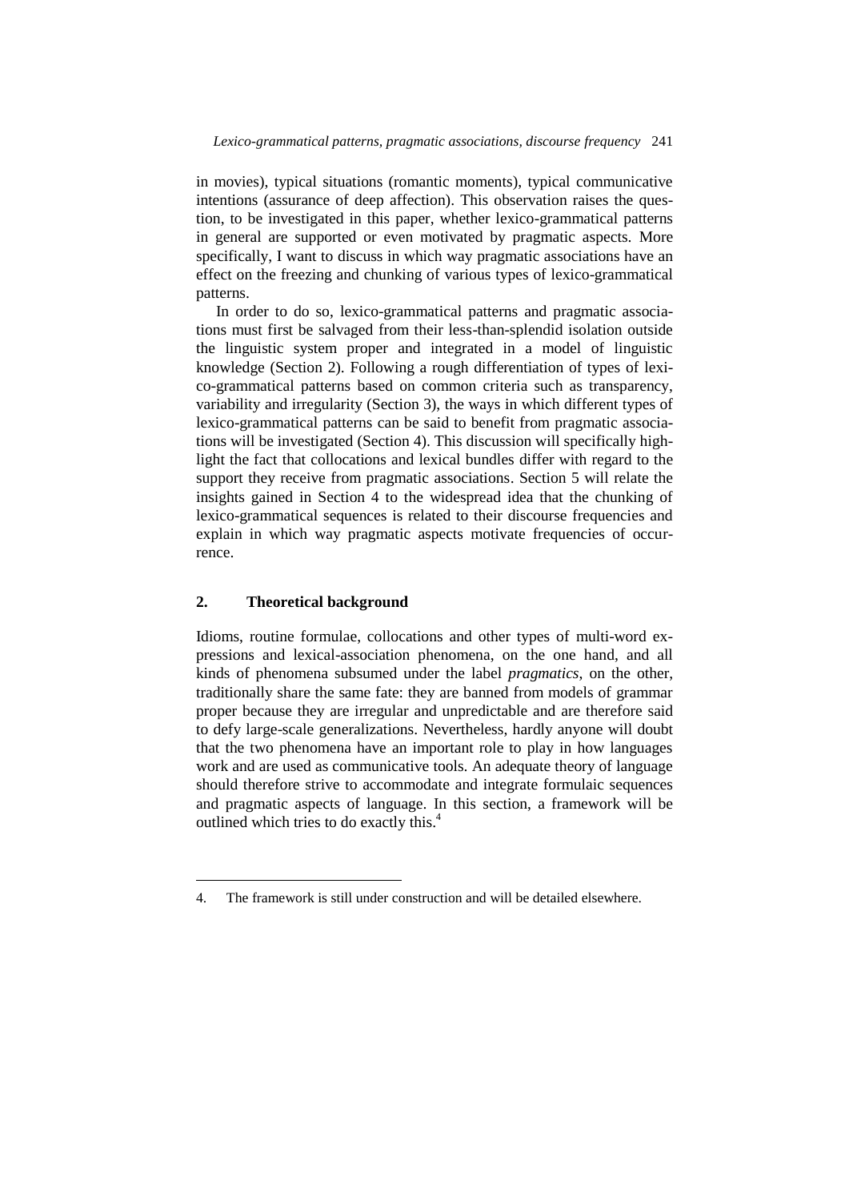in movies), typical situations (romantic moments), typical communicative intentions (assurance of deep affection). This observation raises the question, to be investigated in this paper, whether lexico-grammatical patterns in general are supported or even motivated by pragmatic aspects. More specifically, I want to discuss in which way pragmatic associations have an effect on the freezing and chunking of various types of lexico-grammatical patterns.

In order to do so, lexico-grammatical patterns and pragmatic associations must first be salvaged from their less-than-splendid isolation outside the linguistic system proper and integrated in a model of linguistic knowledge (Section 2). Following a rough differentiation of types of lexico-grammatical patterns based on common criteria such as transparency, variability and irregularity (Section 3), the ways in which different types of lexico-grammatical patterns can be said to benefit from pragmatic associations will be investigated (Section 4). This discussion will specifically highlight the fact that collocations and lexical bundles differ with regard to the support they receive from pragmatic associations. Section 5 will relate the insights gained in Section 4 to the widespread idea that the chunking of lexico-grammatical sequences is related to their discourse frequencies and explain in which way pragmatic aspects motivate frequencies of occurrence.

## 2. Theoretical background

Idioms, routine formulae, collocations and other types of multi-word expressions and lexical-association phenomena, on the one hand, and all kinds of phenomena subsumed under the label *pragmatics*, on the other, traditionally share the same fate: they are banned from models of grammar proper because they are irregular and unpredictable and are therefore said to defy large-scale generalizations. Nevertheless, hardly anyone will doubt that the two phenomena have an important role to play in how languages work and are used as communicative tools. An adequate theory of language should therefore strive to accommodate and integrate formulaic sequences and pragmatic aspects of language. In this section, a framework will be outlined which tries to do exactly this.[4]

---

4. The framework is still under construction and will be detailed elsewhere.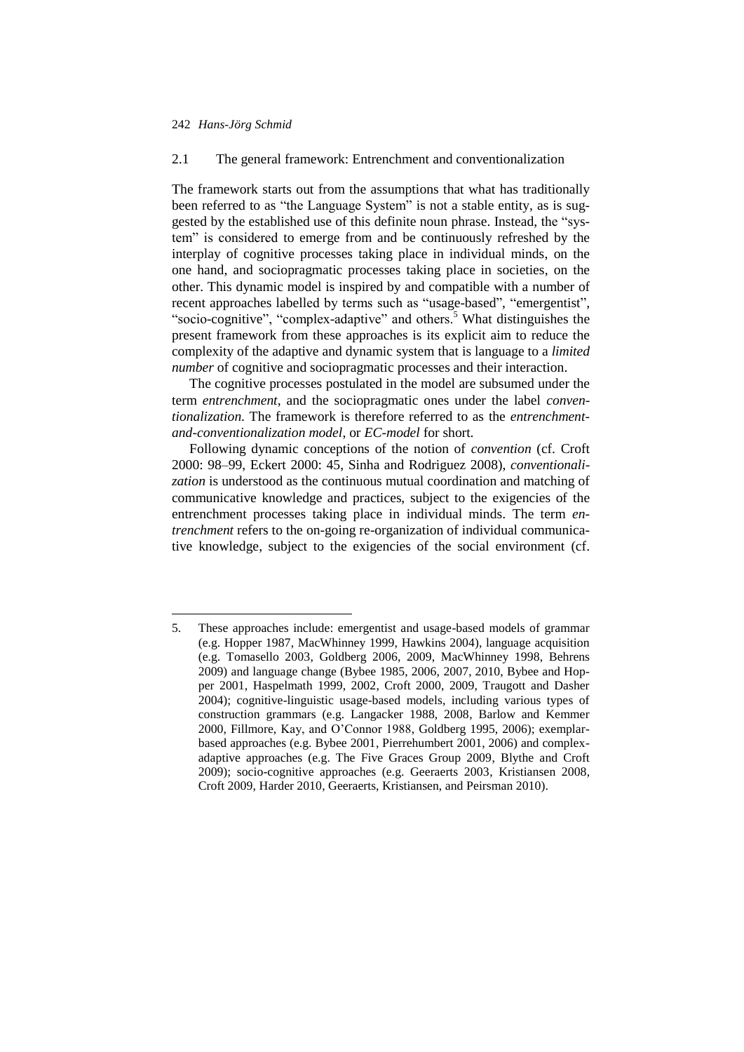## 2.1 The general framework: Entrenchment and conventionalization

The framework starts out from the assumptions that what has traditionally been referred to as "the Language System" is not a stable entity, as is suggested by the established use of this definite noun phrase. Instead, the "system" is considered to emerge from and be continuously refreshed by the interplay of cognitive processes taking place in individual minds, on the one hand, and sociopragmatic processes taking place in societies, on the other. This dynamic model is inspired by and compatible with a number of recent approaches labelled by terms such as "usage-based", "emergentist", "socio-cognitive", "complex-adaptive" and others.[5] What distinguishes the present framework from these approaches is its explicit aim to reduce the complexity of the adaptive and dynamic system that is language to a *limited number* of cognitive and sociopragmatic processes and their interaction.

The cognitive processes postulated in the model are subsumed under the term *entrenchment*, and the sociopragmatic ones under the label *conventionalization*. The framework is therefore referred to as the *entrenchment-and-conventionalization model*, or *EC-model* for short.

Following dynamic conceptions of the notion of *convention* (cf. Croft 2000: 98–99, Eckert 2000: 45, Sinha and Rodriguez 2008), *conventionalization* is understood as the continuous mutual coordination and matching of communicative knowledge and practices, subject to the exigencies of the entrenchment processes taking place in individual minds. The term *entrenchment* refers to the on-going re-organization of individual communicative knowledge, subject to the exigencies of the social environment (cf.

---

5. These approaches include: emergentist and usage-based models of grammar (e.g. Hopper 1987, MacWhinney 1999, Hawkins 2004), language acquisition (e.g. Tomasello 2003, Goldberg 2006, 2009, MacWhinney 1998, Behrens 2009) and language change (Bybee 1985, 2006, 2007, 2010, Bybee and Hopper 2001, Haspelmath 1999, 2002, Croft 2000, 2009, Traugott and Dasher 2004); cognitive-linguistic usage-based models, including various types of construction grammars (e.g. Langacker 1988, 2008, Barlow and Kemmer 2000, Fillmore, Kay, and O'Connor 1988, Goldberg 1995, 2006); exemplar-based approaches (e.g. Bybee 2001, Pierrehumbert 2001, 2006) and complex-adaptive approaches (e.g. The Five Graces Group 2009, Blythe and Croft 2009); socio-cognitive approaches (e.g. Geeraerts 2003, Kristiansen 2008, Croft 2009, Harder 2010, Geeraerts, Kristiansen, and Peirsman 2010).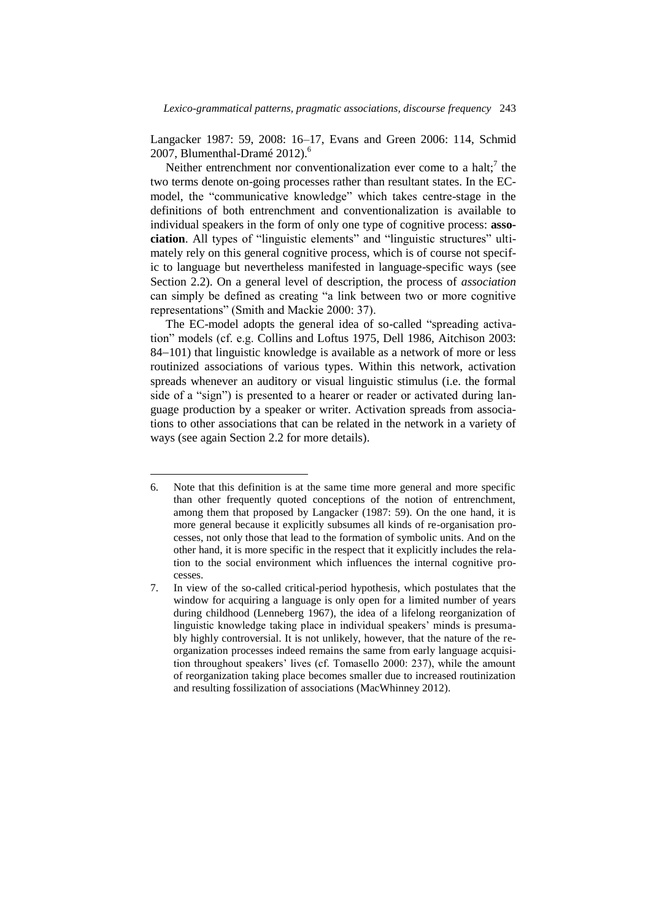Langacker 1987: 59, 2008: 16–17, Evans and Green 2006: 114, Schmid 2007, Blumenthal-Dramé 2012).[6]

Neither entrenchment nor conventionalization ever come to a halt;[7] the two terms denote on-going processes rather than resultant states. In the EC-model, the "communicative knowledge" which takes centre-stage in the definitions of both entrenchment and conventionalization is available to individual speakers in the form of only one type of cognitive process: **association**. All types of "linguistic elements" and "linguistic structures" ultimately rely on this general cognitive process, which is of course not specific to language but nevertheless manifested in language-specific ways (see Section 2.2). On a general level of description, the process of *association* can simply be defined as creating "a link between two or more cognitive representations" (Smith and Mackie 2000: 37).

The EC-model adopts the general idea of so-called "spreading activation" models (cf. e.g. Collins and Loftus 1975, Dell 1986, Aitchison 2003: 84–101) that linguistic knowledge is available as a network of more or less routinized associations of various types. Within this network, activation spreads whenever an auditory or visual linguistic stimulus (i.e. the formal side of a "sign") is presented to a hearer or reader or activated during language production by a speaker or writer. Activation spreads from associations to other associations that can be related in the network in a variety of ways (see again Section 2.2 for more details).

---

6. Note that this definition is at the same time more general and more specific than other frequently quoted conceptions of the notion of entrenchment, among them that proposed by Langacker (1987: 59). On the one hand, it is more general because it explicitly subsumes all kinds of re-organisation processes, not only those that lead to the formation of symbolic units. And on the other hand, it is more specific in the respect that it explicitly includes the relation to the social environment which influences the internal cognitive processes.
7. In view of the so-called critical-period hypothesis, which postulates that the window for acquiring a language is only open for a limited number of years during childhood (Lenneberg 1967), the idea of a lifelong reorganization of linguistic knowledge taking place in individual speakers' minds is presumably highly controversial. It is not unlikely, however, that the nature of the reorganization processes indeed remains the same from early language acquisition throughout speakers' lives (cf. Tomasello 2000: 237), while the amount of reorganization taking place becomes smaller due to increased routinization and resulting fossilization of associations (MacWhinney 2012).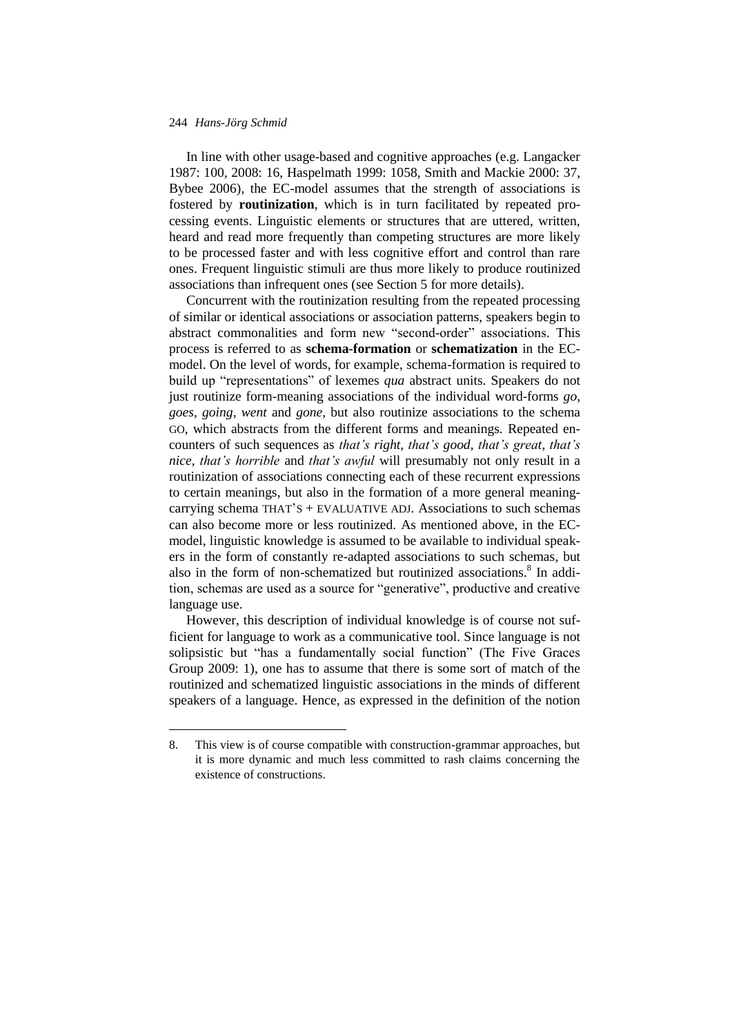In line with other usage-based and cognitive approaches (e.g. Langacker 1987: 100, 2008: 16, Haspelmath 1999: 1058, Smith and Mackie 2000: 37, Bybee 2006), the EC-model assumes that the strength of associations is fostered by **routinization**, which is in turn facilitated by repeated processing events. Linguistic elements or structures that are uttered, written, heard and read more frequently than competing structures are more likely to be processed faster and with less cognitive effort and control than rare ones. Frequent linguistic stimuli are thus more likely to produce routinized associations than infrequent ones (see Section 5 for more details).

Concurrent with the routinization resulting from the repeated processing of similar or identical associations or association patterns, speakers begin to abstract commonalities and form new "second-order" associations. This process is referred to as **schema-formation** or **schematization** in the EC-model. On the level of words, for example, schema-formation is required to build up "representations" of lexemes *qua* abstract units. Speakers do not just routinize form-meaning associations of the individual word-forms *go*, *goes*, *going*, *went* and *gone*, but also routinize associations to the schema GO, which abstracts from the different forms and meanings. Repeated encounters of such sequences as *that's right*, *that's good*, *that's great*, *that's nice*, *that's horrible* and *that's awful* will presumably not only result in a routinization of associations connecting each of these recurrent expressions to certain meanings, but also in the formation of a more general meaning-carrying schema THAT'S + EVALUATIVE ADJ. Associations to such schemas can also become more or less routinized. As mentioned above, in the EC-model, linguistic knowledge is assumed to be available to individual speakers in the form of constantly re-adapted associations to such schemas, but also in the form of non-schematized but routinized associations.[8] In addition, schemas are used as a source for "generative", productive and creative language use.

However, this description of individual knowledge is of course not sufficient for language to work as a communicative tool. Since language is not solipsistic but "has a fundamentally social function" (The Five Graces Group 2009: 1), one has to assume that there is some sort of match of the routinized and schematized linguistic associations in the minds of different speakers of a language. Hence, as expressed in the definition of the notion

8. This view is of course compatible with construction-grammar approaches, but it is more dynamic and much less committed to rash claims concerning the existence of constructions.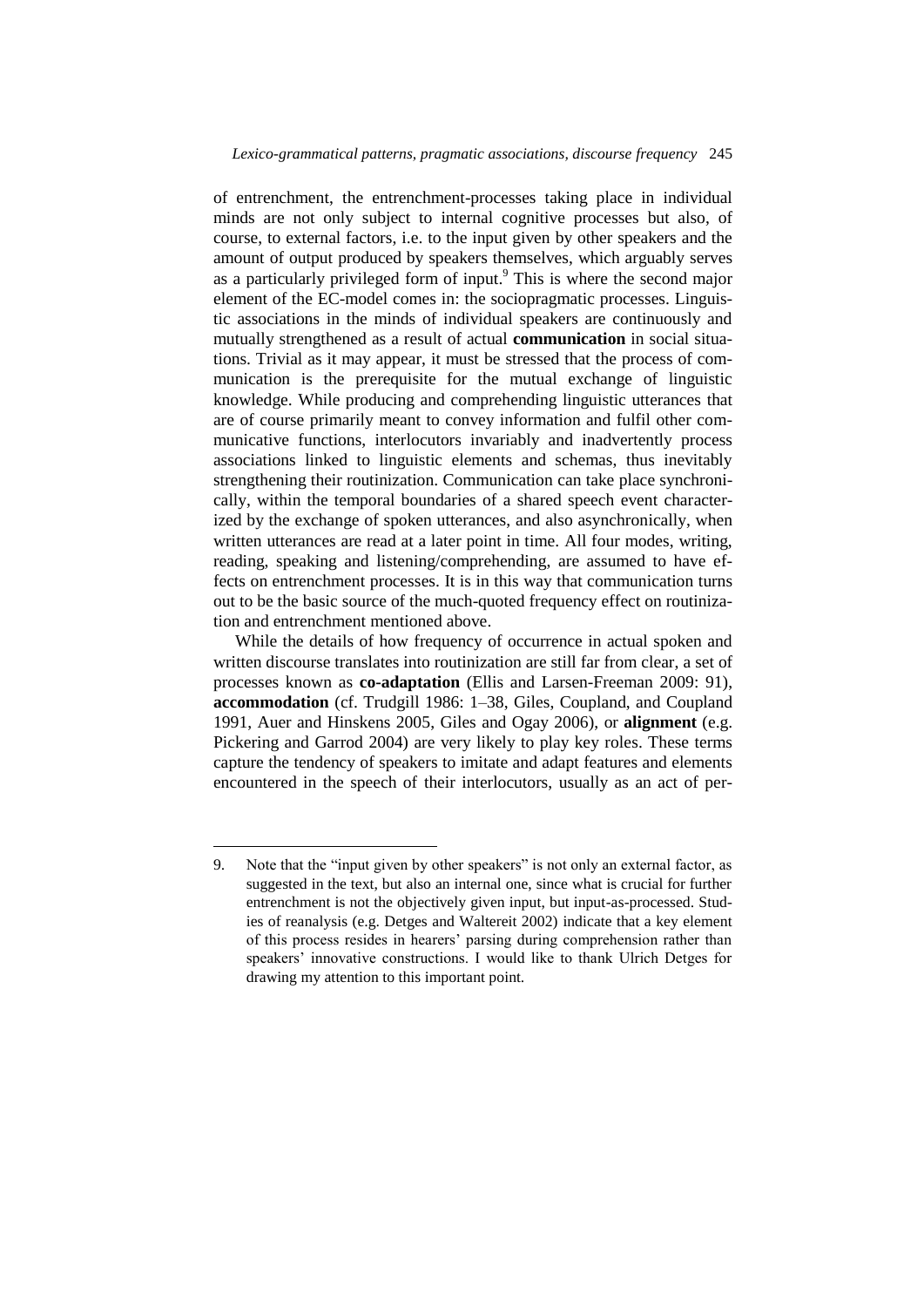of entrenchment, the entrenchment-processes taking place in individual minds are not only subject to internal cognitive processes but also, of course, to external factors, i.e. to the input given by other speakers and the amount of output produced by speakers themselves, which arguably serves as a particularly privileged form of input.[9] This is where the second major element of the EC-model comes in: the sociopragmatic processes. Linguistic associations in the minds of individual speakers are continuously and mutually strengthened as a result of actual **communication** in social situations. Trivial as it may appear, it must be stressed that the process of communication is the prerequisite for the mutual exchange of linguistic knowledge. While producing and comprehending linguistic utterances that are of course primarily meant to convey information and fulfil other communicative functions, interlocutors invariably and inadvertently process associations linked to linguistic elements and schemas, thus inevitably strengthening their routinization. Communication can take place synchronically, within the temporal boundaries of a shared speech event characterized by the exchange of spoken utterances, and also asynchronically, when written utterances are read at a later point in time. All four modes, writing, reading, speaking and listening/comprehending, are assumed to have effects on entrenchment processes. It is in this way that communication turns out to be the basic source of the much-quoted frequency effect on routinization and entrenchment mentioned above.

While the details of how frequency of occurrence in actual spoken and written discourse translates into routinization are still far from clear, a set of processes known as **co-adaptation** (Ellis and Larsen-Freeman 2009: 91), **accommodation** (cf. Trudgill 1986: 1–38, Giles, Coupland, and Coupland 1991, Auer and Hinskens 2005, Giles and Ogay 2006), or **alignment** (e.g. Pickering and Garrod 2004) are very likely to play key roles. These terms capture the tendency of speakers to imitate and adapt features and elements encountered in the speech of their interlocutors, usually as an act of per-

---

9. Note that the "input given by other speakers" is not only an external factor, as suggested in the text, but also an internal one, since what is crucial for further entrenchment is not the objectively given input, but input-as-processed. Studies of reanalysis (e.g. Detges and Waltereit 2002) indicate that a key element of this process resides in hearers' parsing during comprehension rather than speakers' innovative constructions. I would like to thank Ulrich Detges for drawing my attention to this important point.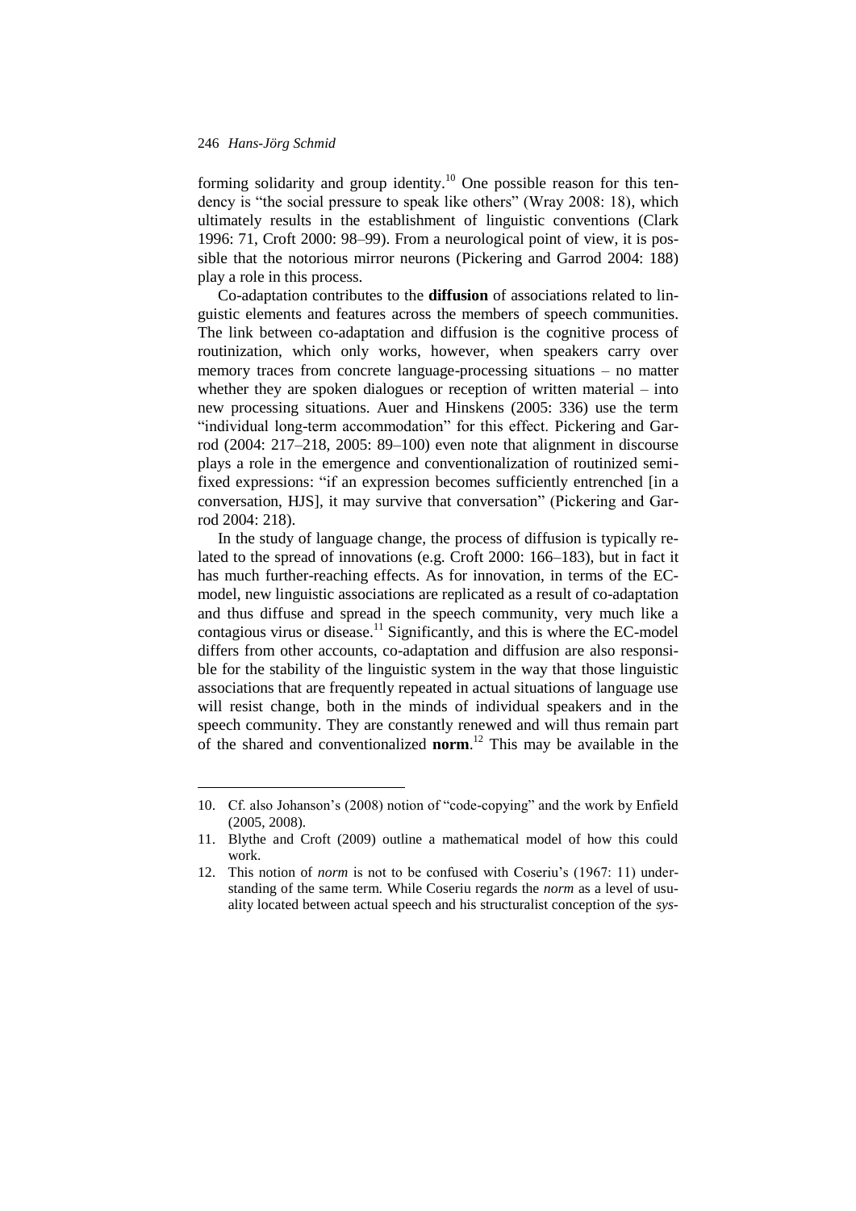forming solidarity and group identity.[10] One possible reason for this tendency is "the social pressure to speak like others" (Wray 2008: 18), which ultimately results in the establishment of linguistic conventions (Clark 1996: 71, Croft 2000: 98–99). From a neurological point of view, it is possible that the notorious mirror neurons (Pickering and Garrod 2004: 188) play a role in this process.

Co-adaptation contributes to the **diffusion** of associations related to linguistic elements and features across the members of speech communities. The link between co-adaptation and diffusion is the cognitive process of routinization, which only works, however, when speakers carry over memory traces from concrete language-processing situations – no matter whether they are spoken dialogues or reception of written material – into new processing situations. Auer and Hinskens (2005: 336) use the term "individual long-term accommodation" for this effect. Pickering and Garrod (2004: 217–218, 2005: 89–100) even note that alignment in discourse plays a role in the emergence and conventionalization of routinized semi-fixed expressions: "if an expression becomes sufficiently entrenched [in a conversation, HJS], it may survive that conversation" (Pickering and Garrod 2004: 218).

In the study of language change, the process of diffusion is typically related to the spread of innovations (e.g. Croft 2000: 166–183), but in fact it has much further-reaching effects. As for innovation, in terms of the EC-model, new linguistic associations are replicated as a result of co-adaptation and thus diffuse and spread in the speech community, very much like a contagious virus or disease.[11] Significantly, and this is where the EC-model differs from other accounts, co-adaptation and diffusion are also responsible for the stability of the linguistic system in the way that those linguistic associations that are frequently repeated in actual situations of language use will resist change, both in the minds of individual speakers and in the speech community. They are constantly renewed and will thus remain part of the shared and conventionalized **norm**.[12] This may be available in the

10. Cf. also Johanson's (2008) notion of "code-copying" and the work by Enfield (2005, 2008).
11. Blythe and Croft (2009) outline a mathematical model of how this could work.
12. This notion of *norm* is not to be confused with Coseriu's (1967: 11) understanding of the same term. While Coseriu regards the *norm* as a level of usuality located between actual speech and his structuralist conception of the *sys-*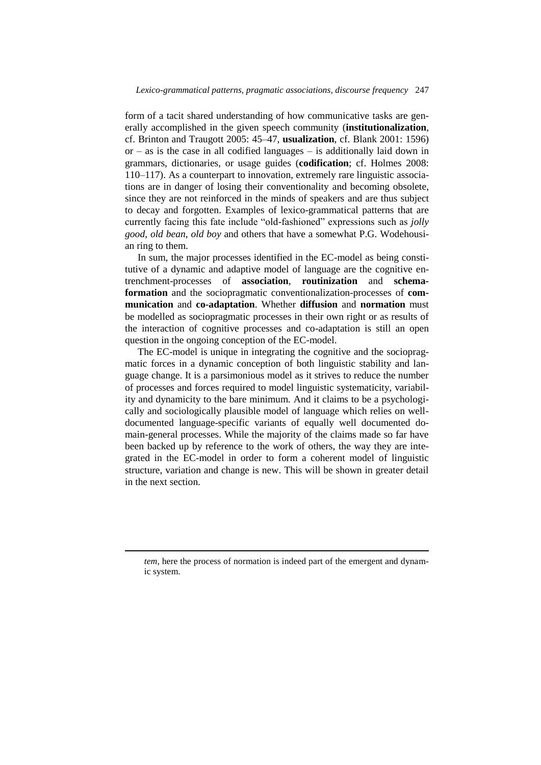form of a tacit shared understanding of how communicative tasks are generally accomplished in the given speech community (**institutionalization**, cf. Brinton and Traugott 2005: 45–47, **usualization**, cf. Blank 2001: 1596) or – as is the case in all codified languages – is additionally laid down in grammars, dictionaries, or usage guides (**codification**; cf. Holmes 2008: 110–117). As a counterpart to innovation, extremely rare linguistic associations are in danger of losing their conventionality and becoming obsolete, since they are not reinforced in the minds of speakers and are thus subject to decay and forgotten. Examples of lexico-grammatical patterns that are currently facing this fate include "old-fashioned" expressions such as *jolly good*, *old bean*, *old boy* and others that have a somewhat P.G. Wodehousian ring to them.

In sum, the major processes identified in the EC-model as being constitutive of a dynamic and adaptive model of language are the cognitive entrenchment-processes of **association**, **routinization** and **schema-formation** and the sociopragmatic conventionalization-processes of **communication** and **co-adaptation**. Whether **diffusion** and **normation** must be modelled as sociopragmatic processes in their own right or as results of the interaction of cognitive processes and co-adaptation is still an open question in the ongoing conception of the EC-model.

The EC-model is unique in integrating the cognitive and the sociopragmatic forces in a dynamic conception of both linguistic stability and language change. It is a parsimonious model as it strives to reduce the number of processes and forces required to model linguistic systematicity, variability and dynamicity to the bare minimum. And it claims to be a psychologically and sociologically plausible model of language which relies on well-documented language-specific variants of equally well documented domain-general processes. While the majority of the claims made so far have been backed up by reference to the work of others, the way they are integrated in the EC-model in order to form a coherent model of linguistic structure, variation and change is new. This will be shown in greater detail in the next section.

---

*tem*, here the process of normation is indeed part of the emergent and dynamic system.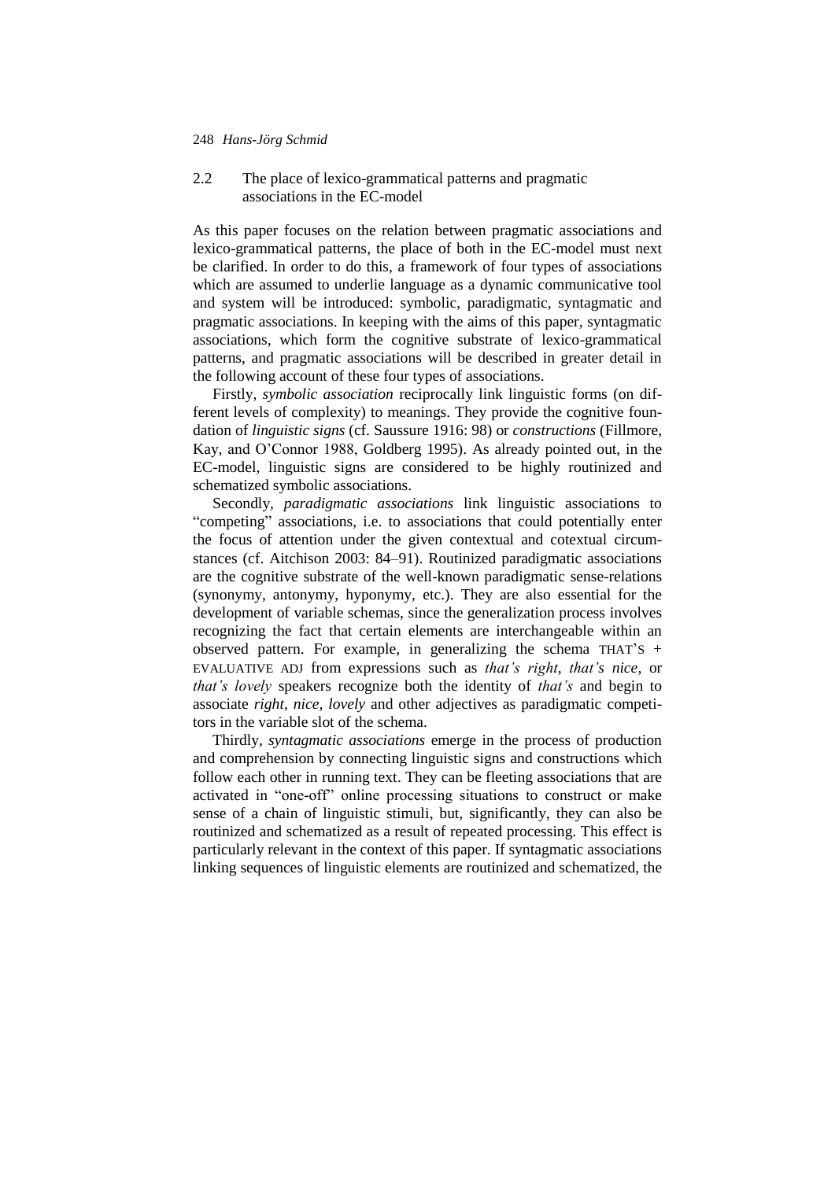## 2.2 The place of lexico-grammatical patterns and pragmatic associations in the EC-model

As this paper focuses on the relation between pragmatic associations and lexico-grammatical patterns, the place of both in the EC-model must next be clarified. In order to do this, a framework of four types of associations which are assumed to underlie language as a dynamic communicative tool and system will be introduced: symbolic, paradigmatic, syntagmatic and pragmatic associations. In keeping with the aims of this paper, syntagmatic associations, which form the cognitive substrate of lexico-grammatical patterns, and pragmatic associations will be described in greater detail in the following account of these four types of associations.

Firstly, *symbolic association* reciprocally link linguistic forms (on different levels of complexity) to meanings. They provide the cognitive foundation of *linguistic signs* (cf. Saussure 1916: 98) or *constructions* (Fillmore, Kay, and O'Connor 1988, Goldberg 1995). As already pointed out, in the EC-model, linguistic signs are considered to be highly routinized and schematized symbolic associations.

Secondly, *paradigmatic associations* link linguistic associations to "competing" associations, i.e. to associations that could potentially enter the focus of attention under the given contextual and cotextual circumstances (cf. Aitchison 2003: 84–91). Routinized paradigmatic associations are the cognitive substrate of the well-known paradigmatic sense-relations (synonymy, antonymy, hyponymy, etc.). They are also essential for the development of variable schemas, since the generalization process involves recognizing the fact that certain elements are interchangeable within an observed pattern. For example, in generalizing the schema THAT'S + EVALUATIVE ADJ from expressions such as *that's right*, *that's nice*, or *that's lovely* speakers recognize both the identity of *that's* and begin to associate *right*, *nice*, *lovely* and other adjectives as paradigmatic competitors in the variable slot of the schema.

Thirdly, *syntagmatic associations* emerge in the process of production and comprehension by connecting linguistic signs and constructions which follow each other in running text. They can be fleeting associations that are activated in "one-off" online processing situations to construct or make sense of a chain of linguistic stimuli, but, significantly, they can also be routinized and schematized as a result of repeated processing. This effect is particularly relevant in the context of this paper. If syntagmatic associations linking sequences of linguistic elements are routinized and schematized, the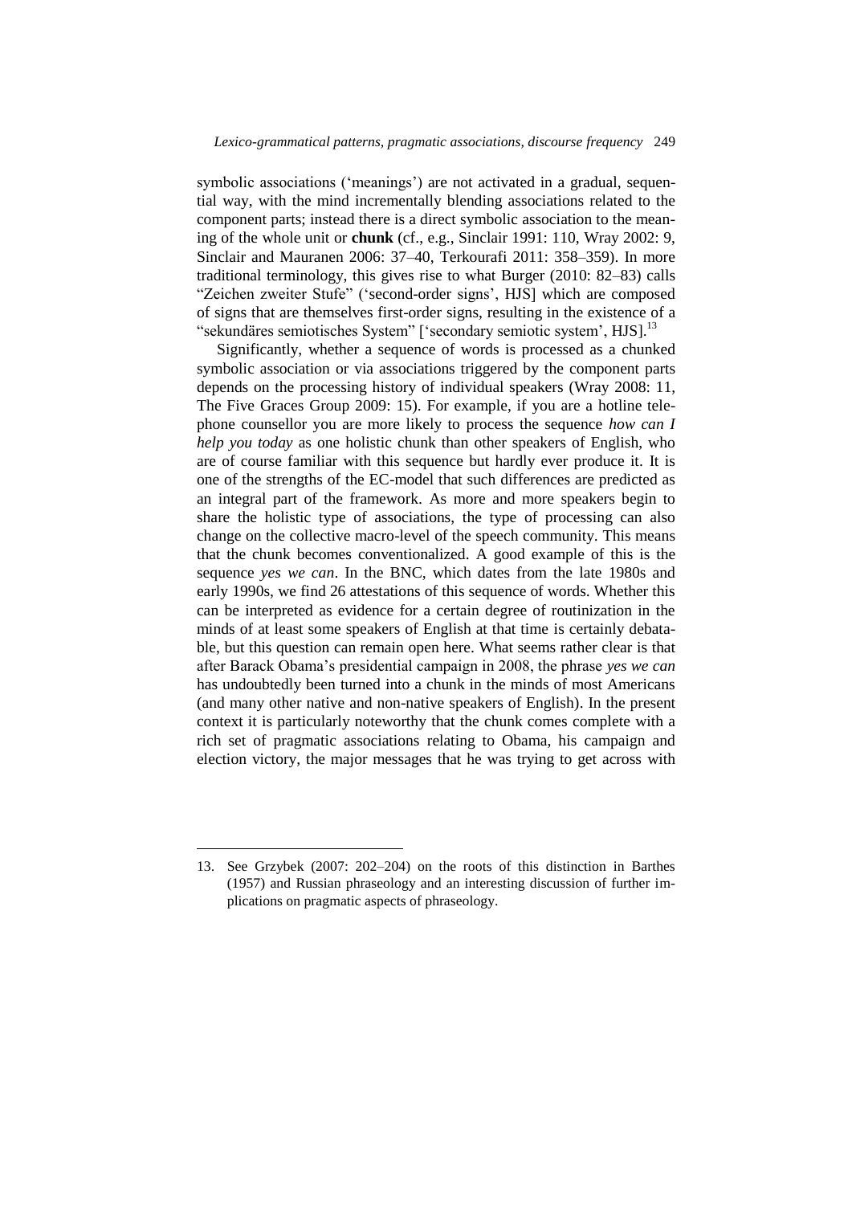symbolic associations ('meanings') are not activated in a gradual, sequential way, with the mind incrementally blending associations related to the component parts; instead there is a direct symbolic association to the meaning of the whole unit or **chunk** (cf., e.g., Sinclair 1991: 110, Wray 2002: 9, Sinclair and Mauranen 2006: 37–40, Terkourafi 2011: 358–359). In more traditional terminology, this gives rise to what Burger (2010: 82–83) calls "Zeichen zweiter Stufe" ('second-order signs', HJS] which are composed of signs that are themselves first-order signs, resulting in the existence of a "sekundäres semiotisches System" ['secondary semiotic system', HJS].[13]

Significantly, whether a sequence of words is processed as a chunked symbolic association or via associations triggered by the component parts depends on the processing history of individual speakers (Wray 2008: 11, The Five Graces Group 2009: 15). For example, if you are a hotline telephone counsellor you are more likely to process the sequence *how can I help you today* as one holistic chunk than other speakers of English, who are of course familiar with this sequence but hardly ever produce it. It is one of the strengths of the EC-model that such differences are predicted as an integral part of the framework. As more and more speakers begin to share the holistic type of associations, the type of processing can also change on the collective macro-level of the speech community. This means that the chunk becomes conventionalized. A good example of this is the sequence *yes we can*. In the BNC, which dates from the late 1980s and early 1990s, we find 26 attestations of this sequence of words. Whether this can be interpreted as evidence for a certain degree of routinization in the minds of at least some speakers of English at that time is certainly debatable, but this question can remain open here. What seems rather clear is that after Barack Obama's presidential campaign in 2008, the phrase *yes we can* has undoubtedly been turned into a chunk in the minds of most Americans (and many other native and non-native speakers of English). In the present context it is particularly noteworthy that the chunk comes complete with a rich set of pragmatic associations relating to Obama, his campaign and election victory, the major messages that he was trying to get across with

---

13. See Grzybek (2007: 202–204) on the roots of this distinction in Barthes (1957) and Russian phraseology and an interesting discussion of further implications on pragmatic aspects of phraseology.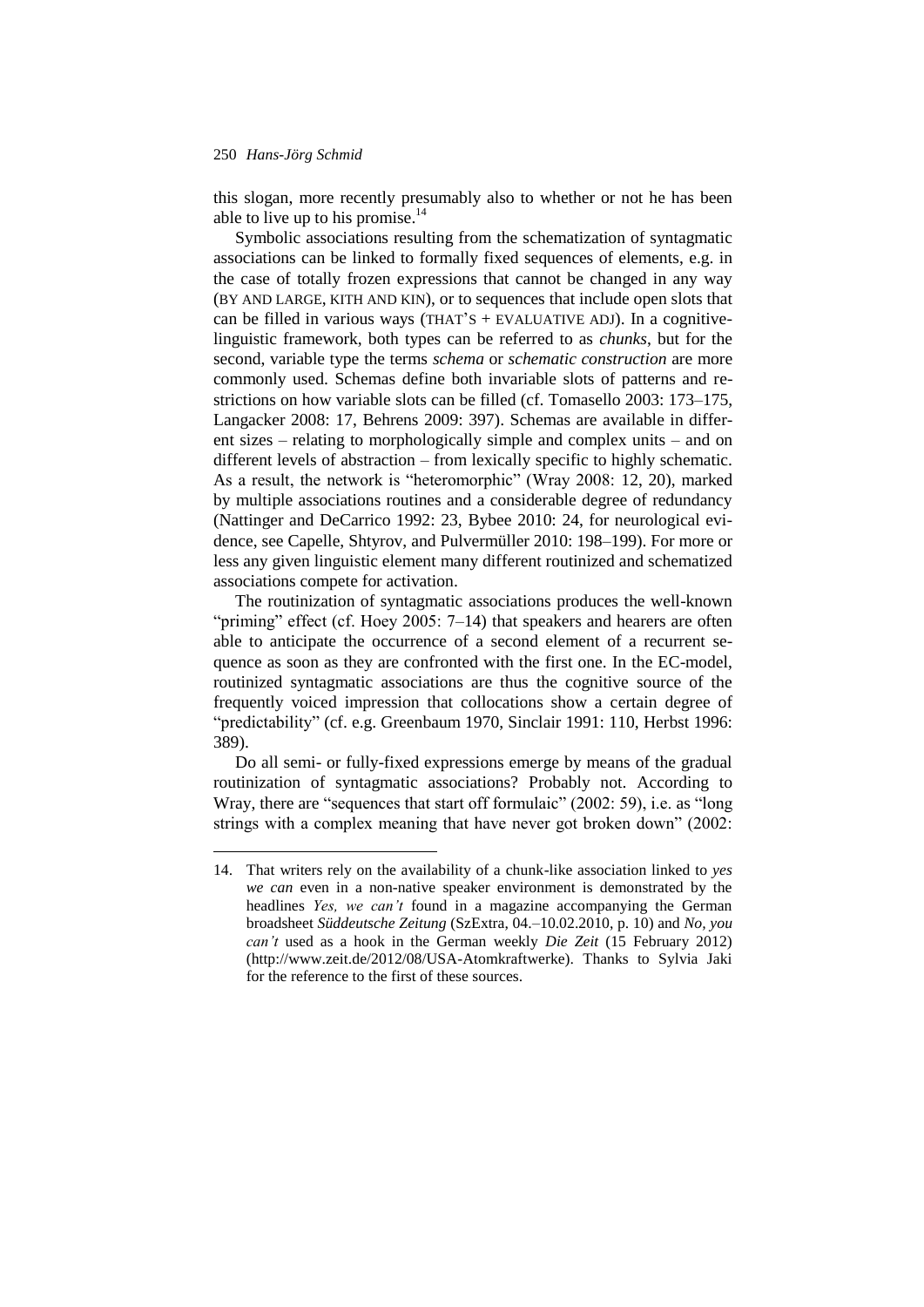this slogan, more recently presumably also to whether or not he has been able to live up to his promise.[14]

Symbolic associations resulting from the schematization of syntagmatic associations can be linked to formally fixed sequences of elements, e.g. in the case of totally frozen expressions that cannot be changed in any way (BY AND LARGE, KITH AND KIN), or to sequences that include open slots that can be filled in various ways (THAT'S + EVALUATIVE ADJ). In a cognitive-linguistic framework, both types can be referred to as *chunks*, but for the second, variable type the terms *schema* or *schematic construction* are more commonly used. Schemas define both invariable slots of patterns and restrictions on how variable slots can be filled (cf. Tomasello 2003: 173–175, Langacker 2008: 17, Behrens 2009: 397). Schemas are available in different sizes – relating to morphologically simple and complex units – and on different levels of abstraction – from lexically specific to highly schematic. As a result, the network is "heteromorphic" (Wray 2008: 12, 20), marked by multiple associations routines and a considerable degree of redundancy (Nattinger and DeCarrico 1992: 23, Bybee 2010: 24, for neurological evidence, see Capelle, Shtyrov, and Pulvermüller 2010: 198–199). For more or less any given linguistic element many different routinized and schematized associations compete for activation.

The routinization of syntagmatic associations produces the well-known "priming" effect (cf. Hoey 2005: 7–14) that speakers and hearers are often able to anticipate the occurrence of a second element of a recurrent sequence as soon as they are confronted with the first one. In the EC-model, routinized syntagmatic associations are thus the cognitive source of the frequently voiced impression that collocations show a certain degree of "predictability" (cf. e.g. Greenbaum 1970, Sinclair 1991: 110, Herbst 1996: 389).

Do all semi- or fully-fixed expressions emerge by means of the gradual routinization of syntagmatic associations? Probably not. According to Wray, there are "sequences that start off formulaic" (2002: 59), i.e. as "long strings with a complex meaning that have never got broken down" (2002:

14. That writers rely on the availability of a chunk-like association linked to *yes we can* even in a non-native speaker environment is demonstrated by the headlines *Yes, we can't* found in a magazine accompanying the German broadsheet *Süddeutsche Zeitung* (SzExtra, 04.–10.02.2010, p. 10) and *No, you can't* used as a hook in the German weekly *Die Zeit* (15 February 2012) (http://www.zeit.de/2012/08/USA-Atomkraftwerke). Thanks to Sylvia Jaki for the reference to the first of these sources.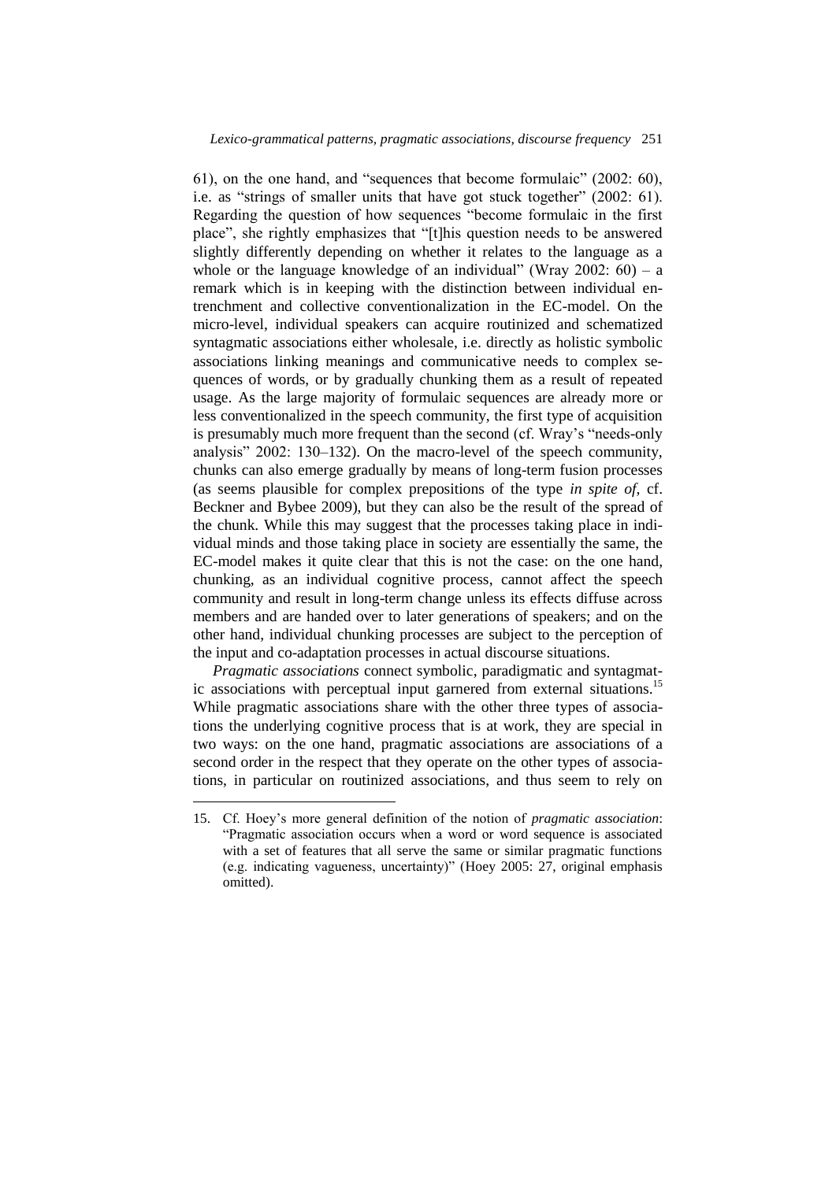61), on the one hand, and "sequences that become formulaic" (2002: 60), i.e. as "strings of smaller units that have got stuck together" (2002: 61). Regarding the question of how sequences "become formulaic in the first place", she rightly emphasizes that "[t]his question needs to be answered slightly differently depending on whether it relates to the language as a whole or the language knowledge of an individual" (Wray 2002: 60) – a remark which is in keeping with the distinction between individual entrenchment and collective conventionalization in the EC-model. On the micro-level, individual speakers can acquire routinized and schematized syntagmatic associations either wholesale, i.e. directly as holistic symbolic associations linking meanings and communicative needs to complex sequences of words, or by gradually chunking them as a result of repeated usage. As the large majority of formulaic sequences are already more or less conventionalized in the speech community, the first type of acquisition is presumably much more frequent than the second (cf. Wray's "needs-only analysis" 2002: 130–132). On the macro-level of the speech community, chunks can also emerge gradually by means of long-term fusion processes (as seems plausible for complex prepositions of the type *in spite of*, cf. Beckner and Bybee 2009), but they can also be the result of the spread of the chunk. While this may suggest that the processes taking place in individual minds and those taking place in society are essentially the same, the EC-model makes it quite clear that this is not the case: on the one hand, chunking, as an individual cognitive process, cannot affect the speech community and result in long-term change unless its effects diffuse across members and are handed over to later generations of speakers; and on the other hand, individual chunking processes are subject to the perception of the input and co-adaptation processes in actual discourse situations.

*Pragmatic associations* connect symbolic, paradigmatic and syntagmatic associations with perceptual input garnered from external situations.[15] While pragmatic associations share with the other three types of associations the underlying cognitive process that is at work, they are special in two ways: on the one hand, pragmatic associations are associations of a second order in the respect that they operate on the other types of associations, in particular on routinized associations, and thus seem to rely on

15. Cf. Hoey's more general definition of the notion of *pragmatic association*: "Pragmatic association occurs when a word or word sequence is associated with a set of features that all serve the same or similar pragmatic functions (e.g. indicating vagueness, uncertainty)" (Hoey 2005: 27, original emphasis omitted).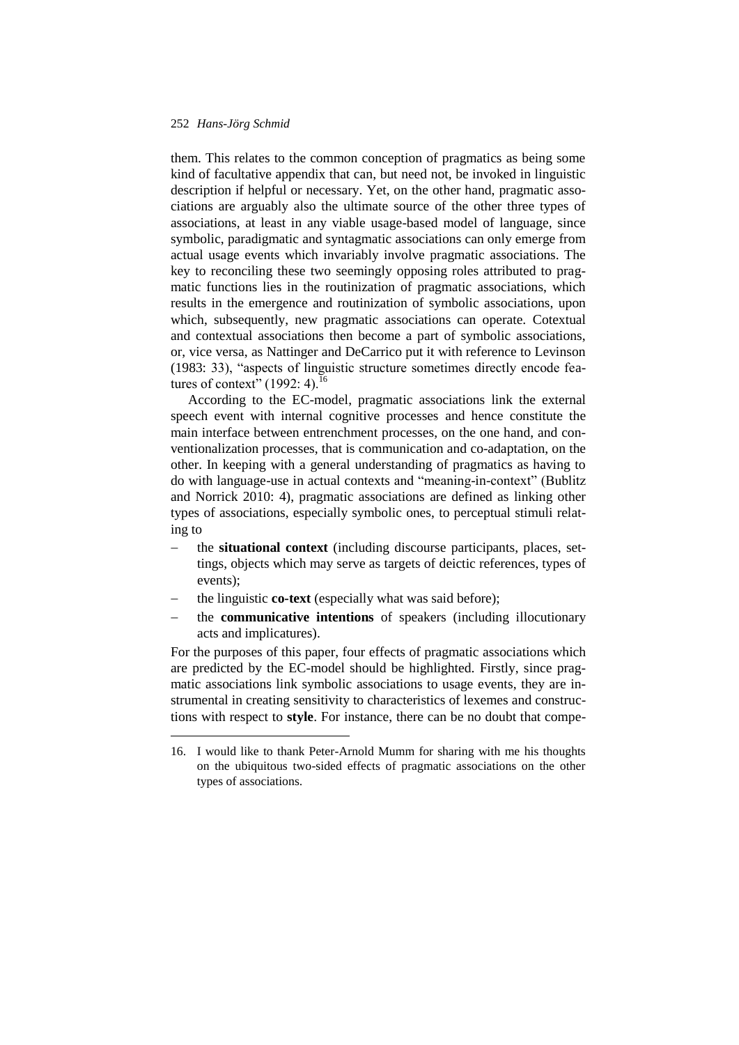them. This relates to the common conception of pragmatics as being some kind of facultative appendix that can, but need not, be invoked in linguistic description if helpful or necessary. Yet, on the other hand, pragmatic associations are arguably also the ultimate source of the other three types of associations, at least in any viable usage-based model of language, since symbolic, paradigmatic and syntagmatic associations can only emerge from actual usage events which invariably involve pragmatic associations. The key to reconciling these two seemingly opposing roles attributed to pragmatic functions lies in the routinization of pragmatic associations, which results in the emergence and routinization of symbolic associations, upon which, subsequently, new pragmatic associations can operate. Cotextual and contextual associations then become a part of symbolic associations, or, vice versa, as Nattinger and DeCarrico put it with reference to Levinson (1983: 33), "aspects of linguistic structure sometimes directly encode features of context" (1992: 4).[16]

According to the EC-model, pragmatic associations link the external speech event with internal cognitive processes and hence constitute the main interface between entrenchment processes, on the one hand, and conventionalization processes, that is communication and co-adaptation, on the other. In keeping with a general understanding of pragmatics as having to do with language-use in actual contexts and "meaning-in-context" (Bublitz and Norrick 2010: 4), pragmatic associations are defined as linking other types of associations, especially symbolic ones, to perceptual stimuli relating to

- the **situational context** (including discourse participants, places, settings, objects which may serve as targets of deictic references, types of events);
- the linguistic **co-text** (especially what was said before);
- the **communicative intentions** of speakers (including illocutionary acts and implicatures).

For the purposes of this paper, four effects of pragmatic associations which are predicted by the EC-model should be highlighted. Firstly, since pragmatic associations link symbolic associations to usage events, they are instrumental in creating sensitivity to characteristics of lexemes and constructions with respect to **style**. For instance, there can be no doubt that compe-

16. I would like to thank Peter-Arnold Mumm for sharing with me his thoughts on the ubiquitous two-sided effects of pragmatic associations on the other types of associations.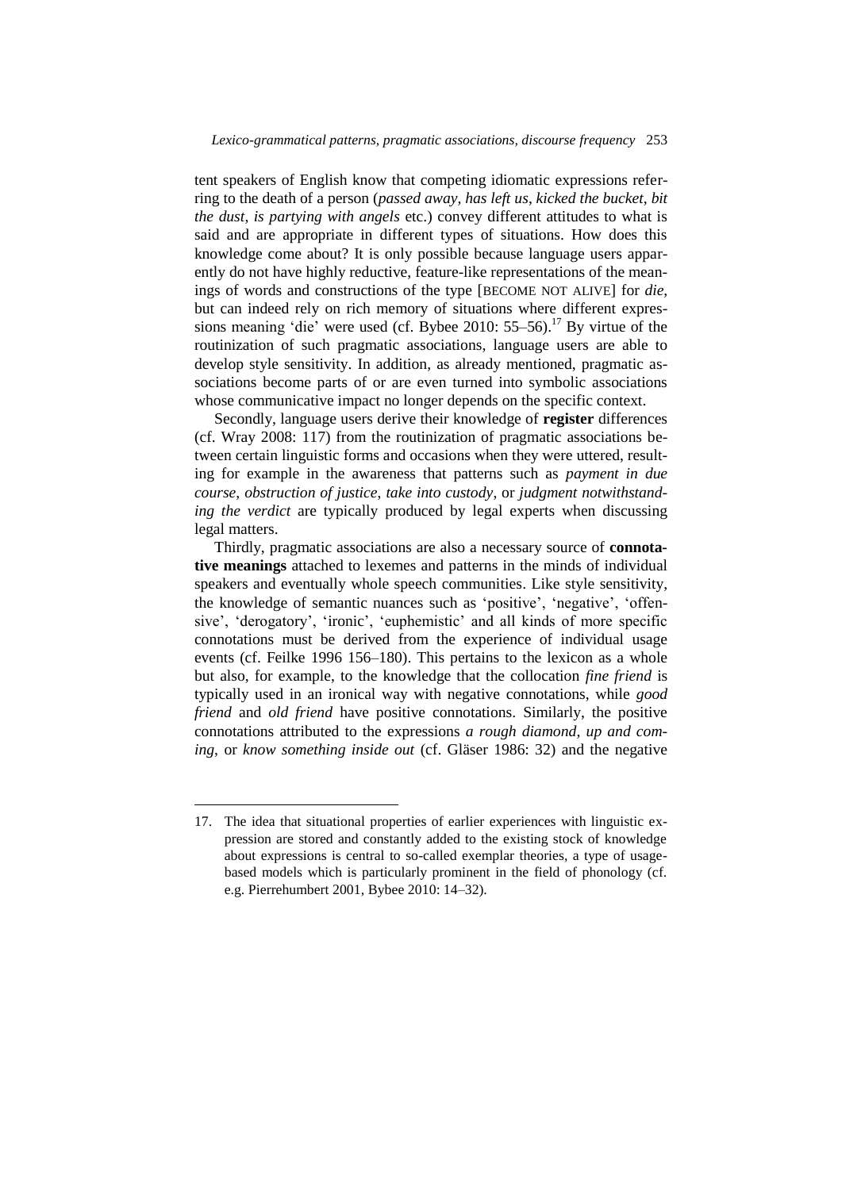tent speakers of English know that competing idiomatic expressions referring to the death of a person (*passed away*, *has left us*, *kicked the bucket*, *bit the dust*, *is partying with angels* etc.) convey different attitudes to what is said and are appropriate in different types of situations. How does this knowledge come about? It is only possible because language users apparently do not have highly reductive, feature-like representations of the meanings of words and constructions of the type [BECOME NOT ALIVE] for *die*, but can indeed rely on rich memory of situations where different expressions meaning 'die' were used (cf. Bybee 2010: 55–56).[17] By virtue of the routinization of such pragmatic associations, language users are able to develop style sensitivity. In addition, as already mentioned, pragmatic associations become parts of or are even turned into symbolic associations whose communicative impact no longer depends on the specific context.

Secondly, language users derive their knowledge of **register** differences (cf. Wray 2008: 117) from the routinization of pragmatic associations between certain linguistic forms and occasions when they were uttered, resulting for example in the awareness that patterns such as *payment in due course*, *obstruction of justice*, *take into custody*, or *judgment notwithstanding the verdict* are typically produced by legal experts when discussing legal matters.

Thirdly, pragmatic associations are also a necessary source of **connotative meanings** attached to lexemes and patterns in the minds of individual speakers and eventually whole speech communities. Like style sensitivity, the knowledge of semantic nuances such as 'positive', 'negative', 'offensive', 'derogatory', 'ironic', 'euphemistic' and all kinds of more specific connotations must be derived from the experience of individual usage events (cf. Feilke 1996 156–180). This pertains to the lexicon as a whole but also, for example, to the knowledge that the collocation *fine friend* is typically used in an ironical way with negative connotations, while *good friend* and *old friend* have positive connotations. Similarly, the positive connotations attributed to the expressions *a rough diamond*, *up and coming*, or *know something inside out* (cf. Gläser 1986: 32) and the negative

17. The idea that situational properties of earlier experiences with linguistic expression are stored and constantly added to the existing stock of knowledge about expressions is central to so-called exemplar theories, a type of usage-based models which is particularly prominent in the field of phonology (cf. e.g. Pierrehumbert 2001, Bybee 2010: 14–32).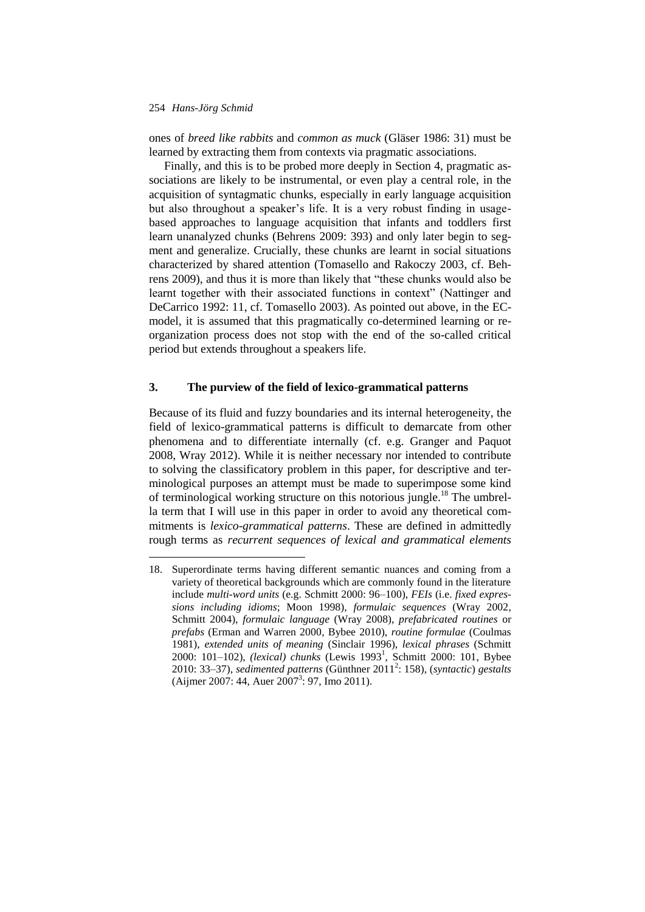ones of *breed like rabbits* and *common as muck* (Gläser 1986: 31) must be learned by extracting them from contexts via pragmatic associations.

Finally, and this is to be probed more deeply in Section 4, pragmatic associations are likely to be instrumental, or even play a central role, in the acquisition of syntagmatic chunks, especially in early language acquisition but also throughout a speaker's life. It is a very robust finding in usage-based approaches to language acquisition that infants and toddlers first learn unanalyzed chunks (Behrens 2009: 393) and only later begin to segment and generalize. Crucially, these chunks are learnt in social situations characterized by shared attention (Tomasello and Rakoczy 2003, cf. Behrens 2009), and thus it is more than likely that "these chunks would also be learnt together with their associated functions in context" (Nattinger and DeCarrico 1992: 11, cf. Tomasello 2003). As pointed out above, in the EC-model, it is assumed that this pragmatically co-determined learning or reorganization process does not stop with the end of the so-called critical period but extends throughout a speakers life.

## 3. The purview of the field of lexico-grammatical patterns

Because of its fluid and fuzzy boundaries and its internal heterogeneity, the field of lexico-grammatical patterns is difficult to demarcate from other phenomena and to differentiate internally (cf. e.g. Granger and Paquot 2008, Wray 2012). While it is neither necessary nor intended to contribute to solving the classificatory problem in this paper, for descriptive and terminological purposes an attempt must be made to superimpose some kind of terminological working structure on this notorious jungle.[18] The umbrella term that I will use in this paper in order to avoid any theoretical commitments is *lexico-grammatical patterns*. These are defined in admittedly rough terms as *recurrent sequences of lexical and grammatical elements*

18. Superordinate terms having different semantic nuances and coming from a variety of theoretical backgrounds which are commonly found in the literature include *multi-word units* (e.g. Schmitt 2000: 96–100), *FEIs* (i.e. *fixed expressions including idioms*; Moon 1998), *formulaic sequences* (Wray 2002, Schmitt 2004), *formulaic language* (Wray 2008), *prefabricated routines* or *prefabs* (Erman and Warren 2000, Bybee 2010), *routine formulae* (Coulmas 1981), *extended units of meaning* (Sinclair 1996), *lexical phrases* (Schmitt 2000: 101–102), *(lexical) chunks* (Lewis 1993[1], Schmitt 2000: 101, Bybee 2010: 33–37), *sedimented patterns* (Günthner 2011[2]: 158), (*syntactic*) *gestalts* (Aijmer 2007: 44, Auer 2007[3]: 97, Imo 2011).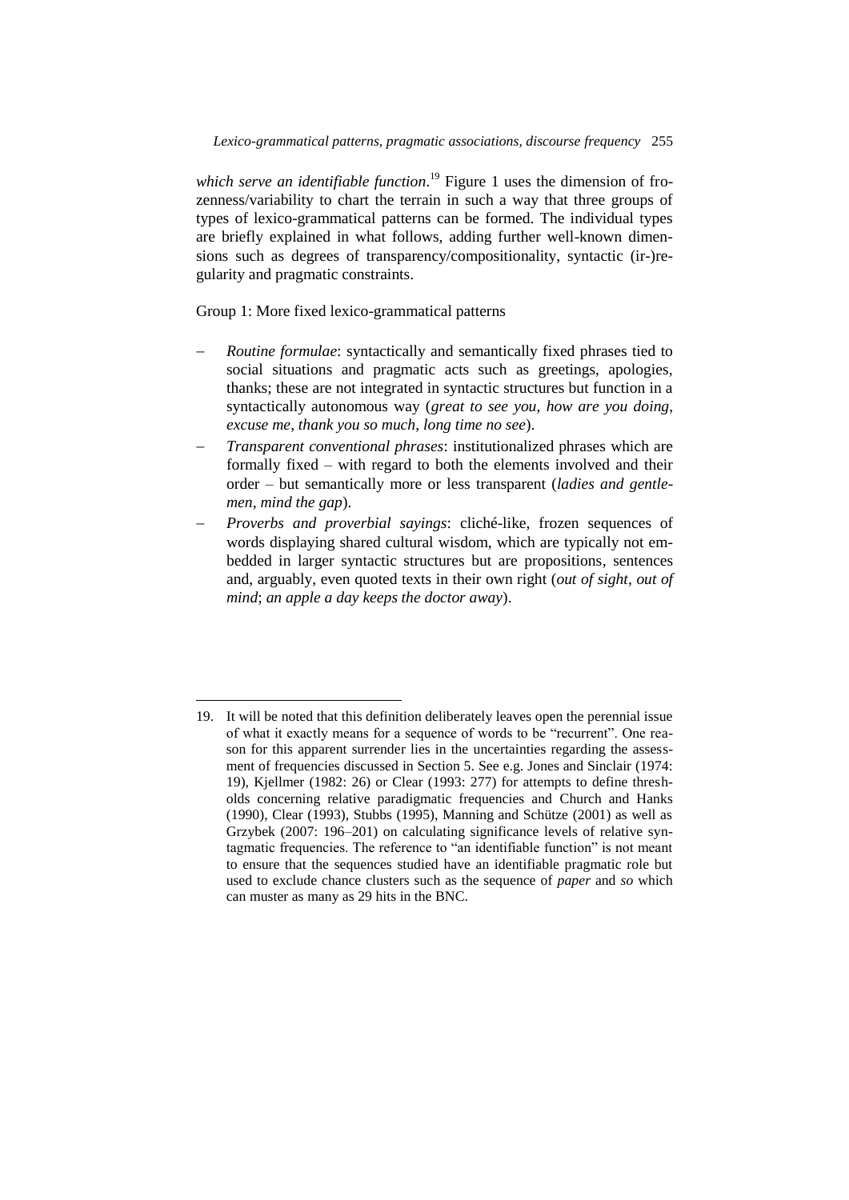*which serve an identifiable function*.[19] Figure 1 uses the dimension of frozenness/variability to chart the terrain in such a way that three groups of types of lexico-grammatical patterns can be formed. The individual types are briefly explained in what follows, adding further well-known dimensions such as degrees of transparency/compositionality, syntactic (ir-)regularity and pragmatic constraints.

Group 1: More fixed lexico-grammatical patterns

- *Routine formulae*: syntactically and semantically fixed phrases tied to social situations and pragmatic acts such as greetings, apologies, thanks; these are not integrated in syntactic structures but function in a syntactically autonomous way (*great to see you*, *how are you doing*, *excuse me*, *thank you so much*, *long time no see*).
- *Transparent conventional phrases*: institutionalized phrases which are formally fixed – with regard to both the elements involved and their order – but semantically more or less transparent (*ladies and gentlemen*, *mind the gap*).
- *Proverbs and proverbial sayings*: cliché-like, frozen sequences of words displaying shared cultural wisdom, which are typically not embedded in larger syntactic structures but are propositions, sentences and, arguably, even quoted texts in their own right (*out of sight, out of mind*; *an apple a day keeps the doctor away*).

---

19. It will be noted that this definition deliberately leaves open the perennial issue of what it exactly means for a sequence of words to be "recurrent". One reason for this apparent surrender lies in the uncertainties regarding the assessment of frequencies discussed in Section 5. See e.g. Jones and Sinclair (1974: 19), Kjellmer (1982: 26) or Clear (1993: 277) for attempts to define thresholds concerning relative paradigmatic frequencies and Church and Hanks (1990), Clear (1993), Stubbs (1995), Manning and Schütze (2001) as well as Grzybek (2007: 196–201) on calculating significance levels of relative syntagmatic frequencies. The reference to "an identifiable function" is not meant to ensure that the sequences studied have an identifiable pragmatic role but used to exclude chance clusters such as the sequence of *paper* and *so* which can muster as many as 29 hits in the BNC.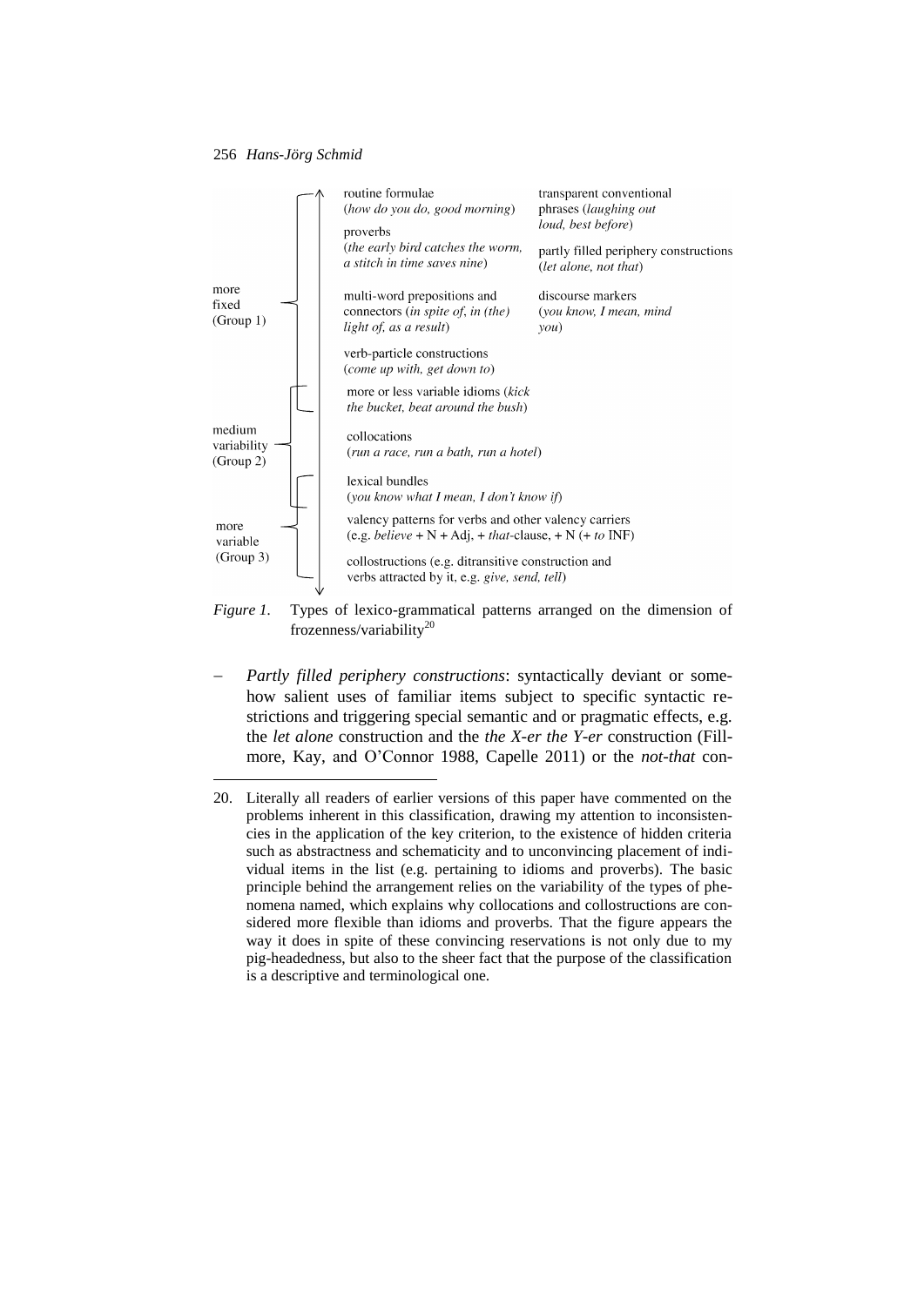| | | |
|---|---|---|
| more fixed (Group 1) | routine formulae (*how do you do, good morning*) | transparent conventional phrases (*laughing out loud, best before*) |
| | proverbs (*the early bird catches the worm, a stitch in time saves nine*) | partly filled periphery constructions (*let alone, not that*) |
| | multi-word prepositions and connectors (*in spite of, in (the) light of, as a result*) | discourse markers (*you know, I mean, mind you*) |
| | verb-particle constructions (*come up with, get down to*) | |
| | more or less variable idioms (*kick the bucket, beat around the bush*) | |
| medium variability (Group 2) | collocations (*run a race, run a bath, run a hotel*) | |
| | lexical bundles (*you know what I mean, I don't know if*) | |
| more variable (Group 3) | valency patterns for verbs and other valency carriers (e.g. *believe* + N + Adj, + *that*-clause, + N (+ *to* INF) | |
| | collostructions (e.g. ditransitive construction and verbs attracted by it, e.g. *give, send, tell*) | |

*Figure 1.* Types of lexico-grammatical patterns arranged on the dimension of frozenness/variability[20]

– *Partly filled periphery constructions*: syntactically deviant or somehow salient uses of familiar items subject to specific syntactic restrictions and triggering special semantic and or pragmatic effects, e.g. the *let alone* construction and the *the X-er the Y-er* construction (Fillmore, Kay, and O'Connor 1988, Capelle 2011) or the *not-that* con-

20. Literally all readers of earlier versions of this paper have commented on the problems inherent in this classification, drawing my attention to inconsistencies in the application of the key criterion, to the existence of hidden criteria such as abstractness and schematicity and to unconvincing placement of individual items in the list (e.g. pertaining to idioms and proverbs). The basic principle behind the arrangement relies on the variability of the types of phenomena named, which explains why collocations and collostructions are considered more flexible than idioms and proverbs. That the figure appears the way it does in spite of these convincing reservations is not only due to my pig-headedness, but also to the sheer fact that the purpose of the classification is a descriptive and terminological one.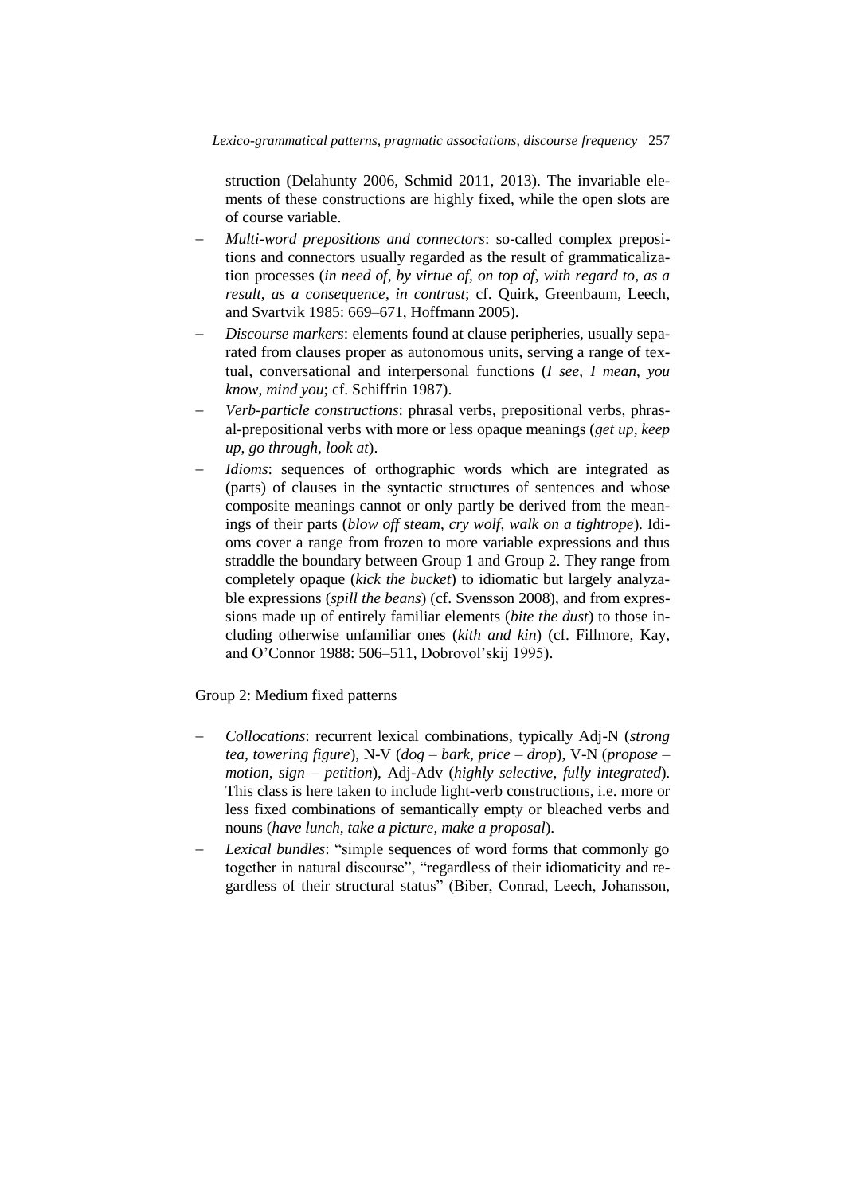struction (Delahunty 2006, Schmid 2011, 2013). The invariable elements of these constructions are highly fixed, while the open slots are of course variable.

- *Multi-word prepositions and connectors*: so-called complex prepositions and connectors usually regarded as the result of grammaticalization processes (*in need of*, *by virtue of, on top of*, *with regard to, as a result*, *as a consequence*, *in contrast*; cf. Quirk, Greenbaum, Leech, and Svartvik 1985: 669–671, Hoffmann 2005).
- *Discourse markers*: elements found at clause peripheries, usually separated from clauses proper as autonomous units, serving a range of textual, conversational and interpersonal functions (*I see*, *I mean*, *you know*, *mind you*; cf. Schiffrin 1987).
- *Verb-particle constructions*: phrasal verbs, prepositional verbs, phrasal-prepositional verbs with more or less opaque meanings (*get up*, *keep up*, *go through*, *look at*).
- *Idioms*: sequences of orthographic words which are integrated as (parts) of clauses in the syntactic structures of sentences and whose composite meanings cannot or only partly be derived from the meanings of their parts (*blow off steam*, *cry wolf*, *walk on a tightrope*). Idioms cover a range from frozen to more variable expressions and thus straddle the boundary between Group 1 and Group 2. They range from completely opaque (*kick the bucket*) to idiomatic but largely analyzable expressions (*spill the beans*) (cf. Svensson 2008), and from expressions made up of entirely familiar elements (*bite the dust*) to those including otherwise unfamiliar ones (*kith and kin*) (cf. Fillmore, Kay, and O'Connor 1988: 506–511, Dobrovol'skij 1995).

Group 2: Medium fixed patterns

- *Collocations*: recurrent lexical combinations, typically Adj-N (*strong tea*, *towering figure*), N-V (*dog – bark*, *price – drop*), V-N (*propose – motion*, *sign – petition*), Adj-Adv (*highly selective*, *fully integrated*). This class is here taken to include light-verb constructions, i.e. more or less fixed combinations of semantically empty or bleached verbs and nouns (*have lunch*, *take a picture*, *make a proposal*).
- *Lexical bundles*: "simple sequences of word forms that commonly go together in natural discourse", "regardless of their idiomaticity and regardless of their structural status" (Biber, Conrad, Leech, Johansson,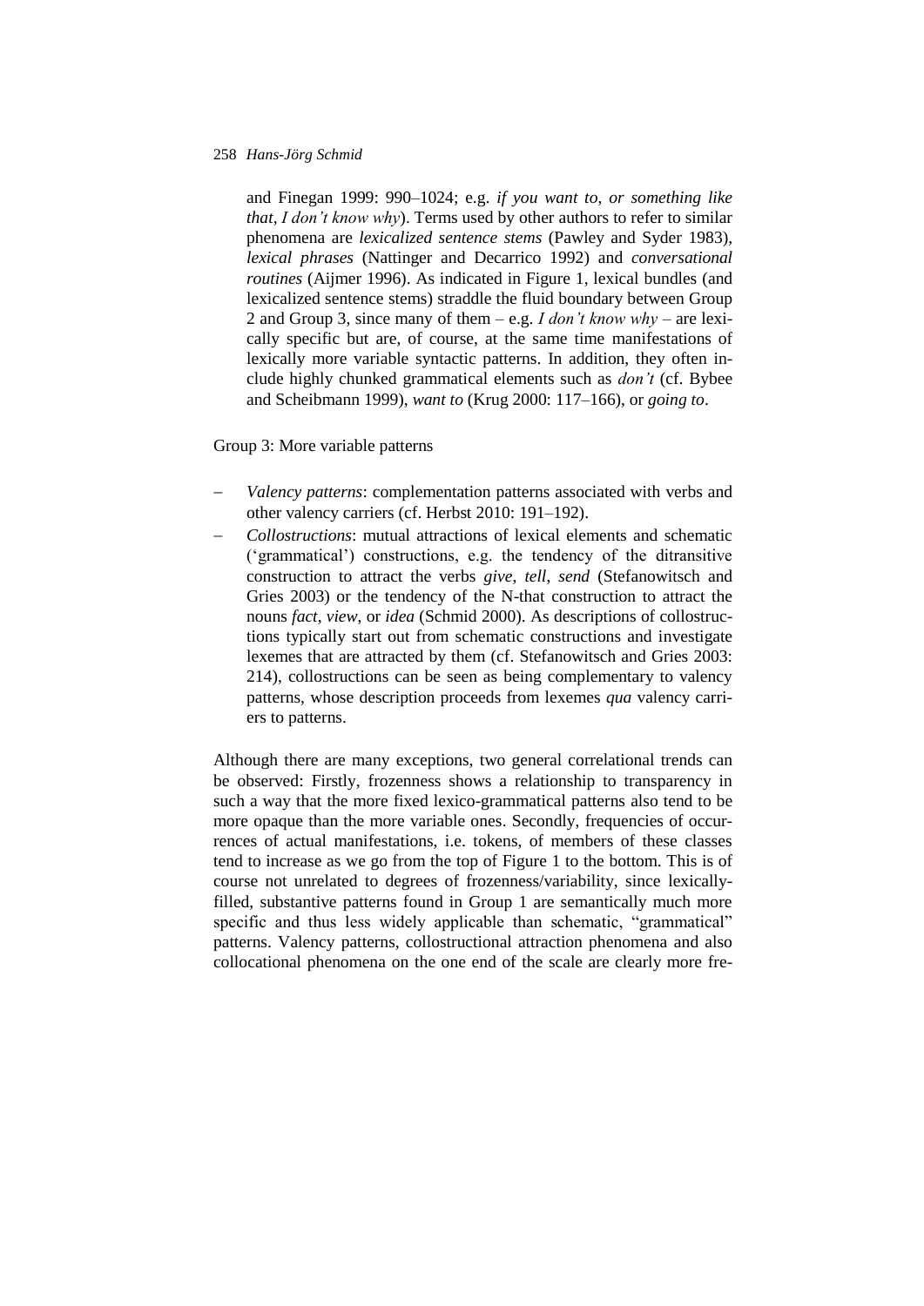and Finegan 1999: 990–1024; e.g. *if you want to*, *or something like that*, *I don't know why*). Terms used by other authors to refer to similar phenomena are *lexicalized sentence stems* (Pawley and Syder 1983), *lexical phrases* (Nattinger and Decarrico 1992) and *conversational routines* (Aijmer 1996). As indicated in Figure 1, lexical bundles (and lexicalized sentence stems) straddle the fluid boundary between Group 2 and Group 3, since many of them – e.g. *I don't know why* – are lexically specific but are, of course, at the same time manifestations of lexically more variable syntactic patterns. In addition, they often include highly chunked grammatical elements such as *don't* (cf. Bybee and Scheibmann 1999), *want to* (Krug 2000: 117–166), or *going to*.

Group 3: More variable patterns

- *Valency patterns*: complementation patterns associated with verbs and other valency carriers (cf. Herbst 2010: 191–192).
- *Collostructions*: mutual attractions of lexical elements and schematic ('grammatical') constructions, e.g. the tendency of the ditransitive construction to attract the verbs *give*, *tell*, *send* (Stefanowitsch and Gries 2003) or the tendency of the N-that construction to attract the nouns *fact*, *view*, or *idea* (Schmid 2000). As descriptions of collostructions typically start out from schematic constructions and investigate lexemes that are attracted by them (cf. Stefanowitsch and Gries 2003: 214), collostructions can be seen as being complementary to valency patterns, whose description proceeds from lexemes *qua* valency carriers to patterns.

Although there are many exceptions, two general correlational trends can be observed: Firstly, frozenness shows a relationship to transparency in such a way that the more fixed lexico-grammatical patterns also tend to be more opaque than the more variable ones. Secondly, frequencies of occurrences of actual manifestations, i.e. tokens, of members of these classes tend to increase as we go from the top of Figure 1 to the bottom. This is of course not unrelated to degrees of frozenness/variability, since lexically-filled, substantive patterns found in Group 1 are semantically much more specific and thus less widely applicable than schematic, "grammatical" patterns. Valency patterns, collostructional attraction phenomena and also collocational phenomena on the one end of the scale are clearly more fre-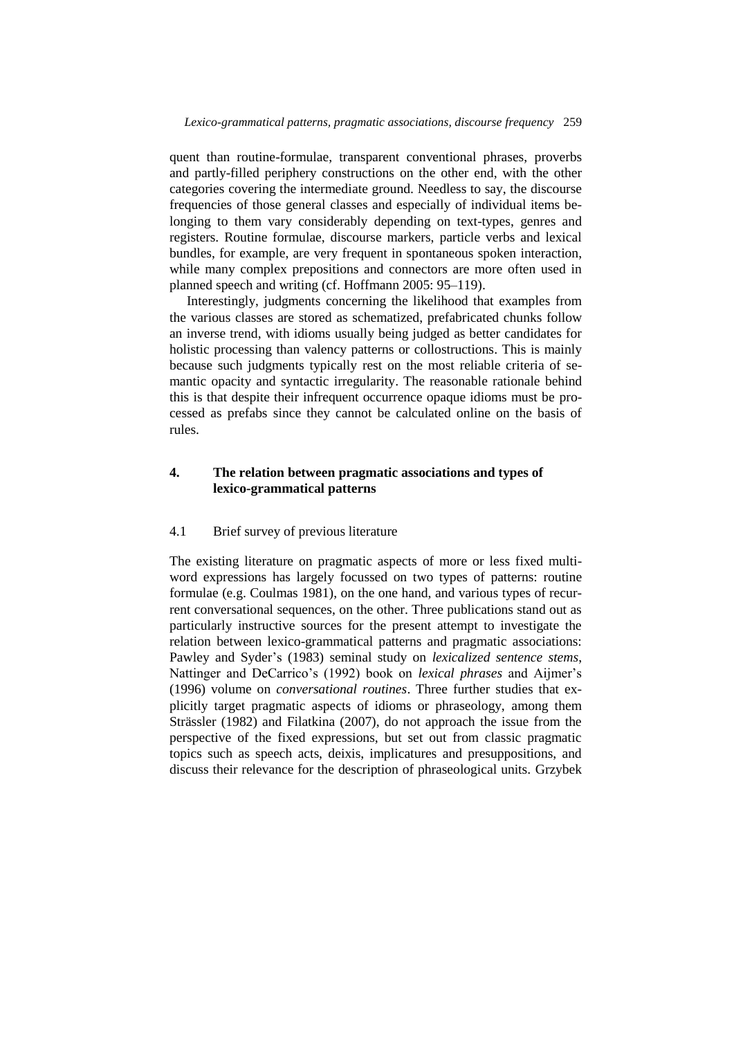quent than routine-formulae, transparent conventional phrases, proverbs and partly-filled periphery constructions on the other end, with the other categories covering the intermediate ground. Needless to say, the discourse frequencies of those general classes and especially of individual items belonging to them vary considerably depending on text-types, genres and registers. Routine formulae, discourse markers, particle verbs and lexical bundles, for example, are very frequent in spontaneous spoken interaction, while many complex prepositions and connectors are more often used in planned speech and writing (cf. Hoffmann 2005: 95–119).

Interestingly, judgments concerning the likelihood that examples from the various classes are stored as schematized, prefabricated chunks follow an inverse trend, with idioms usually being judged as better candidates for holistic processing than valency patterns or collostructions. This is mainly because such judgments typically rest on the most reliable criteria of semantic opacity and syntactic irregularity. The reasonable rationale behind this is that despite their infrequent occurrence opaque idioms must be processed as prefabs since they cannot be calculated online on the basis of rules.

## 4. The relation between pragmatic associations and types of lexico-grammatical patterns

### 4.1 Brief survey of previous literature

The existing literature on pragmatic aspects of more or less fixed multi-word expressions has largely focussed on two types of patterns: routine formulae (e.g. Coulmas 1981), on the one hand, and various types of recurrent conversational sequences, on the other. Three publications stand out as particularly instructive sources for the present attempt to investigate the relation between lexico-grammatical patterns and pragmatic associations: Pawley and Syder's (1983) seminal study on *lexicalized sentence stems*, Nattinger and DeCarrico's (1992) book on *lexical phrases* and Aijmer's (1996) volume on *conversational routines*. Three further studies that explicitly target pragmatic aspects of idioms or phraseology, among them Strässler (1982) and Filatkina (2007), do not approach the issue from the perspective of the fixed expressions, but set out from classic pragmatic topics such as speech acts, deixis, implicatures and presuppositions, and discuss their relevance for the description of phraseological units. Grzybek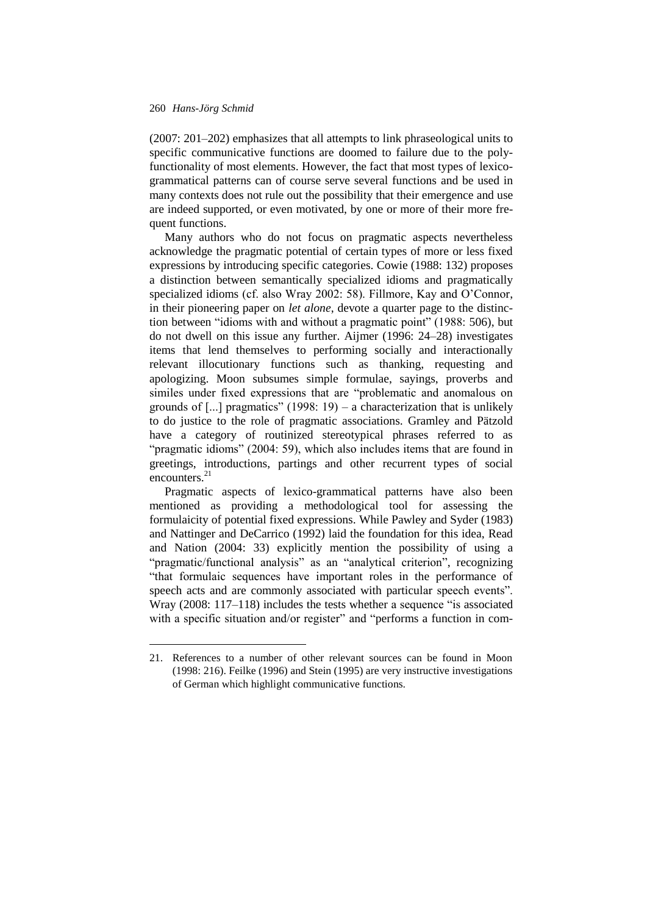(2007: 201–202) emphasizes that all attempts to link phraseological units to specific communicative functions are doomed to failure due to the polyfunctionality of most elements. However, the fact that most types of lexico-grammatical patterns can of course serve several functions and be used in many contexts does not rule out the possibility that their emergence and use are indeed supported, or even motivated, by one or more of their more frequent functions.

Many authors who do not focus on pragmatic aspects nevertheless acknowledge the pragmatic potential of certain types of more or less fixed expressions by introducing specific categories. Cowie (1988: 132) proposes a distinction between semantically specialized idioms and pragmatically specialized idioms (cf. also Wray 2002: 58). Fillmore, Kay and O'Connor, in their pioneering paper on *let alone*, devote a quarter page to the distinction between "idioms with and without a pragmatic point" (1988: 506), but do not dwell on this issue any further. Aijmer (1996: 24–28) investigates items that lend themselves to performing socially and interactionally relevant illocutionary functions such as thanking, requesting and apologizing. Moon subsumes simple formulae, sayings, proverbs and similes under fixed expressions that are "problematic and anomalous on grounds of [...] pragmatics" (1998: 19) – a characterization that is unlikely to do justice to the role of pragmatic associations. Gramley and Pätzold have a category of routinized stereotypical phrases referred to as "pragmatic idioms" (2004: 59), which also includes items that are found in greetings, introductions, partings and other recurrent types of social encounters.[21]

Pragmatic aspects of lexico-grammatical patterns have also been mentioned as providing a methodological tool for assessing the formulaicity of potential fixed expressions. While Pawley and Syder (1983) and Nattinger and DeCarrico (1992) laid the foundation for this idea, Read and Nation (2004: 33) explicitly mention the possibility of using a "pragmatic/functional analysis" as an "analytical criterion", recognizing "that formulaic sequences have important roles in the performance of speech acts and are commonly associated with particular speech events". Wray (2008: 117–118) includes the tests whether a sequence "is associated with a specific situation and/or register" and "performs a function in com-

21. References to a number of other relevant sources can be found in Moon (1998: 216). Feilke (1996) and Stein (1995) are very instructive investigations of German which highlight communicative functions.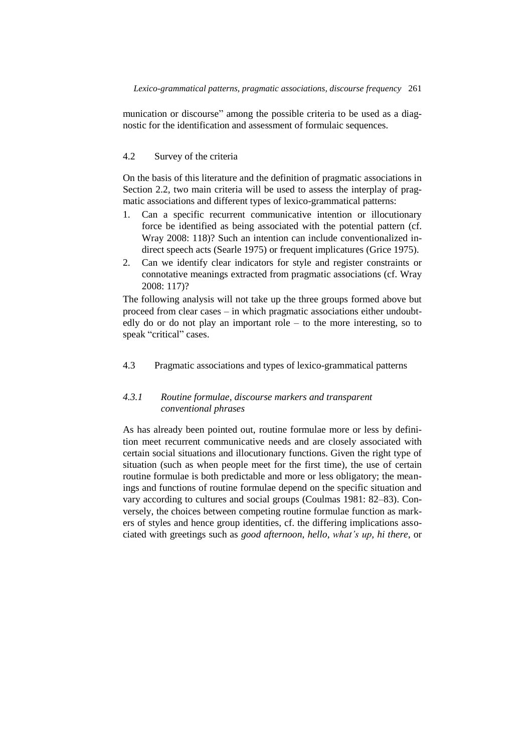munication or discourse" among the possible criteria to be used as a diagnostic for the identification and assessment of formulaic sequences.

## 4.2 Survey of the criteria

On the basis of this literature and the definition of pragmatic associations in Section 2.2, two main criteria will be used to assess the interplay of pragmatic associations and different types of lexico-grammatical patterns:

1. Can a specific recurrent communicative intention or illocutionary force be identified as being associated with the potential pattern (cf. Wray 2008: 118)? Such an intention can include conventionalized indirect speech acts (Searle 1975) or frequent implicatures (Grice 1975).
2. Can we identify clear indicators for style and register constraints or connotative meanings extracted from pragmatic associations (cf. Wray 2008: 117)?

The following analysis will not take up the three groups formed above but proceed from clear cases – in which pragmatic associations either undoubtedly do or do not play an important role – to the more interesting, so to speak "critical" cases.

## 4.3 Pragmatic associations and types of lexico-grammatical patterns

### *4.3.1 Routine formulae, discourse markers and transparent conventional phrases*

As has already been pointed out, routine formulae more or less by definition meet recurrent communicative needs and are closely associated with certain social situations and illocutionary functions. Given the right type of situation (such as when people meet for the first time), the use of certain routine formulae is both predictable and more or less obligatory; the meanings and functions of routine formulae depend on the specific situation and vary according to cultures and social groups (Coulmas 1981: 82–83). Conversely, the choices between competing routine formulae function as markers of styles and hence group identities, cf. the differing implications associated with greetings such as *good afternoon*, *hello*, *what's up*, *hi there*, or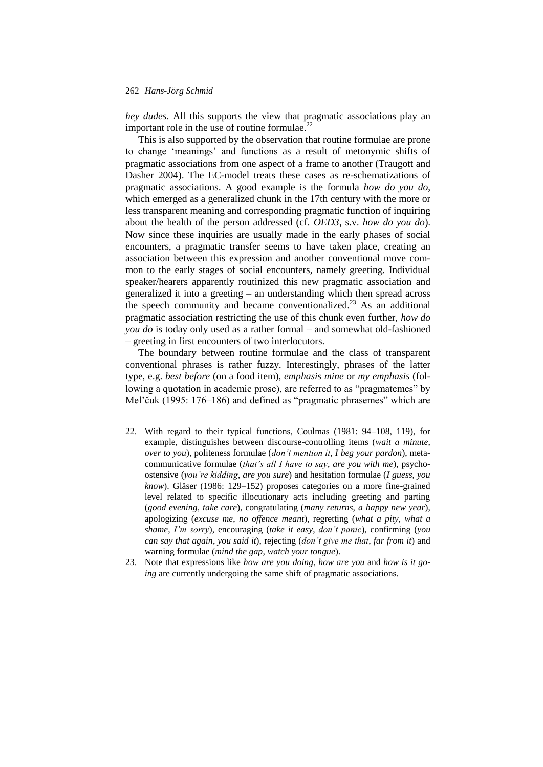*hey dudes*. All this supports the view that pragmatic associations play an important role in the use of routine formulae.[22]

This is also supported by the observation that routine formulae are prone to change 'meanings' and functions as a result of metonymic shifts of pragmatic associations from one aspect of a frame to another (Traugott and Dasher 2004). The EC-model treats these cases as re-schematizations of pragmatic associations. A good example is the formula *how do you do*, which emerged as a generalized chunk in the 17th century with the more or less transparent meaning and corresponding pragmatic function of inquiring about the health of the person addressed (cf. *OED3*, s.v. *how do you do*). Now since these inquiries are usually made in the early phases of social encounters, a pragmatic transfer seems to have taken place, creating an association between this expression and another conventional move common to the early stages of social encounters, namely greeting. Individual speaker/hearers apparently routinized this new pragmatic association and generalized it into a greeting – an understanding which then spread across the speech community and became conventionalized.[23] As an additional pragmatic association restricting the use of this chunk even further, *how do you do* is today only used as a rather formal – and somewhat old-fashioned – greeting in first encounters of two interlocutors.

The boundary between routine formulae and the class of transparent conventional phrases is rather fuzzy. Interestingly, phrases of the latter type, e.g. *best before* (on a food item), *emphasis mine* or *my emphasis* (following a quotation in academic prose), are referred to as "pragmatemes" by Mel'čuk (1995: 176–186) and defined as "pragmatic phrasemes" which are

---

22. With regard to their typical functions, Coulmas (1981: 94–108, 119), for example, distinguishes between discourse-controlling items (*wait a minute*, *over to you*), politeness formulae (*don't mention it*, *I beg your pardon*), metacommunicative formulae (*that's all I have to say*, *are you with me*), psycho-ostensive (*you're kidding*, *are you sure*) and hesitation formulae (*I guess, you know*). Gläser (1986: 129–152) proposes categories on a more fine-grained level related to specific illocutionary acts including greeting and parting (*good evening*, *take care*), congratulating (*many returns*, *a happy new year*), apologizing (*excuse me*, *no offence meant*), regretting (*what a pity*, *what a shame*, *I'm sorry*), encouraging (*take it easy*, *don't panic*), confirming (*you can say that again*, *you said it*), rejecting (*don't give me that*, *far from it*) and warning formulae (*mind the gap*, *watch your tongue*).

23. Note that expressions like *how are you doing*, *how are you* and *how is it going* are currently undergoing the same shift of pragmatic associations.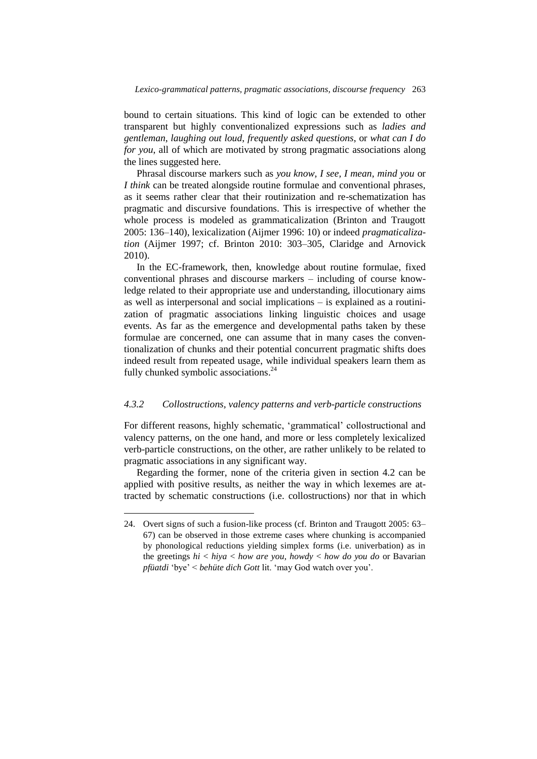bound to certain situations. This kind of logic can be extended to other transparent but highly conventionalized expressions such as *ladies and gentleman*, *laughing out loud*, *frequently asked questions*, or *what can I do for you*, all of which are motivated by strong pragmatic associations along the lines suggested here.

Phrasal discourse markers such as *you know, I see, I mean, mind you* or *I think* can be treated alongside routine formulae and conventional phrases, as it seems rather clear that their routinization and re-schematization has pragmatic and discursive foundations. This is irrespective of whether the whole process is modeled as grammaticalization (Brinton and Traugott 2005: 136–140), lexicalization (Aijmer 1996: 10) or indeed *pragmaticalization* (Aijmer 1997; cf. Brinton 2010: 303–305, Claridge and Arnovick 2010).

In the EC-framework, then, knowledge about routine formulae, fixed conventional phrases and discourse markers – including of course knowledge related to their appropriate use and understanding, illocutionary aims as well as interpersonal and social implications – is explained as a routinization of pragmatic associations linking linguistic choices and usage events. As far as the emergence and developmental paths taken by these formulae are concerned, one can assume that in many cases the conventionalization of chunks and their potential concurrent pragmatic shifts does indeed result from repeated usage, while individual speakers learn them as fully chunked symbolic associations.[24]

### *4.3.2 Collostructions, valency patterns and verb-particle constructions*

For different reasons, highly schematic, 'grammatical' collostructional and valency patterns, on the one hand, and more or less completely lexicalized verb-particle constructions, on the other, are rather unlikely to be related to pragmatic associations in any significant way.

Regarding the former, none of the criteria given in section 4.2 can be applied with positive results, as neither the way in which lexemes are attracted by schematic constructions (i.e. collostructions) nor that in which

---

24. Overt signs of such a fusion-like process (cf. Brinton and Traugott 2005: 63–67) can be observed in those extreme cases where chunking is accompanied by phonological reductions yielding simplex forms (i.e. univerbation) as in the greetings *hi* < *hiya* < *how are you*, *howdy* < *how do you do* or Bavarian *pfüatdi* 'bye' < *behüte dich Gott* lit. 'may God watch over you'.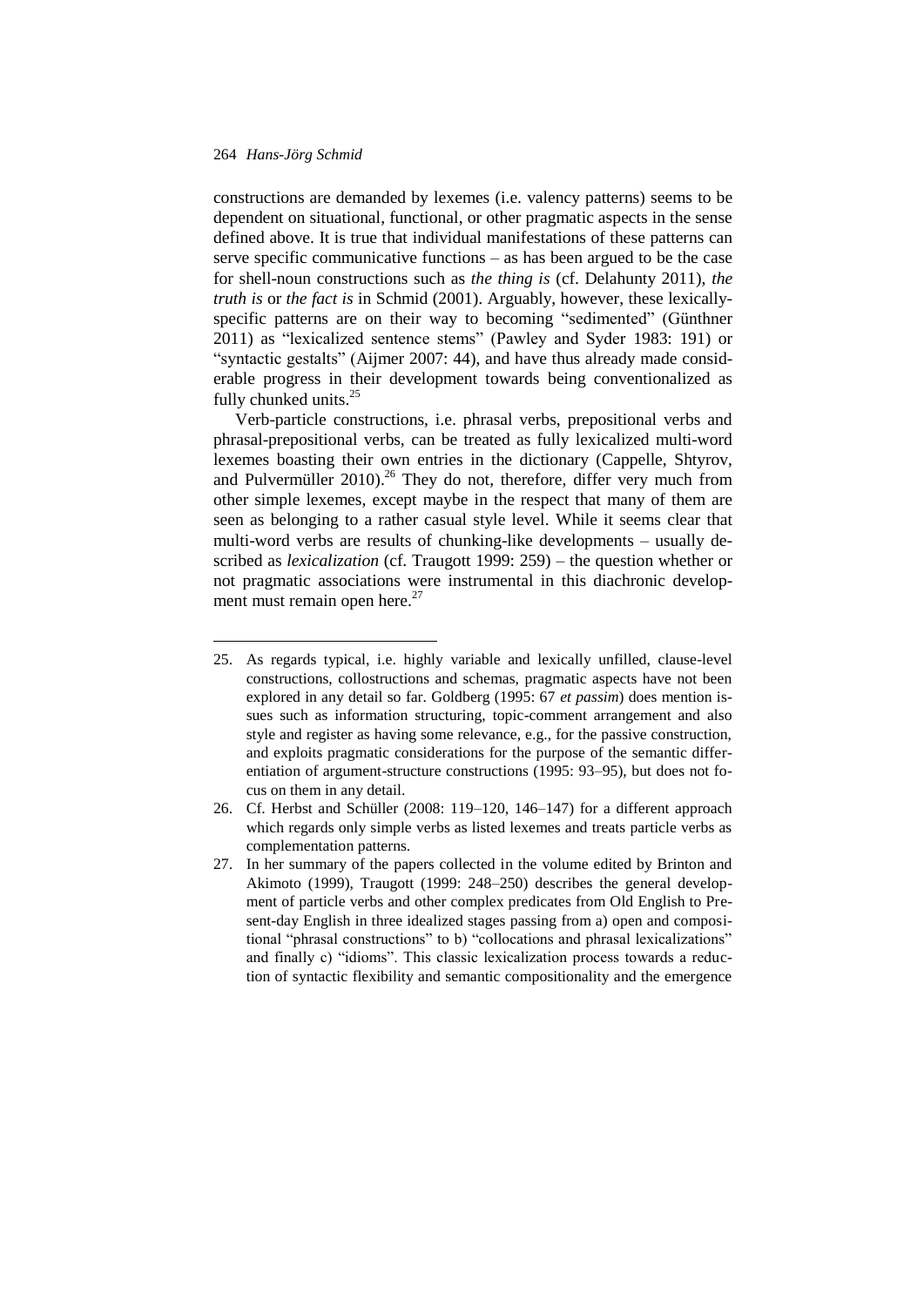constructions are demanded by lexemes (i.e. valency patterns) seems to be dependent on situational, functional, or other pragmatic aspects in the sense defined above. It is true that individual manifestations of these patterns can serve specific communicative functions – as has been argued to be the case for shell-noun constructions such as *the thing is* (cf. Delahunty 2011), *the truth is* or *the fact is* in Schmid (2001). Arguably, however, these lexically-specific patterns are on their way to becoming "sedimented" (Günthner 2011) as "lexicalized sentence stems" (Pawley and Syder 1983: 191) or "syntactic gestalts" (Aijmer 2007: 44), and have thus already made considerable progress in their development towards being conventionalized as fully chunked units.[25]

Verb-particle constructions, i.e. phrasal verbs, prepositional verbs and phrasal-prepositional verbs, can be treated as fully lexicalized multi-word lexemes boasting their own entries in the dictionary (Cappelle, Shtyrov, and Pulvermüller 2010).[26] They do not, therefore, differ very much from other simple lexemes, except maybe in the respect that many of them are seen as belonging to a rather casual style level. While it seems clear that multi-word verbs are results of chunking-like developments – usually described as *lexicalization* (cf. Traugott 1999: 259) – the question whether or not pragmatic associations were instrumental in this diachronic development must remain open here.[27]

---

25. As regards typical, i.e. highly variable and lexically unfilled, clause-level constructions, collostructions and schemas, pragmatic aspects have not been explored in any detail so far. Goldberg (1995: 67 *et passim*) does mention issues such as information structuring, topic-comment arrangement and also style and register as having some relevance, e.g., for the passive construction, and exploits pragmatic considerations for the purpose of the semantic differentiation of argument-structure constructions (1995: 93–95), but does not focus on them in any detail.
26. Cf. Herbst and Schüller (2008: 119–120, 146–147) for a different approach which regards only simple verbs as listed lexemes and treats particle verbs as complementation patterns.
27. In her summary of the papers collected in the volume edited by Brinton and Akimoto (1999), Traugott (1999: 248–250) describes the general development of particle verbs and other complex predicates from Old English to Present-day English in three idealized stages passing from a) open and compositional "phrasal constructions" to b) "collocations and phrasal lexicalizations" and finally c) "idioms". This classic lexicalization process towards a reduction of syntactic flexibility and semantic compositionality and the emergence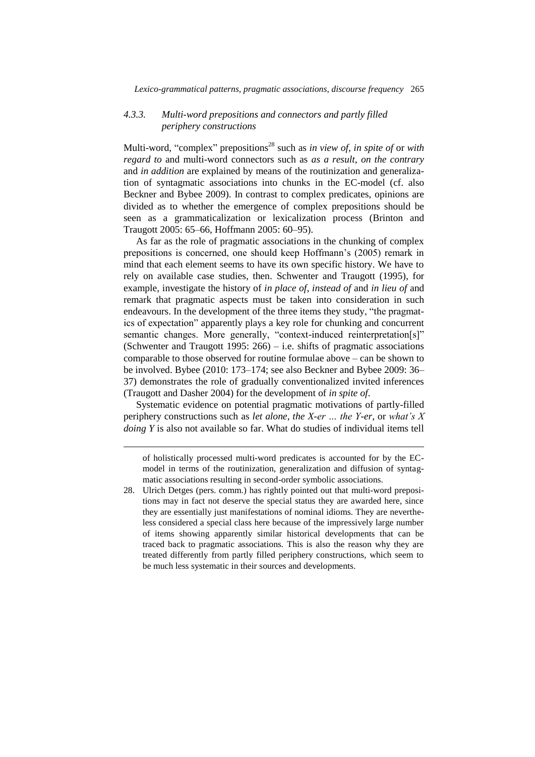### *4.3.3. Multi-word prepositions and connectors and partly filled periphery constructions*

Multi-word, "complex" prepositions[28] such as *in view of*, *in spite of* or *with regard to* and multi-word connectors such as *as a result*, *on the contrary* and *in addition* are explained by means of the routinization and generalization of syntagmatic associations into chunks in the EC-model (cf. also Beckner and Bybee 2009). In contrast to complex predicates, opinions are divided as to whether the emergence of complex prepositions should be seen as a grammaticalization or lexicalization process (Brinton and Traugott 2005: 65–66, Hoffmann 2005: 60–95).

As far as the role of pragmatic associations in the chunking of complex prepositions is concerned, one should keep Hoffmann's (2005) remark in mind that each element seems to have its own specific history. We have to rely on available case studies, then. Schwenter and Traugott (1995), for example, investigate the history of *in place of*, *instead of* and *in lieu of* and remark that pragmatic aspects must be taken into consideration in such endeavours. In the development of the three items they study, "the pragmatics of expectation" apparently plays a key role for chunking and concurrent semantic changes. More generally, "context-induced reinterpretation[s]" (Schwenter and Traugott 1995: 266) – i.e. shifts of pragmatic associations comparable to those observed for routine formulae above – can be shown to be involved. Bybee (2010: 173–174; see also Beckner and Bybee 2009: 36–37) demonstrates the role of gradually conventionalized invited inferences (Traugott and Dasher 2004) for the development of *in spite of*.

Systematic evidence on potential pragmatic motivations of partly-filled periphery constructions such as *let alone*, *the X-er … the Y-er*, or *what's X doing Y* is also not available so far. What do studies of individual items tell

---

of holistically processed multi-word predicates is accounted for by the EC-model in terms of the routinization, generalization and diffusion of syntagmatic associations resulting in second-order symbolic associations.

28. Ulrich Detges (pers. comm.) has rightly pointed out that multi-word prepositions may in fact not deserve the special status they are awarded here, since they are essentially just manifestations of nominal idioms. They are nevertheless considered a special class here because of the impressively large number of items showing apparently similar historical developments that can be traced back to pragmatic associations. This is also the reason why they are treated differently from partly filled periphery constructions, which seem to be much less systematic in their sources and developments.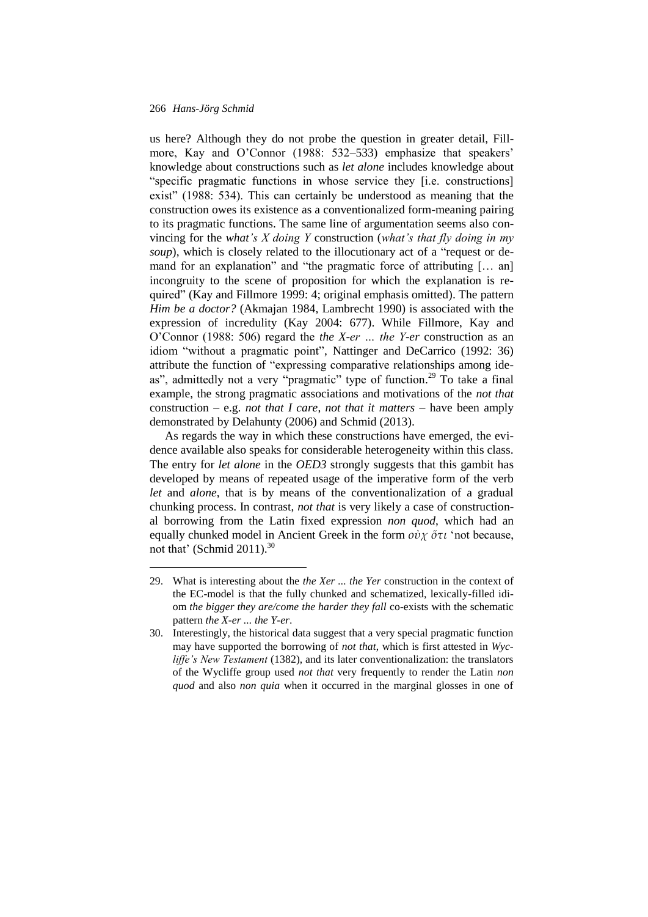us here? Although they do not probe the question in greater detail, Fillmore, Kay and O'Connor (1988: 532–533) emphasize that speakers' knowledge about constructions such as *let alone* includes knowledge about "specific pragmatic functions in whose service they [i.e. constructions] exist" (1988: 534). This can certainly be understood as meaning that the construction owes its existence as a conventionalized form-meaning pairing to its pragmatic functions. The same line of argumentation seems also convincing for the *what's X doing Y* construction (*what's that fly doing in my soup*), which is closely related to the illocutionary act of a "request or demand for an explanation" and "the pragmatic force of attributing [… an] incongruity to the scene of proposition for which the explanation is required" (Kay and Fillmore 1999: 4; original emphasis omitted). The pattern *Him be a doctor?* (Akmajan 1984, Lambrecht 1990) is associated with the expression of incredulity (Kay 2004: 677). While Fillmore, Kay and O'Connor (1988: 506) regard the *the X-er … the Y-er* construction as an idiom "without a pragmatic point", Nattinger and DeCarrico (1992: 36) attribute the function of "expressing comparative relationships among ideas", admittedly not a very "pragmatic" type of function.[29] To take a final example, the strong pragmatic associations and motivations of the *not that* construction – e.g. *not that I care, not that it matters* – have been amply demonstrated by Delahunty (2006) and Schmid (2013).

As regards the way in which these constructions have emerged, the evidence available also speaks for considerable heterogeneity within this class. The entry for *let alone* in the *OED3* strongly suggests that this gambit has developed by means of repeated usage of the imperative form of the verb *let* and *alone*, that is by means of the conventionalization of a gradual chunking process. In contrast, *not that* is very likely a case of constructional borrowing from the Latin fixed expression *non quod*, which had an equally chunked model in Ancient Greek in the form *οὐχ ὅτι* 'not because, not that' (Schmid 2011).[30]

---

29. What is interesting about the *the Xer ... the Yer* construction in the context of the EC-model is that the fully chunked and schematized, lexically-filled idiom *the bigger they are/come the harder they fall* co-exists with the schematic pattern *the X-er ... the Y-er*.

30. Interestingly, the historical data suggest that a very special pragmatic function may have supported the borrowing of *not that*, which is first attested in *Wycliffe's New Testament* (1382), and its later conventionalization: the translators of the Wycliffe group used *not that* very frequently to render the Latin *non quod* and also *non quia* when it occurred in the marginal glosses in one of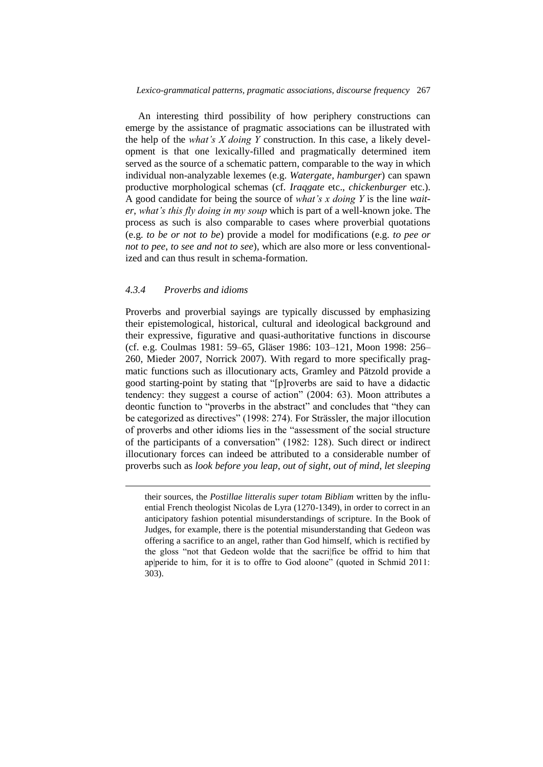An interesting third possibility of how periphery constructions can emerge by the assistance of pragmatic associations can be illustrated with the help of the *what's X doing Y* construction. In this case, a likely development is that one lexically-filled and pragmatically determined item served as the source of a schematic pattern, comparable to the way in which individual non-analyzable lexemes (e.g. *Watergate*, *hamburger*) can spawn productive morphological schemas (cf. *Iraqgate* etc., *chickenburger* etc.). A good candidate for being the source of *what's x doing Y* is the line *waiter, what's this fly doing in my soup* which is part of a well-known joke. The process as such is also comparable to cases where proverbial quotations (e.g. *to be or not to be*) provide a model for modifications (e.g. *to pee or not to pee*, *to see and not to see*), which are also more or less conventionalized and can thus result in schema-formation.

### *4.3.4 Proverbs and idioms*

Proverbs and proverbial sayings are typically discussed by emphasizing their epistemological, historical, cultural and ideological background and their expressive, figurative and quasi-authoritative functions in discourse (cf. e.g. Coulmas 1981: 59–65, Gläser 1986: 103–121, Moon 1998: 256–260, Mieder 2007, Norrick 2007). With regard to more specifically pragmatic functions such as illocutionary acts, Gramley and Pätzold provide a good starting-point by stating that "[p]roverbs are said to have a didactic tendency: they suggest a course of action" (2004: 63). Moon attributes a deontic function to "proverbs in the abstract" and concludes that "they can be categorized as directives" (1998: 274). For Strässler, the major illocution of proverbs and other idioms lies in the "assessment of the social structure of the participants of a conversation" (1982: 128). Such direct or indirect illocutionary forces can indeed be attributed to a considerable number of proverbs such as *look before you leap*, *out of sight, out of mind*, *let sleeping*

---

their sources, the *Postillae litteralis super totam Bibliam* written by the influential French theologist Nicolas de Lyra (1270-1349), in order to correct in an anticipatory fashion potential misunderstandings of scripture. In the Book of Judges, for example, there is the potential misunderstanding that Gedeon was offering a sacrifice to an angel, rather than God himself, which is rectified by the gloss "not that Gedeon wolde that the sacri|fice be offrid to him that ap|peride to him, for it is to offre to God aloone" (quoted in Schmid 2011: 303).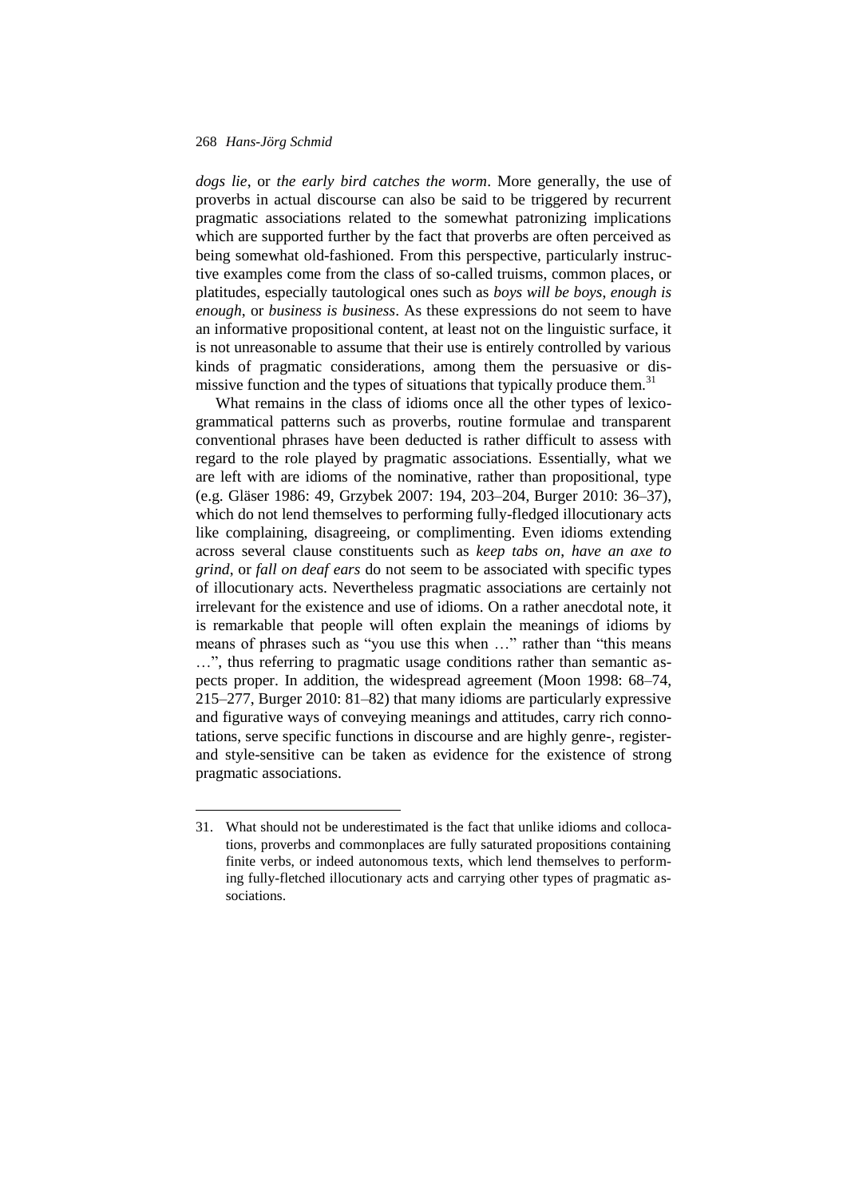*dogs lie*, or *the early bird catches the worm*. More generally, the use of proverbs in actual discourse can also be said to be triggered by recurrent pragmatic associations related to the somewhat patronizing implications which are supported further by the fact that proverbs are often perceived as being somewhat old-fashioned. From this perspective, particularly instructive examples come from the class of so-called truisms, common places, or platitudes, especially tautological ones such as *boys will be boys*, *enough is enough*, or *business is business*. As these expressions do not seem to have an informative propositional content, at least not on the linguistic surface, it is not unreasonable to assume that their use is entirely controlled by various kinds of pragmatic considerations, among them the persuasive or dismissive function and the types of situations that typically produce them.[31]

What remains in the class of idioms once all the other types of lexicogrammatical patterns such as proverbs, routine formulae and transparent conventional phrases have been deducted is rather difficult to assess with regard to the role played by pragmatic associations. Essentially, what we are left with are idioms of the nominative, rather than propositional, type (e.g. Gläser 1986: 49, Grzybek 2007: 194, 203–204, Burger 2010: 36–37), which do not lend themselves to performing fully-fledged illocutionary acts like complaining, disagreeing, or complimenting. Even idioms extending across several clause constituents such as *keep tabs on*, *have an axe to grind*, or *fall on deaf ears* do not seem to be associated with specific types of illocutionary acts. Nevertheless pragmatic associations are certainly not irrelevant for the existence and use of idioms. On a rather anecdotal note, it is remarkable that people will often explain the meanings of idioms by means of phrases such as "you use this when …" rather than "this means …", thus referring to pragmatic usage conditions rather than semantic aspects proper. In addition, the widespread agreement (Moon 1998: 68–74, 215–277, Burger 2010: 81–82) that many idioms are particularly expressive and figurative ways of conveying meanings and attitudes, carry rich connotations, serve specific functions in discourse and are highly genre-, register- and style-sensitive can be taken as evidence for the existence of strong pragmatic associations.

---

31. What should not be underestimated is the fact that unlike idioms and collocations, proverbs and commonplaces are fully saturated propositions containing finite verbs, or indeed autonomous texts, which lend themselves to performing fully-fletched illocutionary acts and carrying other types of pragmatic associations.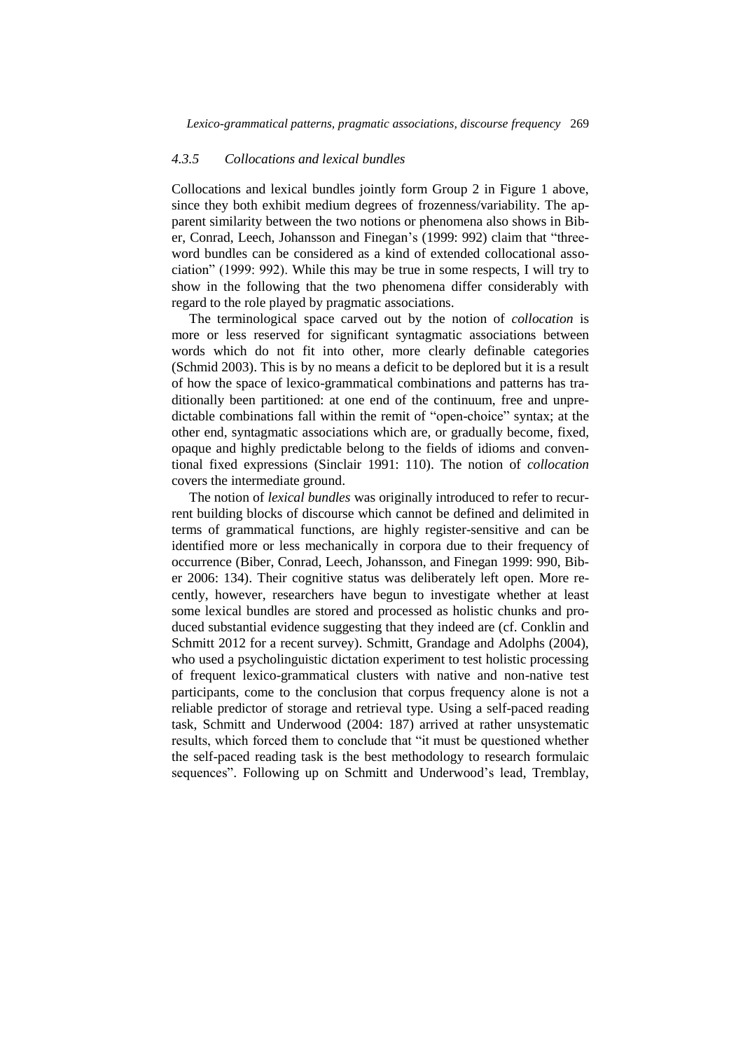### *4.3.5 Collocations and lexical bundles*

Collocations and lexical bundles jointly form Group 2 in Figure 1 above, since they both exhibit medium degrees of frozenness/variability. The apparent similarity between the two notions or phenomena also shows in Biber, Conrad, Leech, Johansson and Finegan's (1999: 992) claim that "three-word bundles can be considered as a kind of extended collocational association" (1999: 992). While this may be true in some respects, I will try to show in the following that the two phenomena differ considerably with regard to the role played by pragmatic associations.

The terminological space carved out by the notion of *collocation* is more or less reserved for significant syntagmatic associations between words which do not fit into other, more clearly definable categories (Schmid 2003). This is by no means a deficit to be deplored but it is a result of how the space of lexico-grammatical combinations and patterns has traditionally been partitioned: at one end of the continuum, free and unpredictable combinations fall within the remit of "open-choice" syntax; at the other end, syntagmatic associations which are, or gradually become, fixed, opaque and highly predictable belong to the fields of idioms and conventional fixed expressions (Sinclair 1991: 110). The notion of *collocation* covers the intermediate ground.

The notion of *lexical bundles* was originally introduced to refer to recurrent building blocks of discourse which cannot be defined and delimited in terms of grammatical functions, are highly register-sensitive and can be identified more or less mechanically in corpora due to their frequency of occurrence (Biber, Conrad, Leech, Johansson, and Finegan 1999: 990, Biber 2006: 134). Their cognitive status was deliberately left open. More recently, however, researchers have begun to investigate whether at least some lexical bundles are stored and processed as holistic chunks and produced substantial evidence suggesting that they indeed are (cf. Conklin and Schmitt 2012 for a recent survey). Schmitt, Grandage and Adolphs (2004), who used a psycholinguistic dictation experiment to test holistic processing of frequent lexico-grammatical clusters with native and non-native test participants, come to the conclusion that corpus frequency alone is not a reliable predictor of storage and retrieval type. Using a self-paced reading task, Schmitt and Underwood (2004: 187) arrived at rather unsystematic results, which forced them to conclude that "it must be questioned whether the self-paced reading task is the best methodology to research formulaic sequences". Following up on Schmitt and Underwood's lead, Tremblay,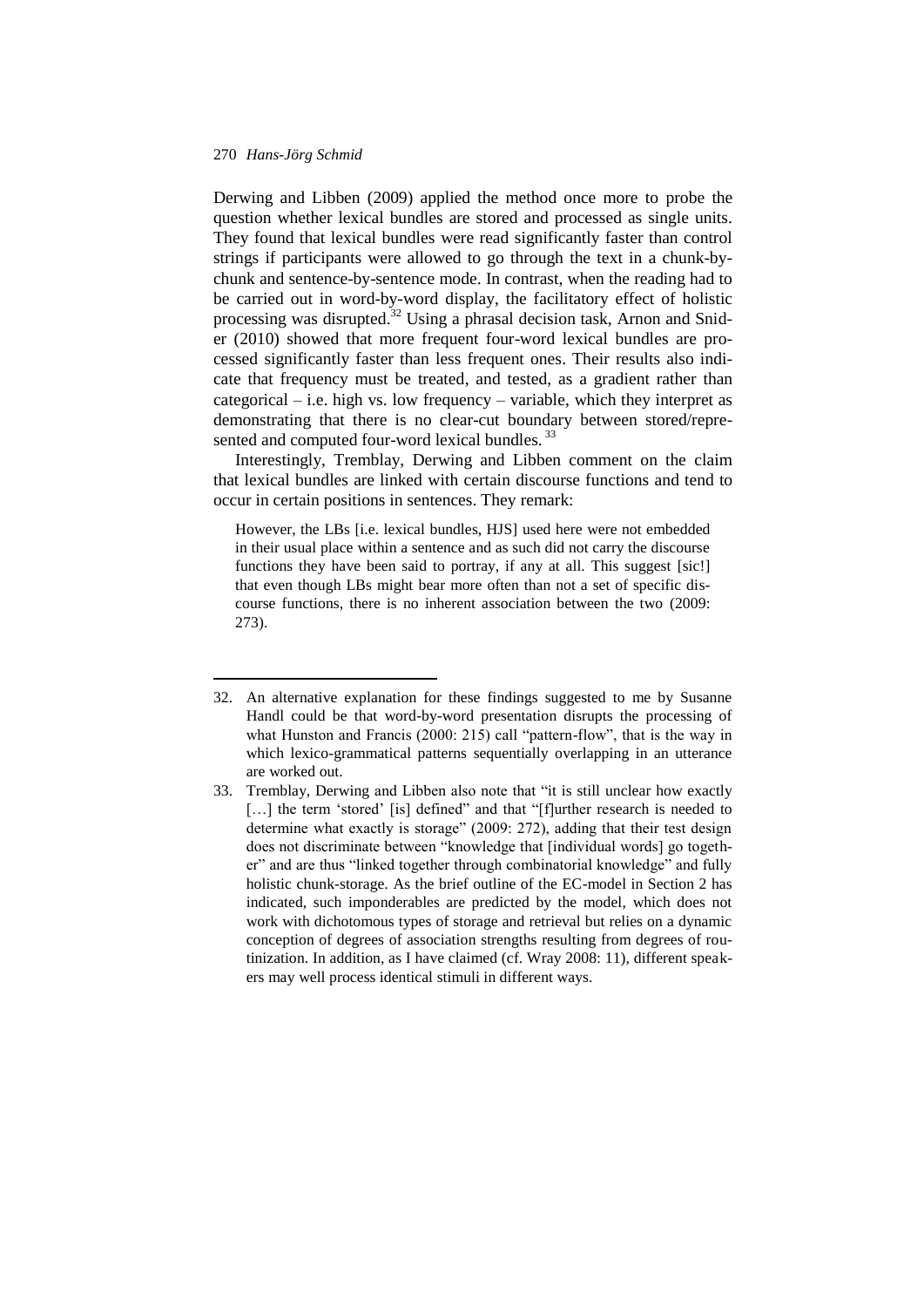Derwing and Libben (2009) applied the method once more to probe the question whether lexical bundles are stored and processed as single units. They found that lexical bundles were read significantly faster than control strings if participants were allowed to go through the text in a chunk-by-chunk and sentence-by-sentence mode. In contrast, when the reading had to be carried out in word-by-word display, the facilitatory effect of holistic processing was disrupted.[32] Using a phrasal decision task, Arnon and Snider (2010) showed that more frequent four-word lexical bundles are processed significantly faster than less frequent ones. Their results also indicate that frequency must be treated, and tested, as a gradient rather than categorical – i.e. high vs. low frequency – variable, which they interpret as demonstrating that there is no clear-cut boundary between stored/represented and computed four-word lexical bundles.[33]

Interestingly, Tremblay, Derwing and Libben comment on the claim that lexical bundles are linked with certain discourse functions and tend to occur in certain positions in sentences. They remark:

> However, the LBs [i.e. lexical bundles, HJS] used here were not embedded in their usual place within a sentence and as such did not carry the discourse functions they have been said to portray, if any at all. This suggest [sic!] that even though LBs might bear more often than not a set of specific discourse functions, there is no inherent association between the two (2009: 273).

---

32. An alternative explanation for these findings suggested to me by Susanne Handl could be that word-by-word presentation disrupts the processing of what Hunston and Francis (2000: 215) call "pattern-flow", that is the way in which lexico-grammatical patterns sequentially overlapping in an utterance are worked out.

33. Tremblay, Derwing and Libben also note that "it is still unclear how exactly […] the term 'stored' [is] defined" and that "[f]urther research is needed to determine what exactly is storage" (2009: 272), adding that their test design does not discriminate between "knowledge that [individual words] go together" and are thus "linked together through combinatorial knowledge" and fully holistic chunk-storage. As the brief outline of the EC-model in Section 2 has indicated, such imponderables are predicted by the model, which does not work with dichotomous types of storage and retrieval but relies on a dynamic conception of degrees of association strengths resulting from degrees of routinization. In addition, as I have claimed (cf. Wray 2008: 11), different speakers may well process identical stimuli in different ways.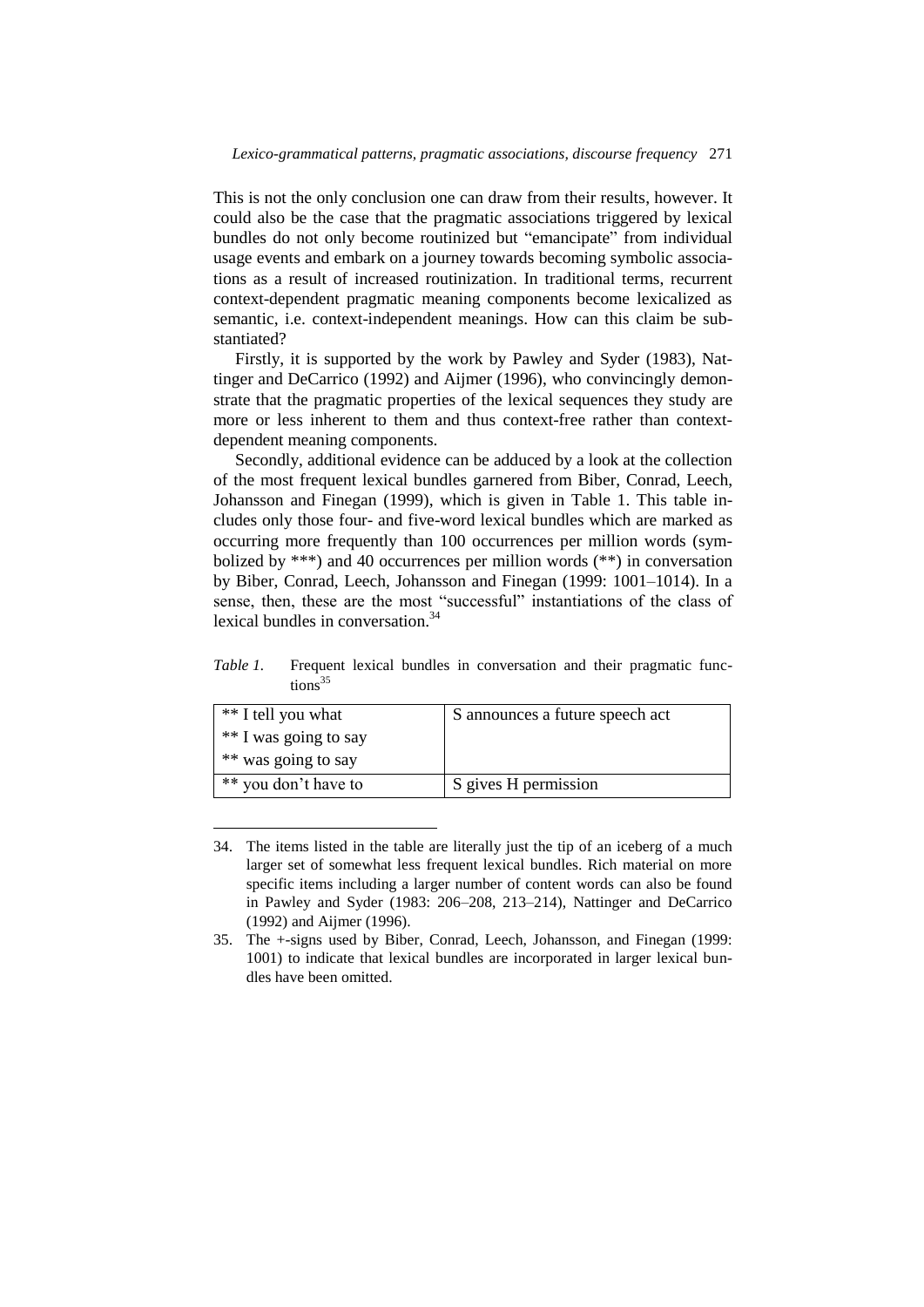This is not the only conclusion one can draw from their results, however. It could also be the case that the pragmatic associations triggered by lexical bundles do not only become routinized but "emancipate" from individual usage events and embark on a journey towards becoming symbolic associations as a result of increased routinization. In traditional terms, recurrent context-dependent pragmatic meaning components become lexicalized as semantic, i.e. context-independent meanings. How can this claim be substantiated?

Firstly, it is supported by the work by Pawley and Syder (1983), Nattinger and DeCarrico (1992) and Aijmer (1996), who convincingly demonstrate that the pragmatic properties of the lexical sequences they study are more or less inherent to them and thus context-free rather than context-dependent meaning components.

Secondly, additional evidence can be adduced by a look at the collection of the most frequent lexical bundles garnered from Biber, Conrad, Leech, Johansson and Finegan (1999), which is given in Table 1. This table includes only those four- and five-word lexical bundles which are marked as occurring more frequently than 100 occurrences per million words (symbolized by ***) and 40 occurrences per million words (**) in conversation by Biber, Conrad, Leech, Johansson and Finegan (1999: 1001–1014). In a sense, then, these are the most "successful" instantiations of the class of lexical bundles in conversation.[34]

*Table 1.* Frequent lexical bundles in conversation and their pragmatic functions[35]

| Lexical bundle | Pragmatic function |
|---|---|
| ** I tell you what<br>** I was going to say<br>** was going to say | S announces a future speech act |
| ** you don't have to | S gives H permission |

34. The items listed in the table are literally just the tip of an iceberg of a much larger set of somewhat less frequent lexical bundles. Rich material on more specific items including a larger number of content words can also be found in Pawley and Syder (1983: 206–208, 213–214), Nattinger and DeCarrico (1992) and Aijmer (1996).

35. The +-signs used by Biber, Conrad, Leech, Johansson, and Finegan (1999: 1001) to indicate that lexical bundles are incorporated in larger lexical bundles have been omitted.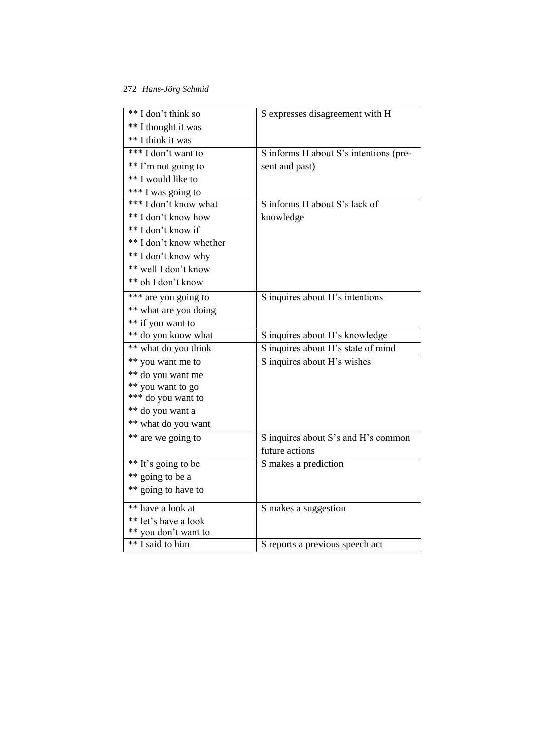| | |
|---|---|
| ** I don't think so<br>** I thought it was<br>** I think it was | S expresses disagreement with H |
| *** I don't want to<br>** I'm not going to<br>** I would like to<br>*** I was going to | S informs H about S's intentions (present and past) |
| *** I don't know what<br>** I don't know how<br>** I don't know if<br>** I don't know whether<br>** I don't know why<br>** well I don't know<br>** oh I don't know | S informs H about S's lack of knowledge |
| *** are you going to<br>** what are you doing<br>** if you want to | S inquires about H's intentions |
| ** do you know what | S inquires about H's knowledge |
| ** what do you think | S inquires about H's state of mind |
| ** you want me to<br>** do you want me<br>** you want to go<br>*** do you want to<br>** do you want a<br>** what do you want | S inquires about H's wishes |
| ** are we going to | S inquires about S's and H's common future actions |
| ** It's going to be<br>** going to be a<br>** going to have to | S makes a prediction |
| ** have a look at<br>** let's have a look<br>** you don't want to | S makes a suggestion |
| ** I said to him | S reports a previous speech act |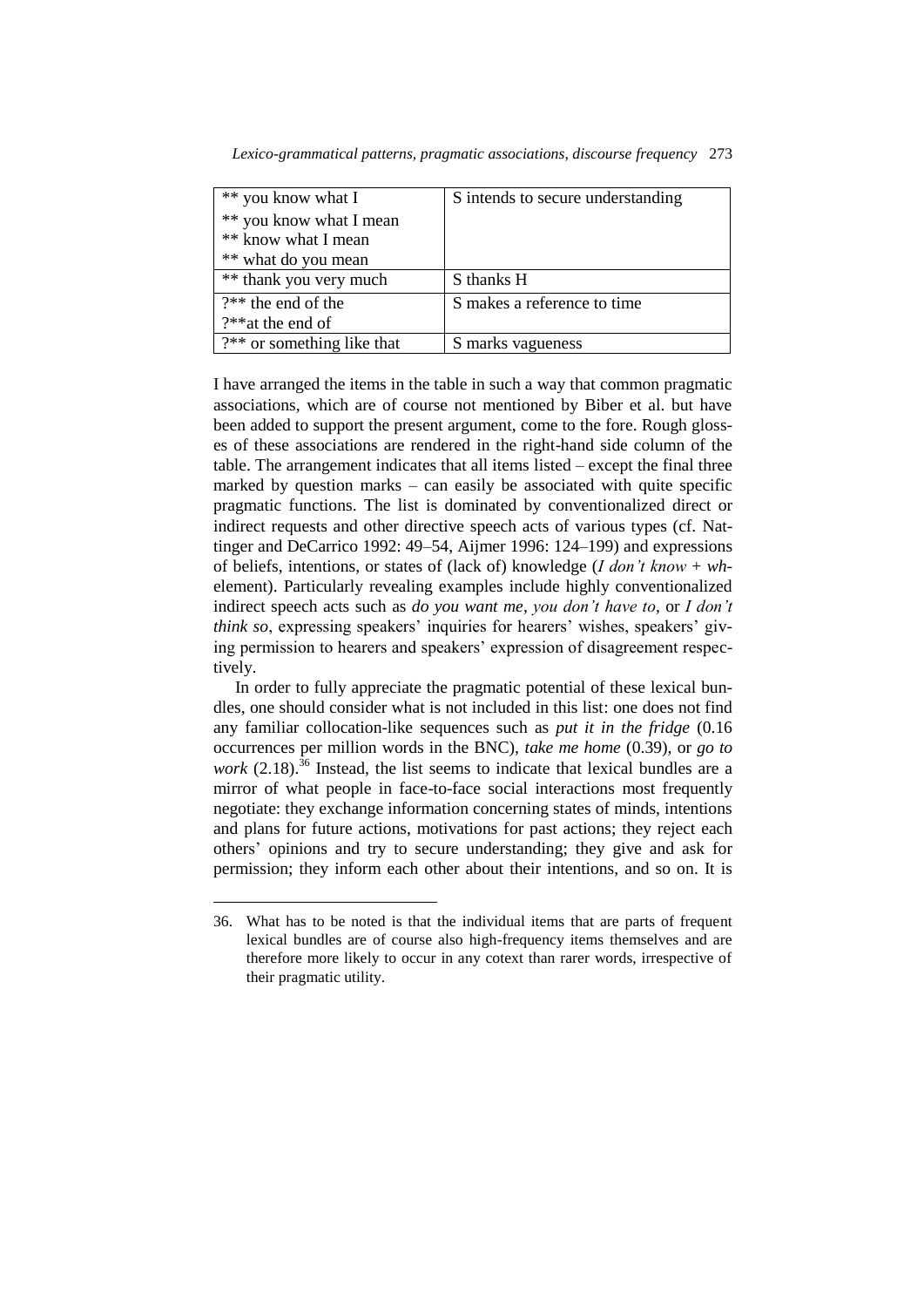| ** you know what I<br>** you know what I mean<br>** know what I mean<br>** what do you mean | S intends to secure understanding |
|---|---|
| ** thank you very much | S thanks H |
| ?** the end of the<br>?**at the end of | S makes a reference to time |
| ?** or something like that | S marks vagueness |

I have arranged the items in the table in such a way that common pragmatic associations, which are of course not mentioned by Biber et al. but have been added to support the present argument, come to the fore. Rough glosses of these associations are rendered in the right-hand side column of the table. The arrangement indicates that all items listed – except the final three marked by question marks – can easily be associated with quite specific pragmatic functions. The list is dominated by conventionalized direct or indirect requests and other directive speech acts of various types (cf. Nattinger and DeCarrico 1992: 49–54, Aijmer 1996: 124–199) and expressions of beliefs, intentions, or states of (lack of) knowledge (*I don't know* + *wh*-element). Particularly revealing examples include highly conventionalized indirect speech acts such as *do you want me*, *you don't have to*, or *I don't think so*, expressing speakers' inquiries for hearers' wishes, speakers' giving permission to hearers and speakers' expression of disagreement respectively.

In order to fully appreciate the pragmatic potential of these lexical bundles, one should consider what is not included in this list: one does not find any familiar collocation-like sequences such as *put it in the fridge* (0.16 occurrences per million words in the BNC), *take me home* (0.39), or *go to work* (2.18).[36] Instead, the list seems to indicate that lexical bundles are a mirror of what people in face-to-face social interactions most frequently negotiate: they exchange information concerning states of minds, intentions and plans for future actions, motivations for past actions; they reject each others' opinions and try to secure understanding; they give and ask for permission; they inform each other about their intentions, and so on. It is

---

36. What has to be noted is that the individual items that are parts of frequent lexical bundles are of course also high-frequency items themselves and are therefore more likely to occur in any cotext than rarer words, irrespective of their pragmatic utility.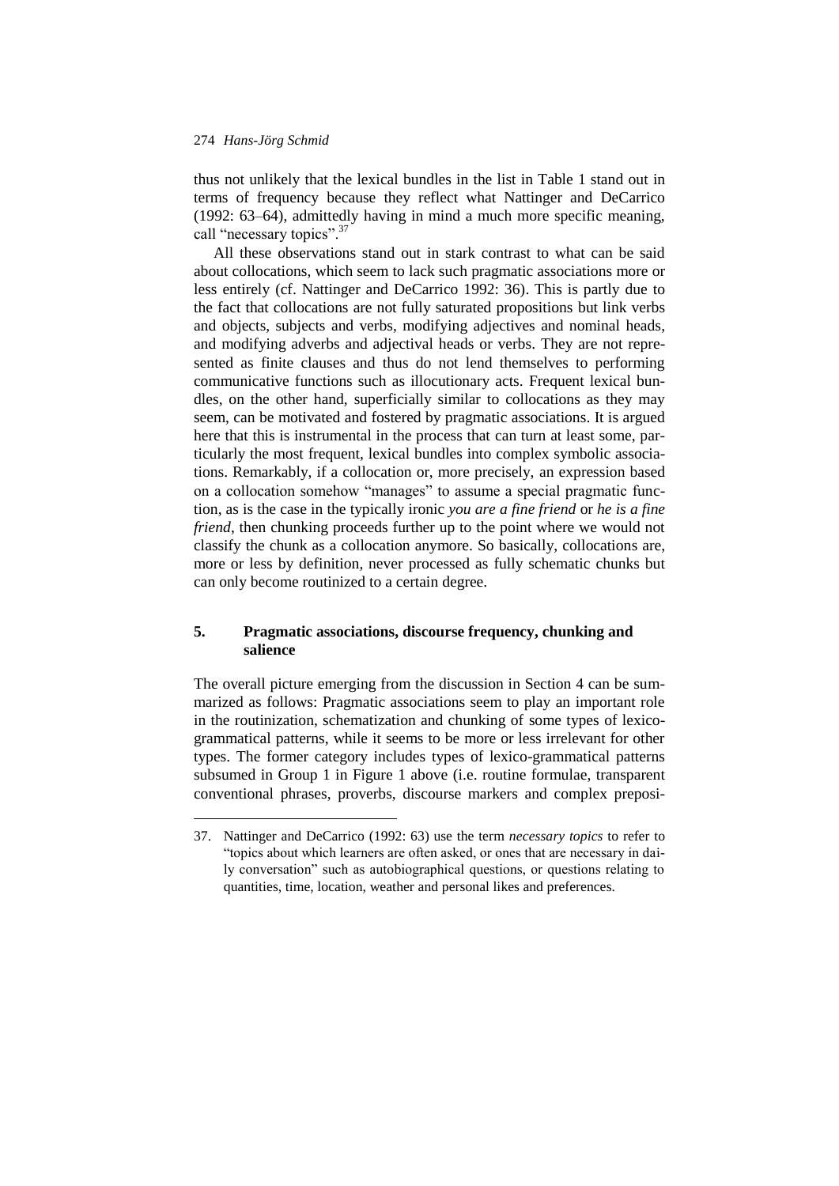thus not unlikely that the lexical bundles in the list in Table 1 stand out in terms of frequency because they reflect what Nattinger and DeCarrico (1992: 63–64), admittedly having in mind a much more specific meaning, call "necessary topics".[37]

All these observations stand out in stark contrast to what can be said about collocations, which seem to lack such pragmatic associations more or less entirely (cf. Nattinger and DeCarrico 1992: 36). This is partly due to the fact that collocations are not fully saturated propositions but link verbs and objects, subjects and verbs, modifying adjectives and nominal heads, and modifying adverbs and adjectival heads or verbs. They are not represented as finite clauses and thus do not lend themselves to performing communicative functions such as illocutionary acts. Frequent lexical bundles, on the other hand, superficially similar to collocations as they may seem, can be motivated and fostered by pragmatic associations. It is argued here that this is instrumental in the process that can turn at least some, particularly the most frequent, lexical bundles into complex symbolic associations. Remarkably, if a collocation or, more precisely, an expression based on a collocation somehow "manages" to assume a special pragmatic function, as is the case in the typically ironic *you are a fine friend* or *he is a fine friend*, then chunking proceeds further up to the point where we would not classify the chunk as a collocation anymore. So basically, collocations are, more or less by definition, never processed as fully schematic chunks but can only become routinized to a certain degree.

## 5. Pragmatic associations, discourse frequency, chunking and salience

The overall picture emerging from the discussion in Section 4 can be summarized as follows: Pragmatic associations seem to play an important role in the routinization, schematization and chunking of some types of lexico-grammatical patterns, while it seems to be more or less irrelevant for other types. The former category includes types of lexico-grammatical patterns subsumed in Group 1 in Figure 1 above (i.e. routine formulae, transparent conventional phrases, proverbs, discourse markers and complex preposi-

---

37. Nattinger and DeCarrico (1992: 63) use the term *necessary topics* to refer to "topics about which learners are often asked, or ones that are necessary in daily conversation" such as autobiographical questions, or questions relating to quantities, time, location, weather and personal likes and preferences.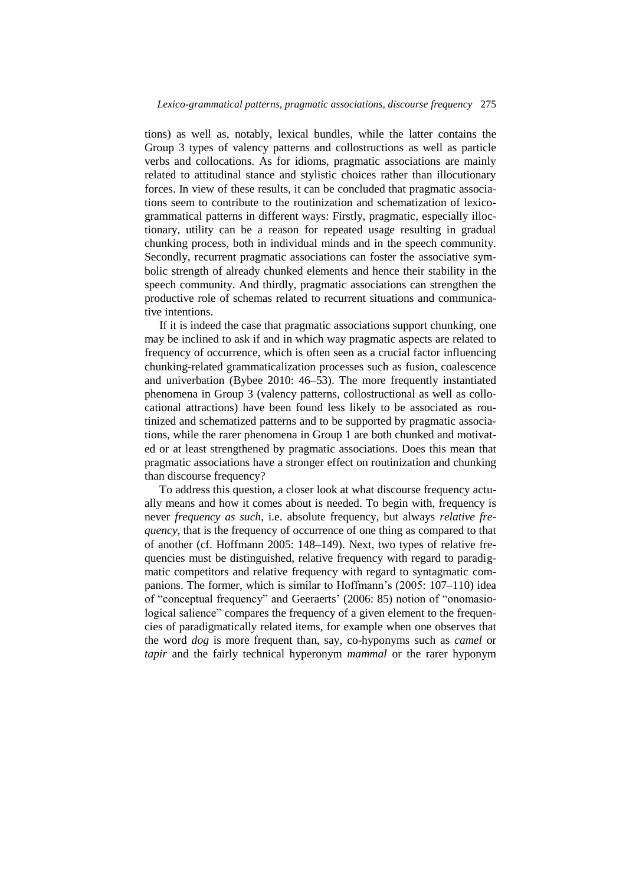tions) as well as, notably, lexical bundles, while the latter contains the Group 3 types of valency patterns and collostructions as well as particle verbs and collocations. As for idioms, pragmatic associations are mainly related to attitudinal stance and stylistic choices rather than illocutionary forces. In view of these results, it can be concluded that pragmatic associations seem to contribute to the routinization and schematization of lexico-grammatical patterns in different ways: Firstly, pragmatic, especially illocutionary, utility can be a reason for repeated usage resulting in gradual chunking process, both in individual minds and in the speech community. Secondly, recurrent pragmatic associations can foster the associative symbolic strength of already chunked elements and hence their stability in the speech community. And thirdly, pragmatic associations can strengthen the productive role of schemas related to recurrent situations and communicative intentions.

If it is indeed the case that pragmatic associations support chunking, one may be inclined to ask if and in which way pragmatic aspects are related to frequency of occurrence, which is often seen as a crucial factor influencing chunking-related grammaticalization processes such as fusion, coalescence and univerbation (Bybee 2010: 46–53). The more frequently instantiated phenomena in Group 3 (valency patterns, collostructional as well as collocational attractions) have been found less likely to be associated as routinized and schematized patterns and to be supported by pragmatic associations, while the rarer phenomena in Group 1 are both chunked and motivated or at least strengthened by pragmatic associations. Does this mean that pragmatic associations have a stronger effect on routinization and chunking than discourse frequency?

To address this question, a closer look at what discourse frequency actually means and how it comes about is needed. To begin with, frequency is never *frequency as such*, i.e. absolute frequency, but always *relative frequency*, that is the frequency of occurrence of one thing as compared to that of another (cf. Hoffmann 2005: 148–149). Next, two types of relative frequencies must be distinguished, relative frequency with regard to paradigmatic competitors and relative frequency with regard to syntagmatic companions. The former, which is similar to Hoffmann's (2005: 107–110) idea of "conceptual frequency" and Geeraerts' (2006: 85) notion of "onomasiological salience" compares the frequency of a given element to the frequencies of paradigmatically related items, for example when one observes that the word *dog* is more frequent than, say, co-hyponyms such as *camel* or *tapir* and the fairly technical hyperonym *mammal* or the rarer hyponym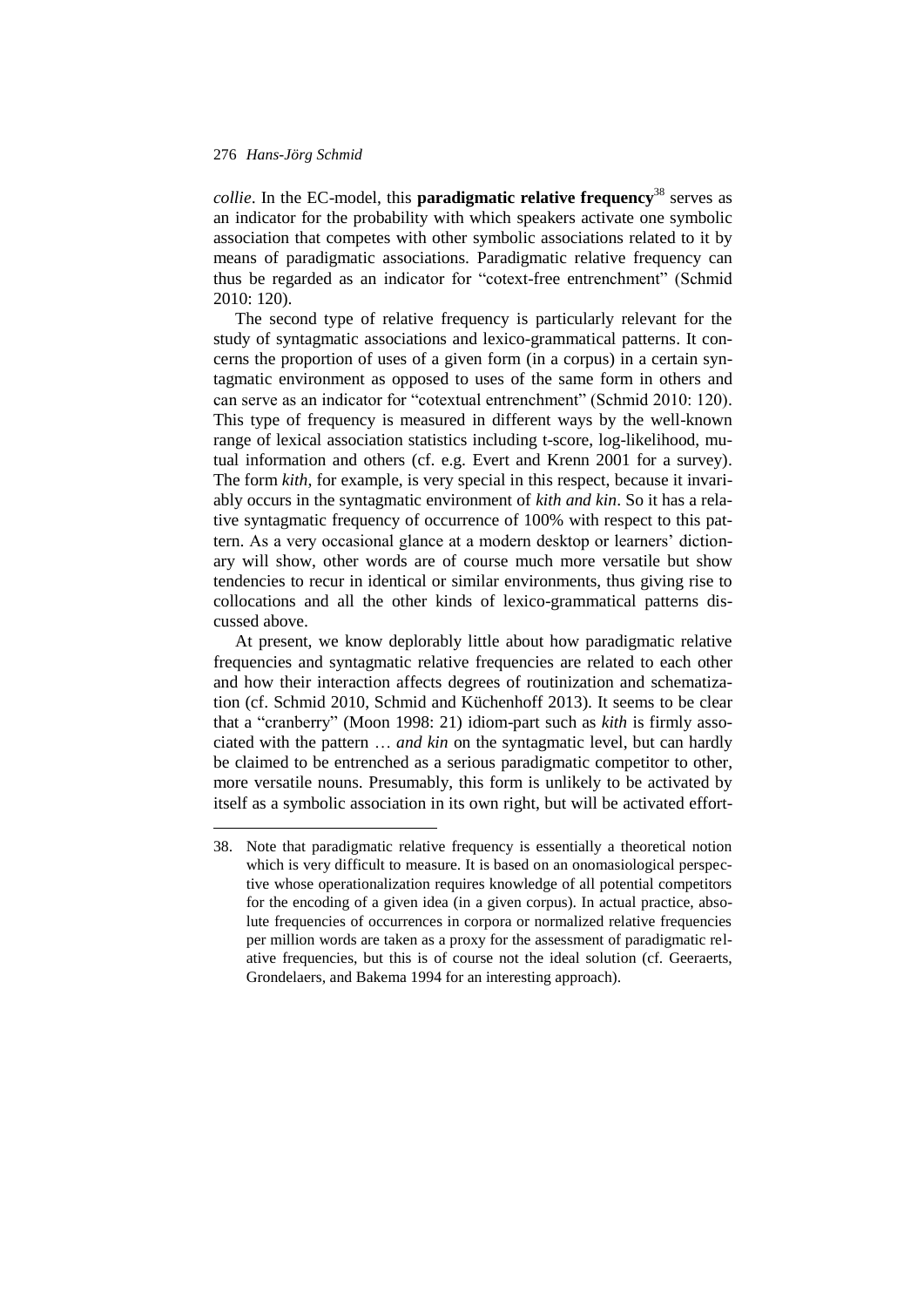*collie*. In the EC-model, this **paradigmatic relative frequency**[38] serves as an indicator for the probability with which speakers activate one symbolic association that competes with other symbolic associations related to it by means of paradigmatic associations. Paradigmatic relative frequency can thus be regarded as an indicator for "cotext-free entrenchment" (Schmid 2010: 120).

The second type of relative frequency is particularly relevant for the study of syntagmatic associations and lexico-grammatical patterns. It concerns the proportion of uses of a given form (in a corpus) in a certain syntagmatic environment as opposed to uses of the same form in others and can serve as an indicator for "cotextual entrenchment" (Schmid 2010: 120). This type of frequency is measured in different ways by the well-known range of lexical association statistics including t-score, log-likelihood, mutual information and others (cf. e.g. Evert and Krenn 2001 for a survey). The form *kith*, for example, is very special in this respect, because it invariably occurs in the syntagmatic environment of *kith and kin*. So it has a relative syntagmatic frequency of occurrence of 100% with respect to this pattern. As a very occasional glance at a modern desktop or learners' dictionary will show, other words are of course much more versatile but show tendencies to recur in identical or similar environments, thus giving rise to collocations and all the other kinds of lexico-grammatical patterns discussed above.

At present, we know deplorably little about how paradigmatic relative frequencies and syntagmatic relative frequencies are related to each other and how their interaction affects degrees of routinization and schematization (cf. Schmid 2010, Schmid and Küchenhoff 2013). It seems to be clear that a "cranberry" (Moon 1998: 21) idiom-part such as *kith* is firmly associated with the pattern … *and kin* on the syntagmatic level, but can hardly be claimed to be entrenched as a serious paradigmatic competitor to other, more versatile nouns. Presumably, this form is unlikely to be activated by itself as a symbolic association in its own right, but will be activated effort-

38. Note that paradigmatic relative frequency is essentially a theoretical notion which is very difficult to measure. It is based on an onomasiological perspective whose operationalization requires knowledge of all potential competitors for the encoding of a given idea (in a given corpus). In actual practice, absolute frequencies of occurrences in corpora or normalized relative frequencies per million words are taken as a proxy for the assessment of paradigmatic relative frequencies, but this is of course not the ideal solution (cf. Geeraerts, Grondelaers, and Bakema 1994 for an interesting approach).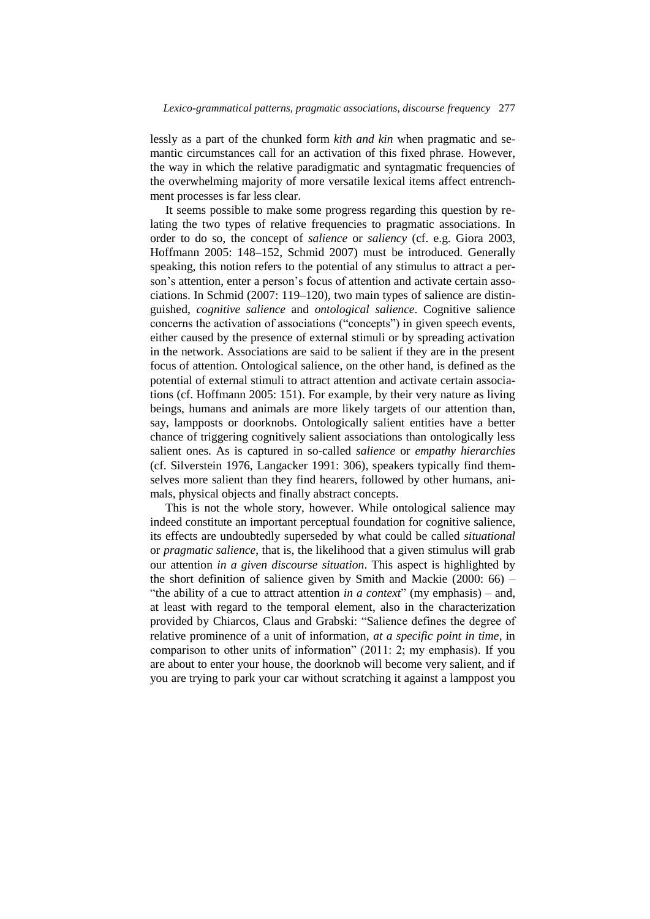lessly as a part of the chunked form *kith and kin* when pragmatic and semantic circumstances call for an activation of this fixed phrase. However, the way in which the relative paradigmatic and syntagmatic frequencies of the overwhelming majority of more versatile lexical items affect entrenchment processes is far less clear.

It seems possible to make some progress regarding this question by relating the two types of relative frequencies to pragmatic associations. In order to do so, the concept of *salience* or *saliency* (cf. e.g. Giora 2003, Hoffmann 2005: 148–152, Schmid 2007) must be introduced. Generally speaking, this notion refers to the potential of any stimulus to attract a person's attention, enter a person's focus of attention and activate certain associations. In Schmid (2007: 119–120), two main types of salience are distinguished, *cognitive salience* and *ontological salience*. Cognitive salience concerns the activation of associations ("concepts") in given speech events, either caused by the presence of external stimuli or by spreading activation in the network. Associations are said to be salient if they are in the present focus of attention. Ontological salience, on the other hand, is defined as the potential of external stimuli to attract attention and activate certain associations (cf. Hoffmann 2005: 151). For example, by their very nature as living beings, humans and animals are more likely targets of our attention than, say, lampposts or doorknobs. Ontologically salient entities have a better chance of triggering cognitively salient associations than ontologically less salient ones. As is captured in so-called *salience* or *empathy hierarchies* (cf. Silverstein 1976, Langacker 1991: 306), speakers typically find themselves more salient than they find hearers, followed by other humans, animals, physical objects and finally abstract concepts.

This is not the whole story, however. While ontological salience may indeed constitute an important perceptual foundation for cognitive salience, its effects are undoubtedly superseded by what could be called *situational* or *pragmatic salience*, that is, the likelihood that a given stimulus will grab our attention *in a given discourse situation*. This aspect is highlighted by the short definition of salience given by Smith and Mackie (2000: 66) – "the ability of a cue to attract attention *in a context*" (my emphasis) – and, at least with regard to the temporal element, also in the characterization provided by Chiarcos, Claus and Grabski: "Salience defines the degree of relative prominence of a unit of information, *at a specific point in time*, in comparison to other units of information" (2011: 2; my emphasis). If you are about to enter your house, the doorknob will become very salient, and if you are trying to park your car without scratching it against a lamppost you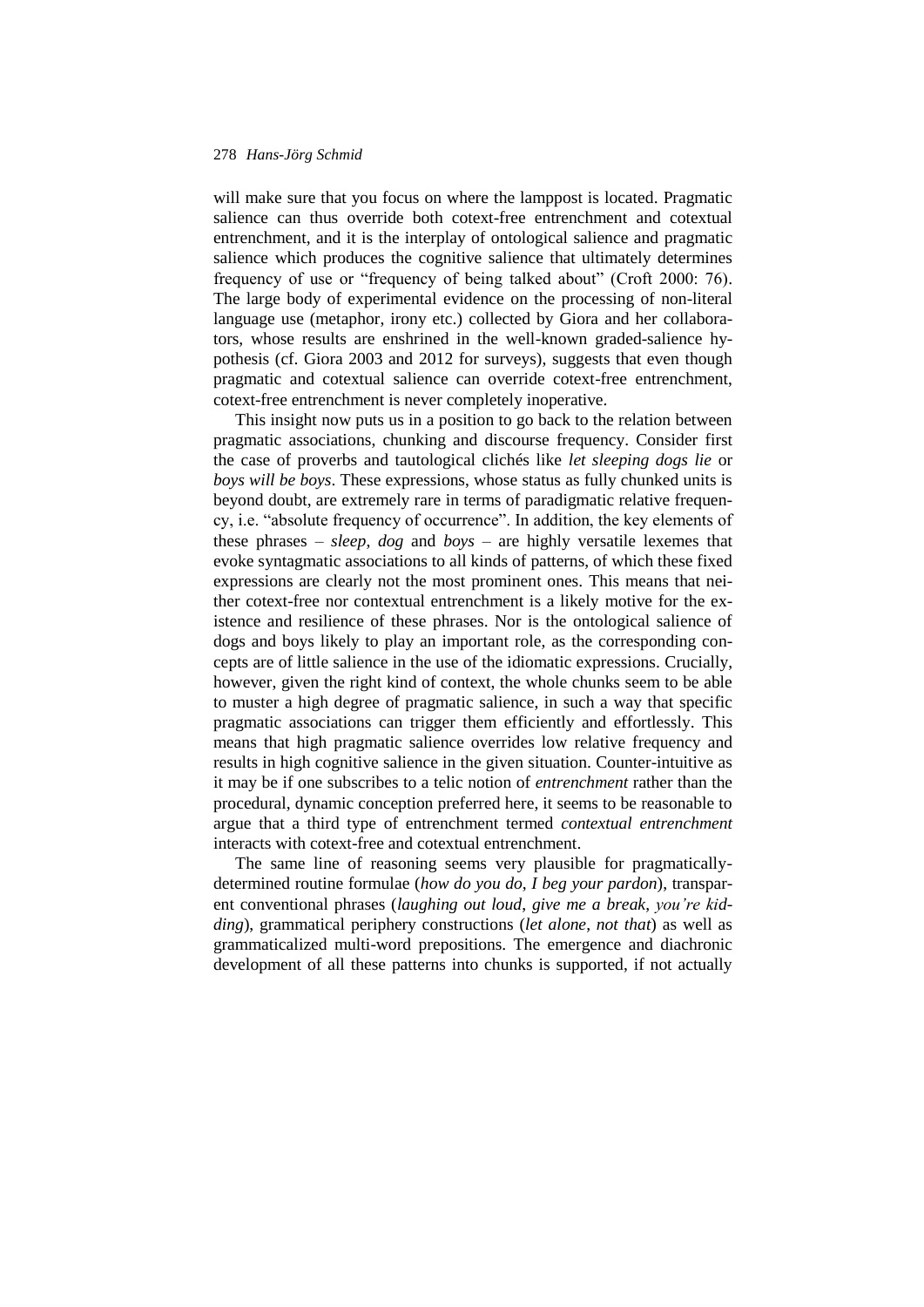will make sure that you focus on where the lamppost is located. Pragmatic salience can thus override both cotext-free entrenchment and cotextual entrenchment, and it is the interplay of ontological salience and pragmatic salience which produces the cognitive salience that ultimately determines frequency of use or "frequency of being talked about" (Croft 2000: 76). The large body of experimental evidence on the processing of non-literal language use (metaphor, irony etc.) collected by Giora and her collaborators, whose results are enshrined in the well-known graded-salience hypothesis (cf. Giora 2003 and 2012 for surveys), suggests that even though pragmatic and cotextual salience can override cotext-free entrenchment, cotext-free entrenchment is never completely inoperative.

This insight now puts us in a position to go back to the relation between pragmatic associations, chunking and discourse frequency. Consider first the case of proverbs and tautological clichés like *let sleeping dogs lie* or *boys will be boys*. These expressions, whose status as fully chunked units is beyond doubt, are extremely rare in terms of paradigmatic relative frequency, i.e. "absolute frequency of occurrence". In addition, the key elements of these phrases – *sleep*, *dog* and *boys* – are highly versatile lexemes that evoke syntagmatic associations to all kinds of patterns, of which these fixed expressions are clearly not the most prominent ones. This means that neither cotext-free nor contextual entrenchment is a likely motive for the existence and resilience of these phrases. Nor is the ontological salience of dogs and boys likely to play an important role, as the corresponding concepts are of little salience in the use of the idiomatic expressions. Crucially, however, given the right kind of context, the whole chunks seem to be able to muster a high degree of pragmatic salience, in such a way that specific pragmatic associations can trigger them efficiently and effortlessly. This means that high pragmatic salience overrides low relative frequency and results in high cognitive salience in the given situation. Counter-intuitive as it may be if one subscribes to a telic notion of *entrenchment* rather than the procedural, dynamic conception preferred here, it seems to be reasonable to argue that a third type of entrenchment termed *contextual entrenchment* interacts with cotext-free and cotextual entrenchment.

The same line of reasoning seems very plausible for pragmatically-determined routine formulae (*how do you do*, *I beg your pardon*), transparent conventional phrases (*laughing out loud*, *give me a break*, *you're kidding*), grammatical periphery constructions (*let alone*, *not that*) as well as grammaticalized multi-word prepositions. The emergence and diachronic development of all these patterns into chunks is supported, if not actually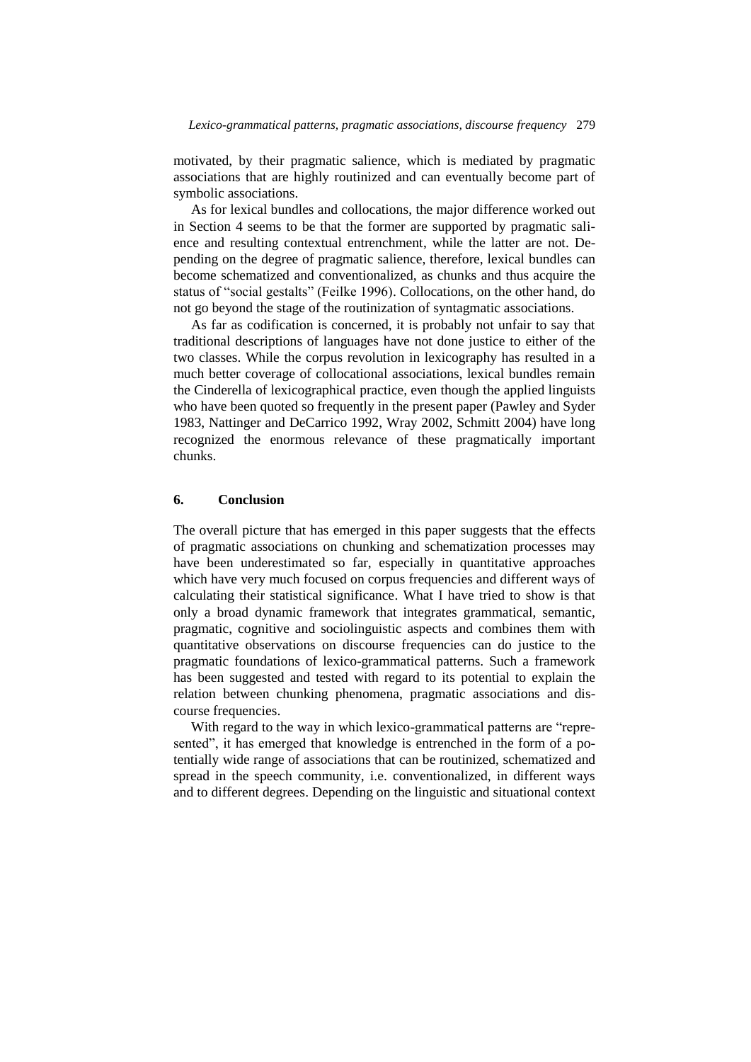motivated, by their pragmatic salience, which is mediated by pragmatic associations that are highly routinized and can eventually become part of symbolic associations.

As for lexical bundles and collocations, the major difference worked out in Section 4 seems to be that the former are supported by pragmatic salience and resulting contextual entrenchment, while the latter are not. Depending on the degree of pragmatic salience, therefore, lexical bundles can become schematized and conventionalized, as chunks and thus acquire the status of "social gestalts" (Feilke 1996). Collocations, on the other hand, do not go beyond the stage of the routinization of syntagmatic associations.

As far as codification is concerned, it is probably not unfair to say that traditional descriptions of languages have not done justice to either of the two classes. While the corpus revolution in lexicography has resulted in a much better coverage of collocational associations, lexical bundles remain the Cinderella of lexicographical practice, even though the applied linguists who have been quoted so frequently in the present paper (Pawley and Syder 1983, Nattinger and DeCarrico 1992, Wray 2002, Schmitt 2004) have long recognized the enormous relevance of these pragmatically important chunks.

## 6. Conclusion

The overall picture that has emerged in this paper suggests that the effects of pragmatic associations on chunking and schematization processes may have been underestimated so far, especially in quantitative approaches which have very much focused on corpus frequencies and different ways of calculating their statistical significance. What I have tried to show is that only a broad dynamic framework that integrates grammatical, semantic, pragmatic, cognitive and sociolinguistic aspects and combines them with quantitative observations on discourse frequencies can do justice to the pragmatic foundations of lexico-grammatical patterns. Such a framework has been suggested and tested with regard to its potential to explain the relation between chunking phenomena, pragmatic associations and discourse frequencies.

With regard to the way in which lexico-grammatical patterns are "represented", it has emerged that knowledge is entrenched in the form of a potentially wide range of associations that can be routinized, schematized and spread in the speech community, i.e. conventionalized, in different ways and to different degrees. Depending on the linguistic and situational context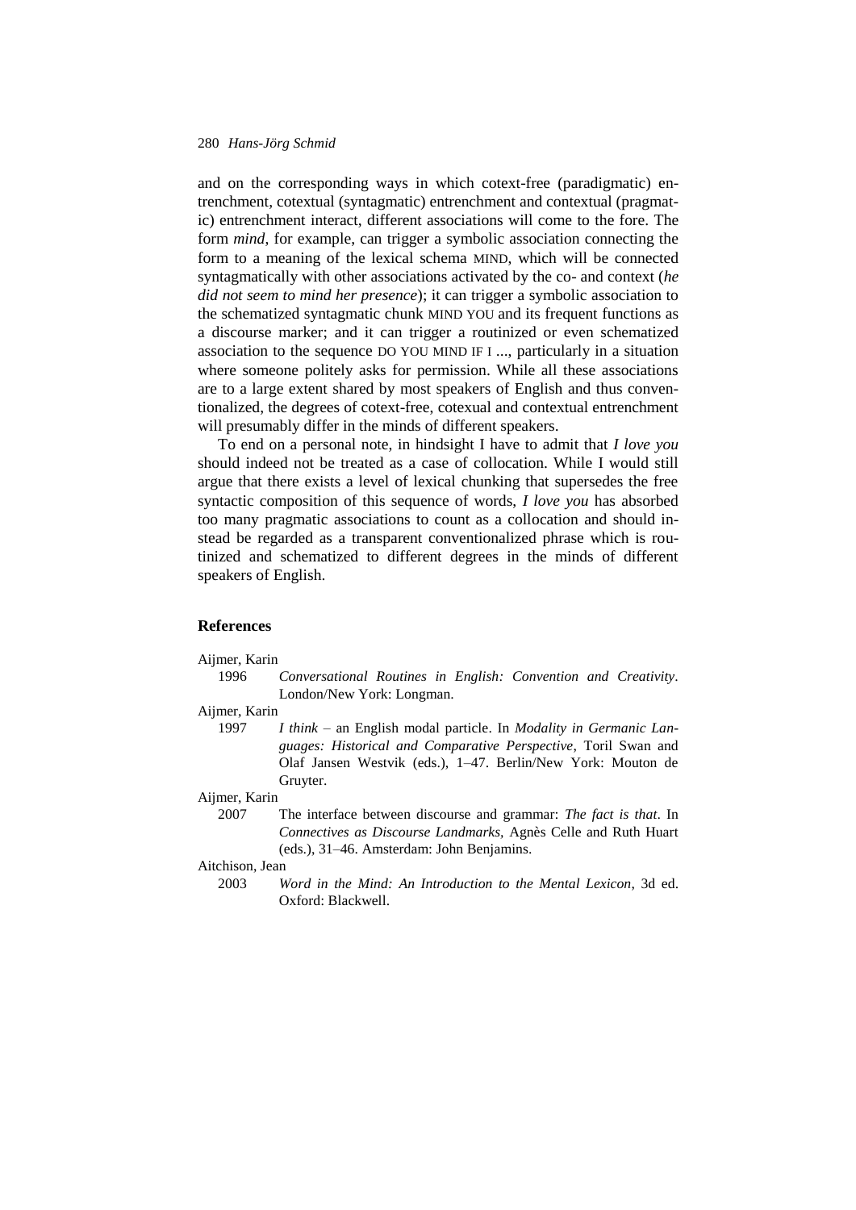and on the corresponding ways in which cotext-free (paradigmatic) entrenchment, cotextual (syntagmatic) entrenchment and contextual (pragmatic) entrenchment interact, different associations will come to the fore. The form *mind*, for example, can trigger a symbolic association connecting the form to a meaning of the lexical schema MIND, which will be connected syntagmatically with other associations activated by the co- and context (*he did not seem to mind her presence*); it can trigger a symbolic association to the schematized syntagmatic chunk MIND YOU and its frequent functions as a discourse marker; and it can trigger a routinized or even schematized association to the sequence DO YOU MIND IF I ..., particularly in a situation where someone politely asks for permission. While all these associations are to a large extent shared by most speakers of English and thus conventionalized, the degrees of cotext-free, cotexual and contextual entrenchment will presumably differ in the minds of different speakers.

To end on a personal note, in hindsight I have to admit that *I love you* should indeed not be treated as a case of collocation. While I would still argue that there exists a level of lexical chunking that supersedes the free syntactic composition of this sequence of words, *I love you* has absorbed too many pragmatic associations to count as a collocation and should instead be regarded as a transparent conventionalized phrase which is routinized and schematized to different degrees in the minds of different speakers of English.

## References

Aijmer, Karin
1996 *Conversational Routines in English: Convention and Creativity*. London/New York: Longman.

Aijmer, Karin
1997 *I think* – an English modal particle. In *Modality in Germanic Languages: Historical and Comparative Perspective*, Toril Swan and Olaf Jansen Westvik (eds.), 1–47. Berlin/New York: Mouton de Gruyter.

Aijmer, Karin
2007 The interface between discourse and grammar: *The fact is that*. In *Connectives as Discourse Landmarks*, Agnès Celle and Ruth Huart (eds.), 31–46. Amsterdam: John Benjamins.

Aitchison, Jean
2003 *Word in the Mind: An Introduction to the Mental Lexicon*, 3d ed. Oxford: Blackwell.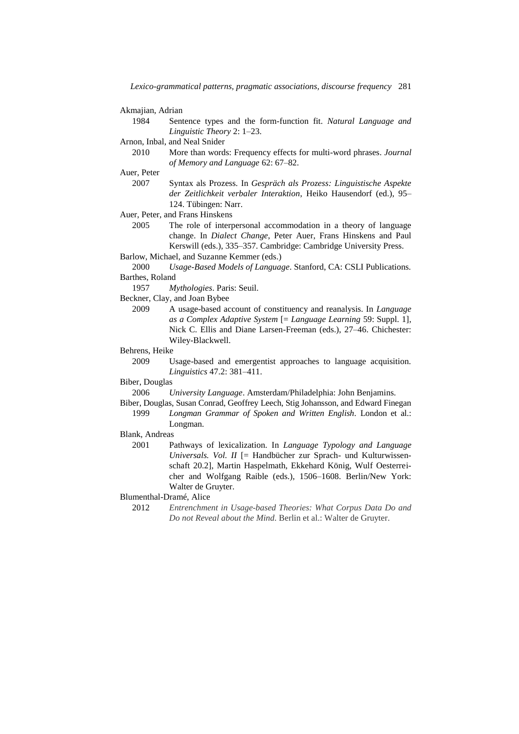Akmajian, Adrian

1984 Sentence types and the form-function fit. *Natural Language and Linguistic Theory* 2: 1–23.

Arnon, Inbal, and Neal Snider

2010 More than words: Frequency effects for multi-word phrases. *Journal of Memory and Language* 62: 67–82.

Auer, Peter

2007 Syntax als Prozess. In *Gespräch als Prozess: Linguistische Aspekte der Zeitlichkeit verbaler Interaktion*, Heiko Hausendorf (ed.), 95–124. Tübingen: Narr.

Auer, Peter, and Frans Hinskens

2005 The role of interpersonal accommodation in a theory of language change. In *Dialect Change*, Peter Auer, Frans Hinskens and Paul Kerswill (eds.), 335–357. Cambridge: Cambridge University Press.

Barlow, Michael, and Suzanne Kemmer (eds.)

2000 *Usage-Based Models of Language*. Stanford, CA: CSLI Publications.

Barthes, Roland

1957 *Mythologies*. Paris: Seuil.

Beckner, Clay, and Joan Bybee

2009 A usage-based account of constituency and reanalysis. In *Language as a Complex Adaptive System* [= *Language Learning* 59: Suppl. 1], Nick C. Ellis and Diane Larsen-Freeman (eds.), 27–46. Chichester: Wiley-Blackwell.

Behrens, Heike

2009 Usage-based and emergentist approaches to language acquisition. *Linguistics* 47.2: 381–411.

Biber, Douglas

2006 *University Language*. Amsterdam/Philadelphia: John Benjamins.

Biber, Douglas, Susan Conrad, Geoffrey Leech, Stig Johansson, and Edward Finegan

1999 *Longman Grammar of Spoken and Written English*. London et al.: Longman.

Blank, Andreas

2001 Pathways of lexicalization. In *Language Typology and Language Universals. Vol. II* [= Handbücher zur Sprach- und Kulturwissenschaft 20.2], Martin Haspelmath, Ekkehard König, Wulf Oesterreicher and Wolfgang Raible (eds.), 1506–1608. Berlin/New York: Walter de Gruyter.

Blumenthal-Dramé, Alice

2012 *Entrenchment in Usage-based Theories: What Corpus Data Do and Do not Reveal about the Mind.* Berlin et al.: Walter de Gruyter.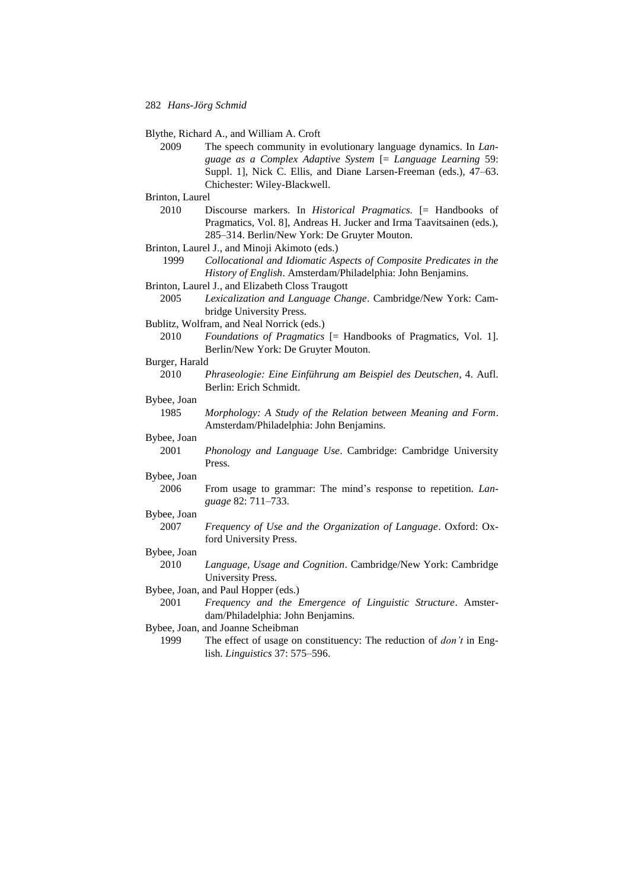Blythe, Richard A., and William A. Croft

2009 The speech community in evolutionary language dynamics. In *Language as a Complex Adaptive System* [= *Language Learning* 59: Suppl. 1], Nick C. Ellis, and Diane Larsen-Freeman (eds.), 47–63. Chichester: Wiley-Blackwell.

Brinton, Laurel

2010 Discourse markers. In *Historical Pragmatics.* [= Handbooks of Pragmatics, Vol. 8], Andreas H. Jucker and Irma Taavitsainen (eds.), 285–314. Berlin/New York: De Gruyter Mouton.

Brinton, Laurel J., and Minoji Akimoto (eds.)

1999 *Collocational and Idiomatic Aspects of Composite Predicates in the History of English*. Amsterdam/Philadelphia: John Benjamins.

Brinton, Laurel J., and Elizabeth Closs Traugott

2005 *Lexicalization and Language Change*. Cambridge/New York: Cambridge University Press.

Bublitz, Wolfram, and Neal Norrick (eds.)

2010 *Foundations of Pragmatics* [= Handbooks of Pragmatics, Vol. 1]. Berlin/New York: De Gruyter Mouton.

Burger, Harald

2010 *Phraseologie: Eine Einführung am Beispiel des Deutschen*, 4. Aufl. Berlin: Erich Schmidt.

Bybee, Joan

1985 *Morphology: A Study of the Relation between Meaning and Form*. Amsterdam/Philadelphia: John Benjamins.

Bybee, Joan

2001 *Phonology and Language Use*. Cambridge: Cambridge University Press.

Bybee, Joan

2006 From usage to grammar: The mind's response to repetition. *Language* 82: 711–733.

Bybee, Joan

2007 *Frequency of Use and the Organization of Language*. Oxford: Oxford University Press.

Bybee, Joan

2010 *Language, Usage and Cognition*. Cambridge/New York: Cambridge University Press.

Bybee, Joan, and Paul Hopper (eds.)

2001 *Frequency and the Emergence of Linguistic Structure*. Amsterdam/Philadelphia: John Benjamins.

Bybee, Joan, and Joanne Scheibman

1999 The effect of usage on constituency: The reduction of *don't* in English. *Linguistics* 37: 575–596.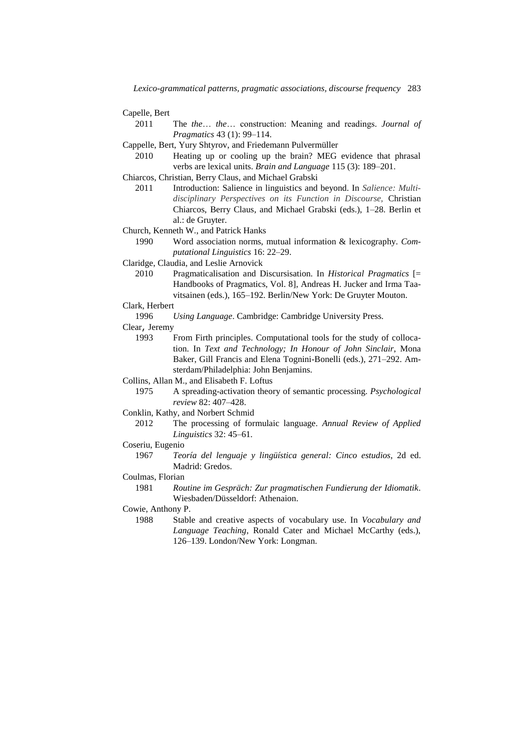Capelle, Bert

2011 The *the*… *the*… construction: Meaning and readings. *Journal of Pragmatics* 43 (1): 99–114.

Cappelle, Bert, Yury Shtyrov, and Friedemann Pulvermüller

2010 Heating up or cooling up the brain? MEG evidence that phrasal verbs are lexical units. *Brain and Language* 115 (3): 189–201.

Chiarcos, Christian, Berry Claus, and Michael Grabski

2011 Introduction: Salience in linguistics and beyond. In *Salience: Multidisciplinary Perspectives on its Function in Discourse,* Christian Chiarcos, Berry Claus, and Michael Grabski (eds.), 1–28. Berlin et al.: de Gruyter.

Church, Kenneth W., and Patrick Hanks

1990 Word association norms, mutual information & lexicography. *Computational Linguistics* 16: 22–29.

Claridge, Claudia, and Leslie Arnovick

2010 Pragmaticalisation and Discursisation. In *Historical Pragmatics* [= Handbooks of Pragmatics, Vol. 8], Andreas H. Jucker and Irma Taavitsainen (eds.), 165–192. Berlin/New York: De Gruyter Mouton.

Clark, Herbert

1996 *Using Language*. Cambridge: Cambridge University Press.

Clear, Jeremy

1993 From Firth principles. Computational tools for the study of collocation. In *Text and Technology; In Honour of John Sinclair*, Mona Baker, Gill Francis and Elena Tognini-Bonelli (eds.), 271–292. Amsterdam/Philadelphia: John Benjamins.

Collins, Allan M., and Elisabeth F. Loftus

1975 A spreading-activation theory of semantic processing. *Psychological review* 82: 407–428.

Conklin, Kathy, and Norbert Schmid

2012 The processing of formulaic language. *Annual Review of Applied Linguistics* 32: 45–61.

Coseriu, Eugenio

1967 *Teoría del lenguaje y lingüística general: Cinco estudios*, 2d ed. Madrid: Gredos.

Coulmas, Florian

1981 *Routine im Gespräch: Zur pragmatischen Fundierung der Idiomatik*. Wiesbaden/Düsseldorf: Athenaion.

Cowie, Anthony P.

1988 Stable and creative aspects of vocabulary use. In *Vocabulary and Language Teaching*, Ronald Cater and Michael McCarthy (eds.), 126–139. London/New York: Longman.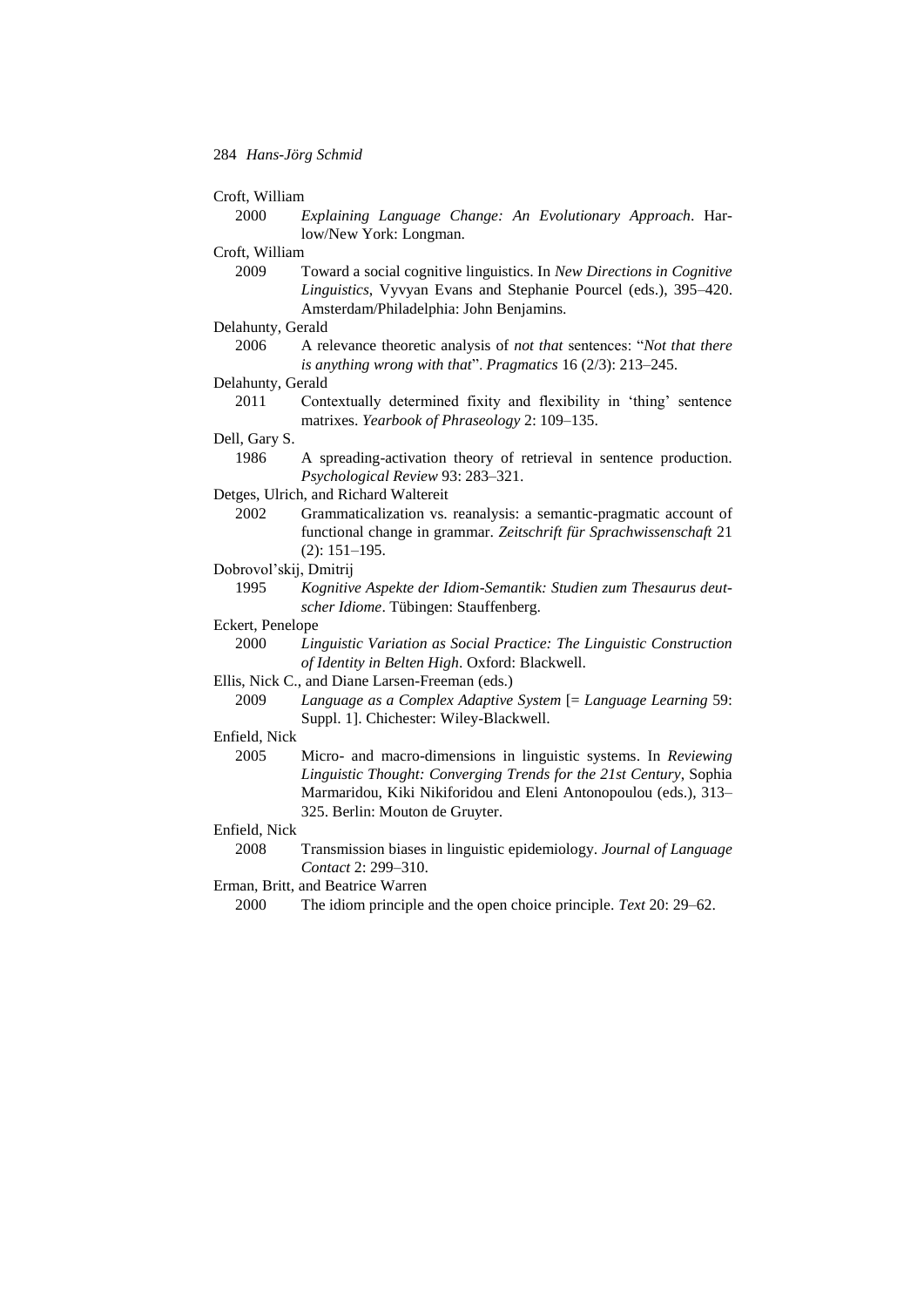Croft, William

2000 *Explaining Language Change: An Evolutionary Approach*. Harlow/New York: Longman.

Croft, William

2009 Toward a social cognitive linguistics. In *New Directions in Cognitive Linguistics*, Vyvyan Evans and Stephanie Pourcel (eds.), 395–420. Amsterdam/Philadelphia: John Benjamins.

Delahunty, Gerald

2006 A relevance theoretic analysis of *not that* sentences: "*Not that there is anything wrong with that*". *Pragmatics* 16 (2/3): 213–245.

Delahunty, Gerald

2011 Contextually determined fixity and flexibility in 'thing' sentence matrixes. *Yearbook of Phraseology* 2: 109–135.

Dell, Gary S.

1986 A spreading-activation theory of retrieval in sentence production. *Psychological Review* 93: 283–321.

Detges, Ulrich, and Richard Waltereit

2002 Grammaticalization vs. reanalysis: a semantic-pragmatic account of functional change in grammar. *Zeitschrift für Sprachwissenschaft* 21 (2): 151–195.

Dobrovol'skij, Dmitrij

1995 *Kognitive Aspekte der Idiom-Semantik: Studien zum Thesaurus deutscher Idiome*. Tübingen: Stauffenberg.

Eckert, Penelope

2000 *Linguistic Variation as Social Practice: The Linguistic Construction of Identity in Belten High*. Oxford: Blackwell.

Ellis, Nick C., and Diane Larsen-Freeman (eds.)

2009 *Language as a Complex Adaptive System* [= *Language Learning* 59: Suppl. 1]. Chichester: Wiley-Blackwell.

Enfield, Nick

2005 Micro- and macro-dimensions in linguistic systems. In *Reviewing Linguistic Thought: Converging Trends for the 21st Century*, Sophia Marmaridou, Kiki Nikiforidou and Eleni Antonopoulou (eds.), 313–325. Berlin: Mouton de Gruyter.

Enfield, Nick

2008 Transmission biases in linguistic epidemiology. *Journal of Language Contact* 2: 299–310.

Erman, Britt, and Beatrice Warren

2000 The idiom principle and the open choice principle. *Text* 20: 29–62.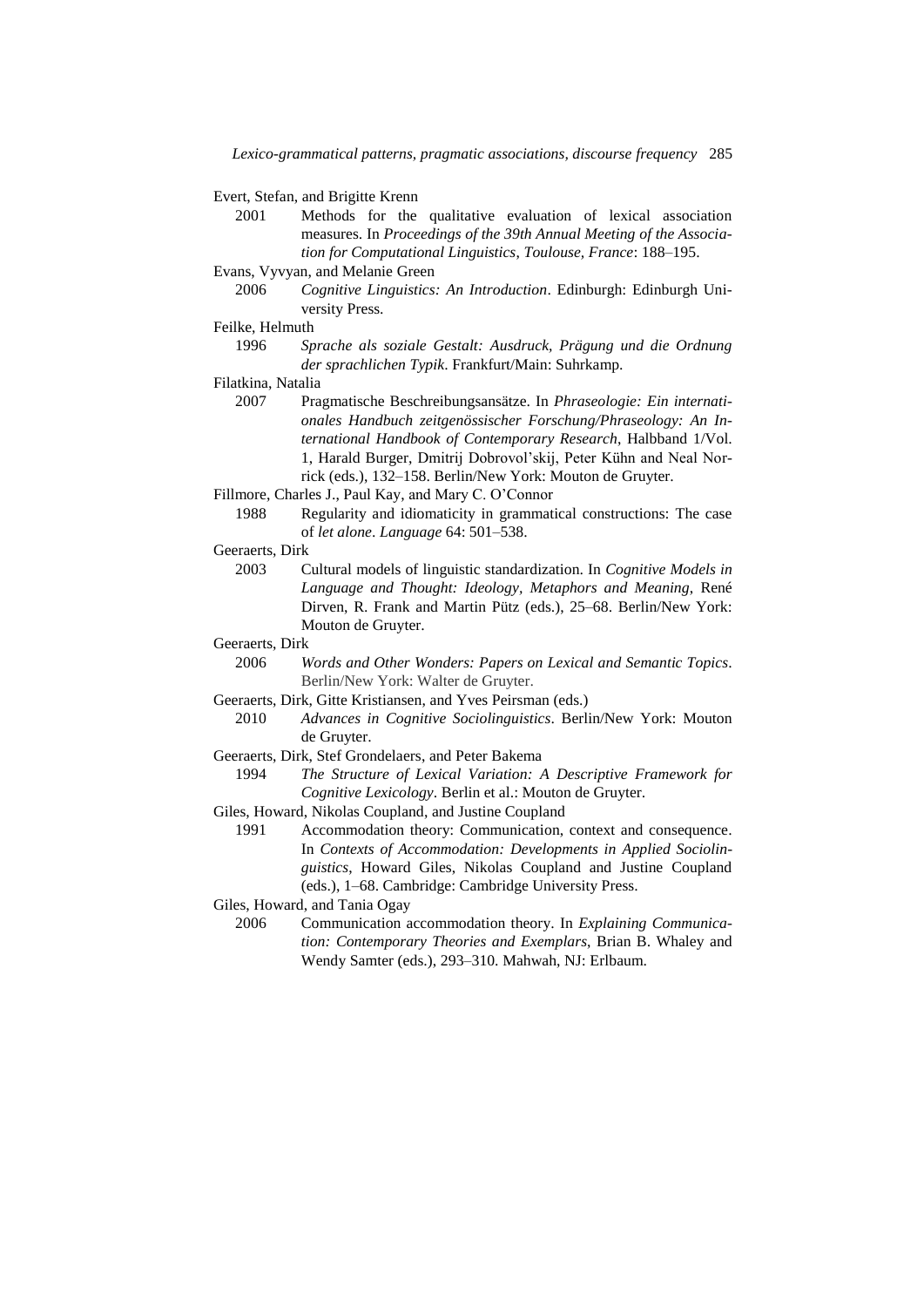Evert, Stefan, and Brigitte Krenn

2001 Methods for the qualitative evaluation of lexical association measures. In *Proceedings of the 39th Annual Meeting of the Association for Computational Linguistics, Toulouse, France*: 188–195.

Evans, Vyvyan, and Melanie Green

2006 *Cognitive Linguistics: An Introduction*. Edinburgh: Edinburgh University Press.

Feilke, Helmuth

1996 *Sprache als soziale Gestalt: Ausdruck, Prägung und die Ordnung der sprachlichen Typik*. Frankfurt/Main: Suhrkamp.

Filatkina, Natalia

2007 Pragmatische Beschreibungsansätze. In *Phraseologie: Ein internationales Handbuch zeitgenössischer Forschung/Phraseology: An International Handbook of Contemporary Research*, Halbband 1/Vol. 1, Harald Burger, Dmitrij Dobrovol'skij, Peter Kühn and Neal Norrick (eds.), 132–158. Berlin/New York: Mouton de Gruyter.

Fillmore, Charles J., Paul Kay, and Mary C. O'Connor

1988 Regularity and idiomaticity in grammatical constructions: The case of *let alone*. *Language* 64: 501–538.

Geeraerts, Dirk

2003 Cultural models of linguistic standardization. In *Cognitive Models in Language and Thought: Ideology, Metaphors and Meaning*, René Dirven, R. Frank and Martin Pütz (eds.), 25–68. Berlin/New York: Mouton de Gruyter.

Geeraerts, Dirk

2006 *Words and Other Wonders: Papers on Lexical and Semantic Topics*. Berlin/New York: Walter de Gruyter.

Geeraerts, Dirk, Gitte Kristiansen, and Yves Peirsman (eds.)

2010 *Advances in Cognitive Sociolinguistics*. Berlin/New York: Mouton de Gruyter.

Geeraerts, Dirk, Stef Grondelaers, and Peter Bakema

1994 *The Structure of Lexical Variation: A Descriptive Framework for Cognitive Lexicology*. Berlin et al.: Mouton de Gruyter.

Giles, Howard, Nikolas Coupland, and Justine Coupland

1991 Accommodation theory: Communication, context and consequence. In *Contexts of Accommodation: Developments in Applied Sociolinguistics*, Howard Giles, Nikolas Coupland and Justine Coupland (eds.), 1–68. Cambridge: Cambridge University Press.

Giles, Howard, and Tania Ogay

2006 Communication accommodation theory. In *Explaining Communication: Contemporary Theories and Exemplars*, Brian B. Whaley and Wendy Samter (eds.), 293–310. Mahwah, NJ: Erlbaum.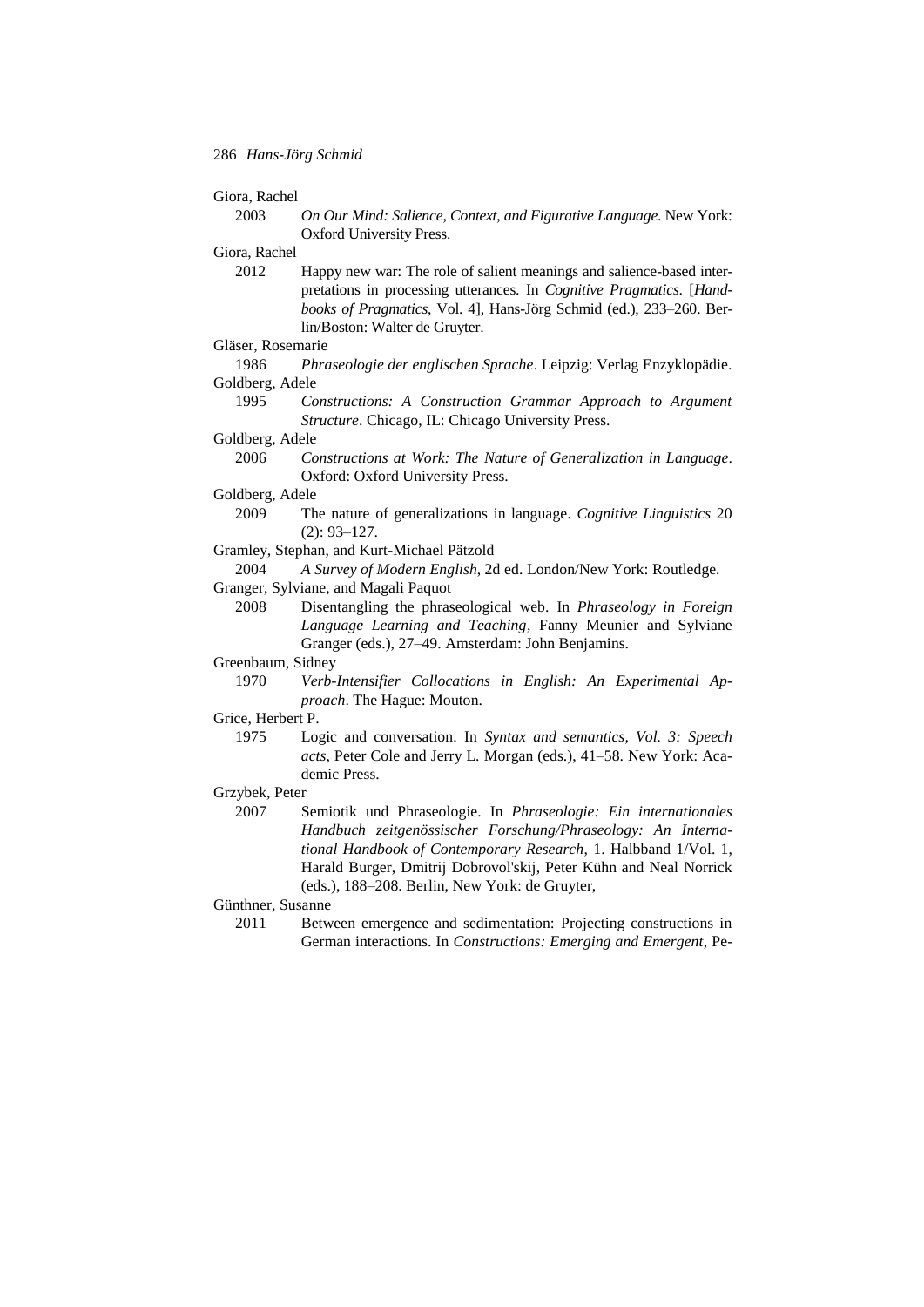Giora, Rachel

2003 *On Our Mind: Salience, Context, and Figurative Language*. New York: Oxford University Press.

Giora, Rachel

2012 Happy new war: The role of salient meanings and salience-based interpretations in processing utterances. In *Cognitive Pragmatics*. [*Handbooks of Pragmatics*, Vol. 4], Hans-Jörg Schmid (ed.), 233–260. Berlin/Boston: Walter de Gruyter.

Gläser, Rosemarie

1986 *Phraseologie der englischen Sprache*. Leipzig: Verlag Enzyklopädie.

Goldberg, Adele

1995 *Constructions: A Construction Grammar Approach to Argument Structure*. Chicago, IL: Chicago University Press.

Goldberg, Adele

2006 *Constructions at Work: The Nature of Generalization in Language*. Oxford: Oxford University Press.

Goldberg, Adele

2009 The nature of generalizations in language. *Cognitive Linguistics* 20 (2): 93–127.

Gramley, Stephan, and Kurt-Michael Pätzold

2004 *A Survey of Modern English*, 2d ed. London/New York: Routledge.

Granger, Sylviane, and Magali Paquot

2008 Disentangling the phraseological web. In *Phraseology in Foreign Language Learning and Teaching*, Fanny Meunier and Sylviane Granger (eds.), 27–49. Amsterdam: John Benjamins.

Greenbaum, Sidney

1970 *Verb-Intensifier Collocations in English: An Experimental Approach*. The Hague: Mouton.

Grice, Herbert P.

1975 Logic and conversation. In *Syntax and semantics, Vol. 3: Speech acts*, Peter Cole and Jerry L. Morgan (eds.), 41–58. New York: Academic Press.

Grzybek, Peter

2007 Semiotik und Phraseologie. In *Phraseologie: Ein internationales Handbuch zeitgenössischer Forschung/Phraseology: An International Handbook of Contemporary Research*, 1. Halbband 1/Vol. 1, Harald Burger, Dmitrij Dobrovol'skij, Peter Kühn and Neal Norrick (eds.), 188–208. Berlin, New York: de Gruyter,

Günthner, Susanne

2011 Between emergence and sedimentation: Projecting constructions in German interactions. In *Constructions: Emerging and Emergent*, Pe-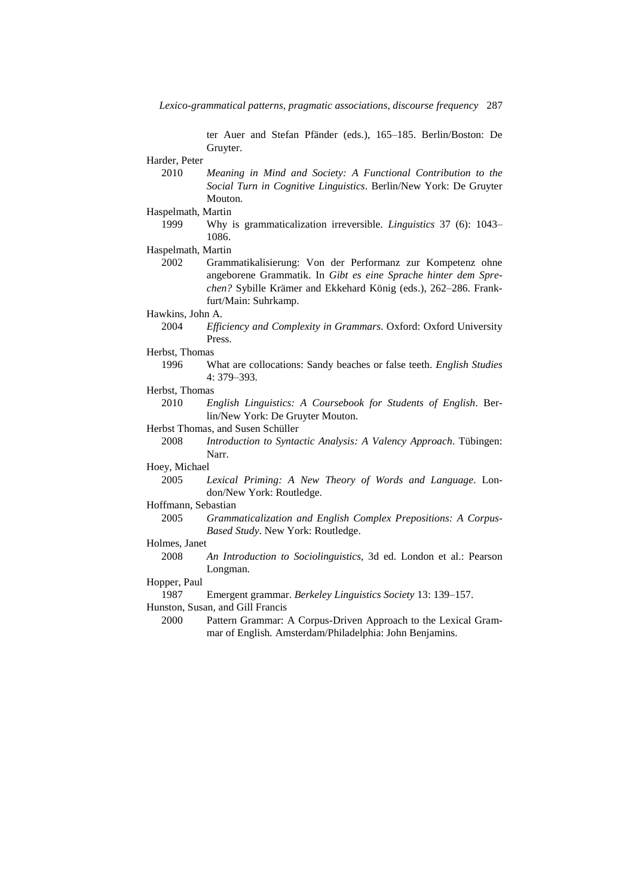ter Auer and Stefan Pfänder (eds.), 165–185. Berlin/Boston: De Gruyter.

Harder, Peter
  2010 *Meaning in Mind and Society: A Functional Contribution to the Social Turn in Cognitive Linguistics*. Berlin/New York: De Gruyter Mouton.

Haspelmath, Martin
  1999 Why is grammaticalization irreversible. *Linguistics* 37 (6): 1043–1086.

Haspelmath, Martin
  2002 Grammatikalisierung: Von der Performanz zur Kompetenz ohne angeborene Grammatik. In *Gibt es eine Sprache hinter dem Sprechen?* Sybille Krämer and Ekkehard König (eds.), 262–286. Frankfurt/Main: Suhrkamp.

Hawkins, John A.
  2004 *Efficiency and Complexity in Grammars*. Oxford: Oxford University Press.

Herbst, Thomas
  1996 What are collocations: Sandy beaches or false teeth. *English Studies* 4: 379–393.

Herbst, Thomas
  2010 *English Linguistics: A Coursebook for Students of English*. Berlin/New York: De Gruyter Mouton.

Herbst Thomas, and Susen Schüller
  2008 *Introduction to Syntactic Analysis: A Valency Approach*. Tübingen: Narr.

Hoey, Michael
  2005 *Lexical Priming: A New Theory of Words and Language*. London/New York: Routledge.

Hoffmann, Sebastian
  2005 *Grammaticalization and English Complex Prepositions: A Corpus-Based Study*. New York: Routledge.

Holmes, Janet
  2008 *An Introduction to Sociolinguistics*, 3d ed. London et al.: Pearson Longman.

Hopper, Paul
  1987 Emergent grammar. *Berkeley Linguistics Society* 13: 139–157.

Hunston, Susan, and Gill Francis
  2000 Pattern Grammar: A Corpus-Driven Approach to the Lexical Grammar of English. Amsterdam/Philadelphia: John Benjamins.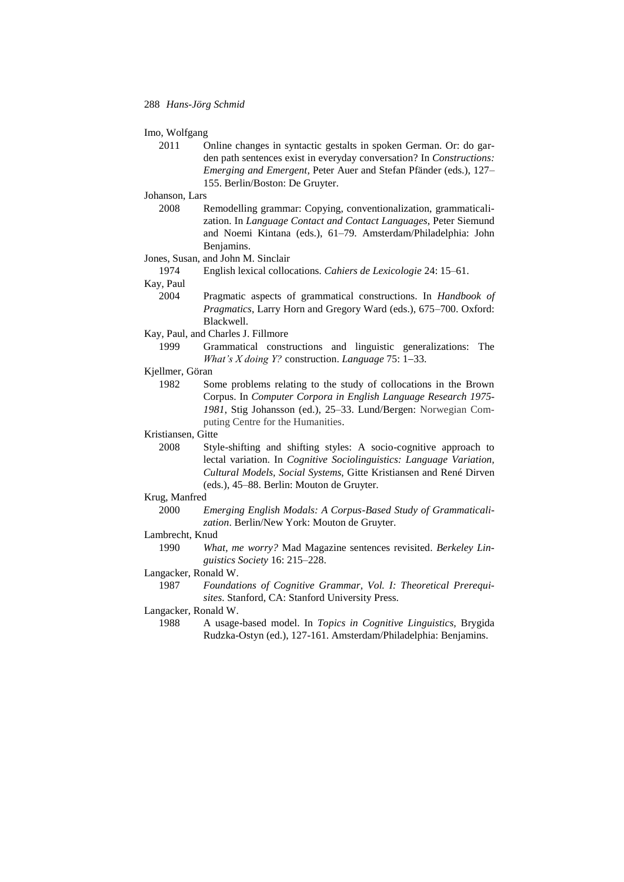Imo, Wolfgang

2011 Online changes in syntactic gestalts in spoken German. Or: do garden path sentences exist in everyday conversation? In *Constructions: Emerging and Emergent*, Peter Auer and Stefan Pfänder (eds.), 127–155. Berlin/Boston: De Gruyter.

Johanson, Lars

2008 Remodelling grammar: Copying, conventionalization, grammaticalization. In *Language Contact and Contact Languages*, Peter Siemund and Noemi Kintana (eds.), 61–79. Amsterdam/Philadelphia: John Benjamins.

Jones, Susan, and John M. Sinclair

1974 English lexical collocations. *Cahiers de Lexicologie* 24: 15–61.

Kay, Paul

2004 Pragmatic aspects of grammatical constructions. In *Handbook of Pragmatics*, Larry Horn and Gregory Ward (eds.), 675–700. Oxford: Blackwell.

Kay, Paul, and Charles J. Fillmore

1999 Grammatical constructions and linguistic generalizations: The *What's X doing Y?* construction. *Language* 75: 1–33.

Kjellmer, Göran

1982 Some problems relating to the study of collocations in the Brown Corpus. In *Computer Corpora in English Language Research 1975-1981*, Stig Johansson (ed.), 25–33. Lund/Bergen: Norwegian Computing Centre for the Humanities.

Kristiansen, Gitte

2008 Style-shifting and shifting styles: A socio-cognitive approach to lectal variation. In *Cognitive Sociolinguistics: Language Variation, Cultural Models, Social Systems*, Gitte Kristiansen and René Dirven (eds.), 45–88. Berlin: Mouton de Gruyter.

Krug, Manfred

2000 *Emerging English Modals: A Corpus-Based Study of Grammaticalization*. Berlin/New York: Mouton de Gruyter.

Lambrecht, Knud

1990 *What, me worry?* Mad Magazine sentences revisited. *Berkeley Linguistics Society* 16: 215–228.

Langacker, Ronald W.

1987 *Foundations of Cognitive Grammar, Vol. I: Theoretical Prerequisites*. Stanford, CA: Stanford University Press.

Langacker, Ronald W.

1988 A usage-based model. In *Topics in Cognitive Linguistics*, Brygida Rudzka-Ostyn (ed.), 127-161. Amsterdam/Philadelphia: Benjamins.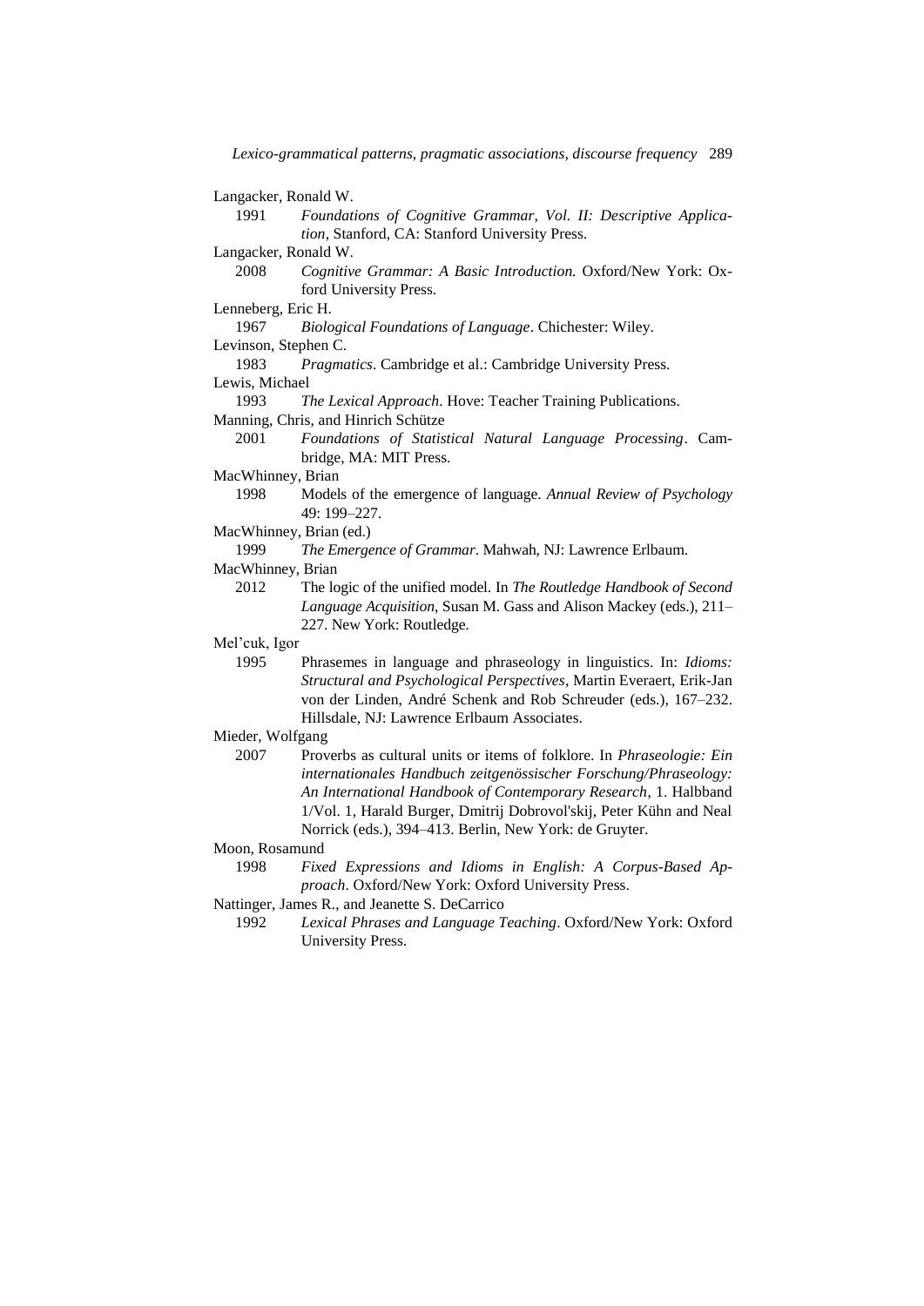Langacker, Ronald W.
1991 *Foundations of Cognitive Grammar, Vol. II: Descriptive Application*, Stanford, CA: Stanford University Press.

Langacker, Ronald W.
2008 *Cognitive Grammar: A Basic Introduction.* Oxford/New York: Oxford University Press.

Lenneberg, Eric H.
1967 *Biological Foundations of Language*. Chichester: Wiley.

Levinson, Stephen C.
1983 *Pragmatics*. Cambridge et al.: Cambridge University Press.

Lewis, Michael
1993 *The Lexical Approach*. Hove: Teacher Training Publications.

Manning, Chris, and Hinrich Schütze
2001 *Foundations of Statistical Natural Language Processing*. Cambridge, MA: MIT Press.

MacWhinney, Brian
1998 Models of the emergence of language. *Annual Review of Psychology* 49: 199–227.

MacWhinney, Brian (ed.)
1999 *The Emergence of Grammar*. Mahwah, NJ: Lawrence Erlbaum.

MacWhinney, Brian
2012 The logic of the unified model. In *The Routledge Handbook of Second Language Acquisition*, Susan M. Gass and Alison Mackey (eds.), 211–227. New York: Routledge.

Mel'cuk, Igor
1995 Phrasemes in language and phraseology in linguistics. In: *Idioms: Structural and Psychological Perspectives*, Martin Everaert, Erik-Jan von der Linden, André Schenk and Rob Schreuder (eds.), 167–232. Hillsdale, NJ: Lawrence Erlbaum Associates.

Mieder, Wolfgang
2007 Proverbs as cultural units or items of folklore. In *Phraseologie: Ein internationales Handbuch zeitgenössischer Forschung/Phraseology: An International Handbook of Contemporary Research*, 1. Halbband 1/Vol. 1, Harald Burger, Dmitrij Dobrovol'skij, Peter Kühn and Neal Norrick (eds.), 394–413. Berlin, New York: de Gruyter.

Moon, Rosamund
1998 *Fixed Expressions and Idioms in English: A Corpus-Based Approach*. Oxford/New York: Oxford University Press.

Nattinger, James R., and Jeanette S. DeCarrico
1992 *Lexical Phrases and Language Teaching*. Oxford/New York: Oxford University Press.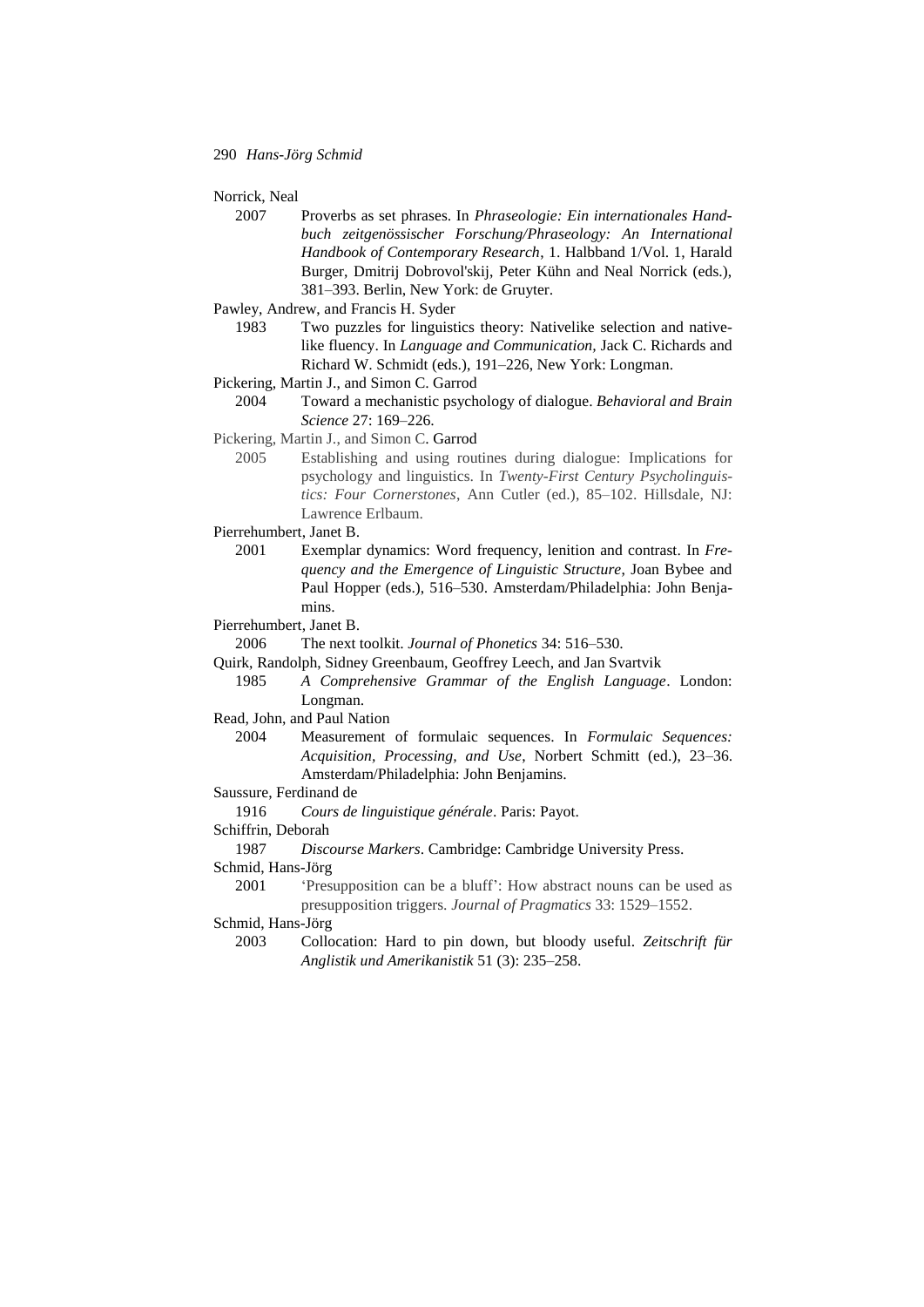Norrick, Neal

2007 Proverbs as set phrases. In *Phraseologie: Ein internationales Handbuch zeitgenössischer Forschung/Phraseology: An International Handbook of Contemporary Research*, 1. Halbband 1/Vol. 1, Harald Burger, Dmitrij Dobrovol'skij, Peter Kühn and Neal Norrick (eds.), 381–393. Berlin, New York: de Gruyter.

Pawley, Andrew, and Francis H. Syder

1983 Two puzzles for linguistics theory: Nativelike selection and native-like fluency. In *Language and Communication*, Jack C. Richards and Richard W. Schmidt (eds.), 191–226, New York: Longman.

Pickering, Martin J., and Simon C. Garrod

2004 Toward a mechanistic psychology of dialogue. *Behavioral and Brain Science* 27: 169–226.

Pickering, Martin J., and Simon C. Garrod

2005 Establishing and using routines during dialogue: Implications for psychology and linguistics. In *Twenty-First Century Psycholinguistics: Four Cornerstones*, Ann Cutler (ed.), 85–102. Hillsdale, NJ: Lawrence Erlbaum.

Pierrehumbert, Janet B.

2001 Exemplar dynamics: Word frequency, lenition and contrast. In *Frequency and the Emergence of Linguistic Structure*, Joan Bybee and Paul Hopper (eds.), 516–530. Amsterdam/Philadelphia: John Benjamins.

Pierrehumbert, Janet B.

2006 The next toolkit. *Journal of Phonetics* 34: 516–530.

Quirk, Randolph, Sidney Greenbaum, Geoffrey Leech, and Jan Svartvik

1985 *A Comprehensive Grammar of the English Language*. London: Longman.

Read, John, and Paul Nation

2004 Measurement of formulaic sequences. In *Formulaic Sequences: Acquisition, Processing, and Use*, Norbert Schmitt (ed.), 23–36. Amsterdam/Philadelphia: John Benjamins.

Saussure, Ferdinand de

1916 *Cours de linguistique générale*. Paris: Payot.

Schiffrin, Deborah

1987 *Discourse Markers*. Cambridge: Cambridge University Press.

Schmid, Hans-Jörg

2001 'Presupposition can be a bluff': How abstract nouns can be used as presupposition triggers. *Journal of Pragmatics* 33: 1529–1552.

Schmid, Hans-Jörg

2003 Collocation: Hard to pin down, but bloody useful. *Zeitschrift für Anglistik und Amerikanistik* 51 (3): 235–258.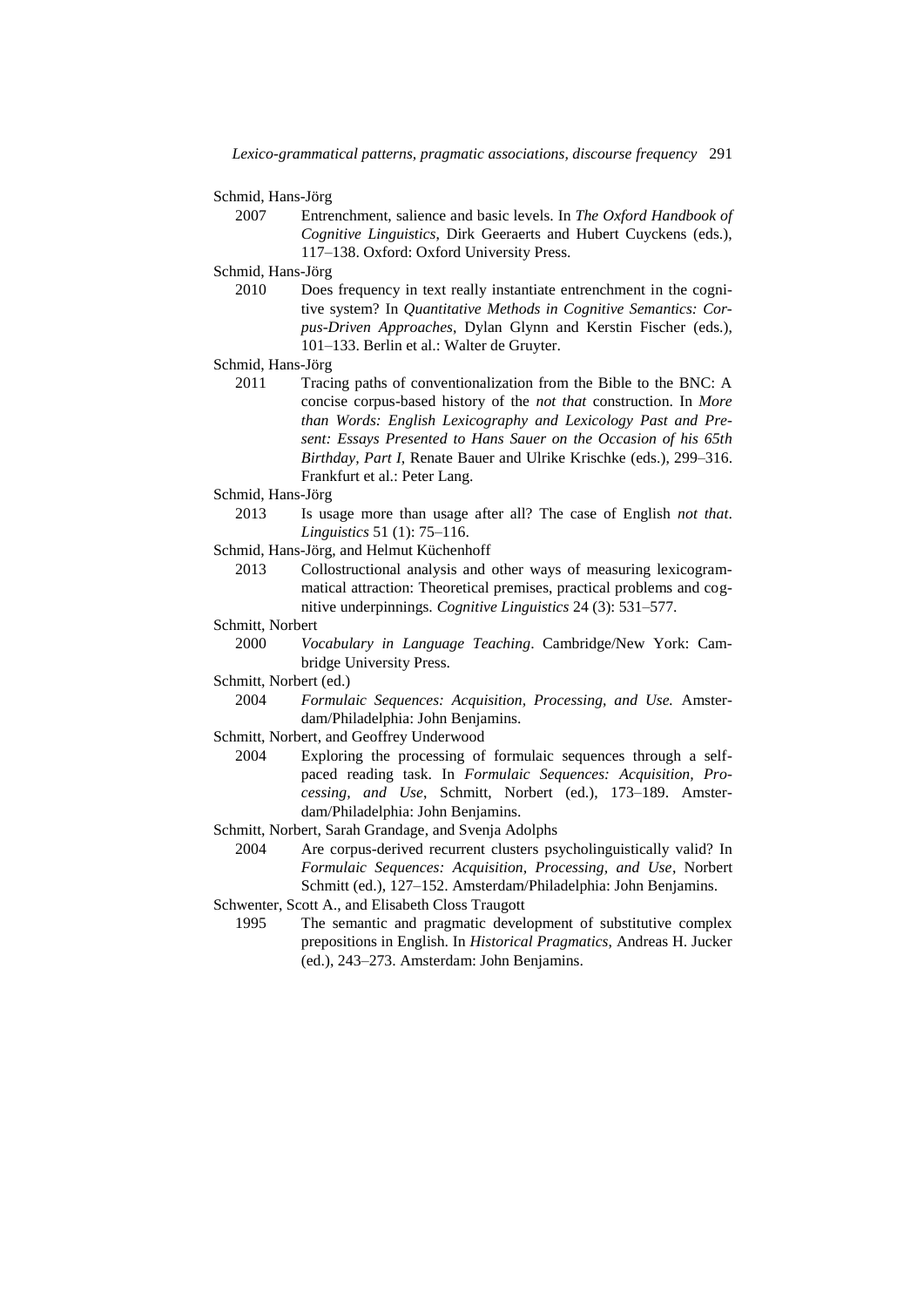Schmid, Hans-Jörg

2007 Entrenchment, salience and basic levels. In *The Oxford Handbook of Cognitive Linguistics*, Dirk Geeraerts and Hubert Cuyckens (eds.), 117–138. Oxford: Oxford University Press.

Schmid, Hans-Jörg

2010 Does frequency in text really instantiate entrenchment in the cognitive system? In *Quantitative Methods in Cognitive Semantics: Corpus-Driven Approaches*, Dylan Glynn and Kerstin Fischer (eds.), 101–133. Berlin et al.: Walter de Gruyter.

Schmid, Hans-Jörg

2011 Tracing paths of conventionalization from the Bible to the BNC: A concise corpus-based history of the *not that* construction. In *More than Words: English Lexicography and Lexicology Past and Present: Essays Presented to Hans Sauer on the Occasion of his 65th Birthday, Part I*, Renate Bauer and Ulrike Krischke (eds.), 299–316. Frankfurt et al.: Peter Lang.

Schmid, Hans-Jörg

2013 Is usage more than usage after all? The case of English *not that*. *Linguistics* 51 (1): 75–116.

Schmid, Hans-Jörg, and Helmut Küchenhoff

2013 Collostructional analysis and other ways of measuring lexicogrammatical attraction: Theoretical premises, practical problems and cognitive underpinnings. *Cognitive Linguistics* 24 (3): 531–577.

Schmitt, Norbert

2000 *Vocabulary in Language Teaching*. Cambridge/New York: Cambridge University Press.

Schmitt, Norbert (ed.)

2004 *Formulaic Sequences: Acquisition, Processing, and Use.* Amsterdam/Philadelphia: John Benjamins.

Schmitt, Norbert, and Geoffrey Underwood

2004 Exploring the processing of formulaic sequences through a self-paced reading task. In *Formulaic Sequences: Acquisition, Processing, and Use*, Schmitt, Norbert (ed.), 173–189. Amsterdam/Philadelphia: John Benjamins.

Schmitt, Norbert, Sarah Grandage, and Svenja Adolphs

2004 Are corpus-derived recurrent clusters psycholinguistically valid? In *Formulaic Sequences: Acquisition, Processing, and Use*, Norbert Schmitt (ed.), 127–152. Amsterdam/Philadelphia: John Benjamins.

Schwenter, Scott A., and Elisabeth Closs Traugott

1995 The semantic and pragmatic development of substitutive complex prepositions in English. In *Historical Pragmatics*, Andreas H. Jucker (ed.), 243–273. Amsterdam: John Benjamins.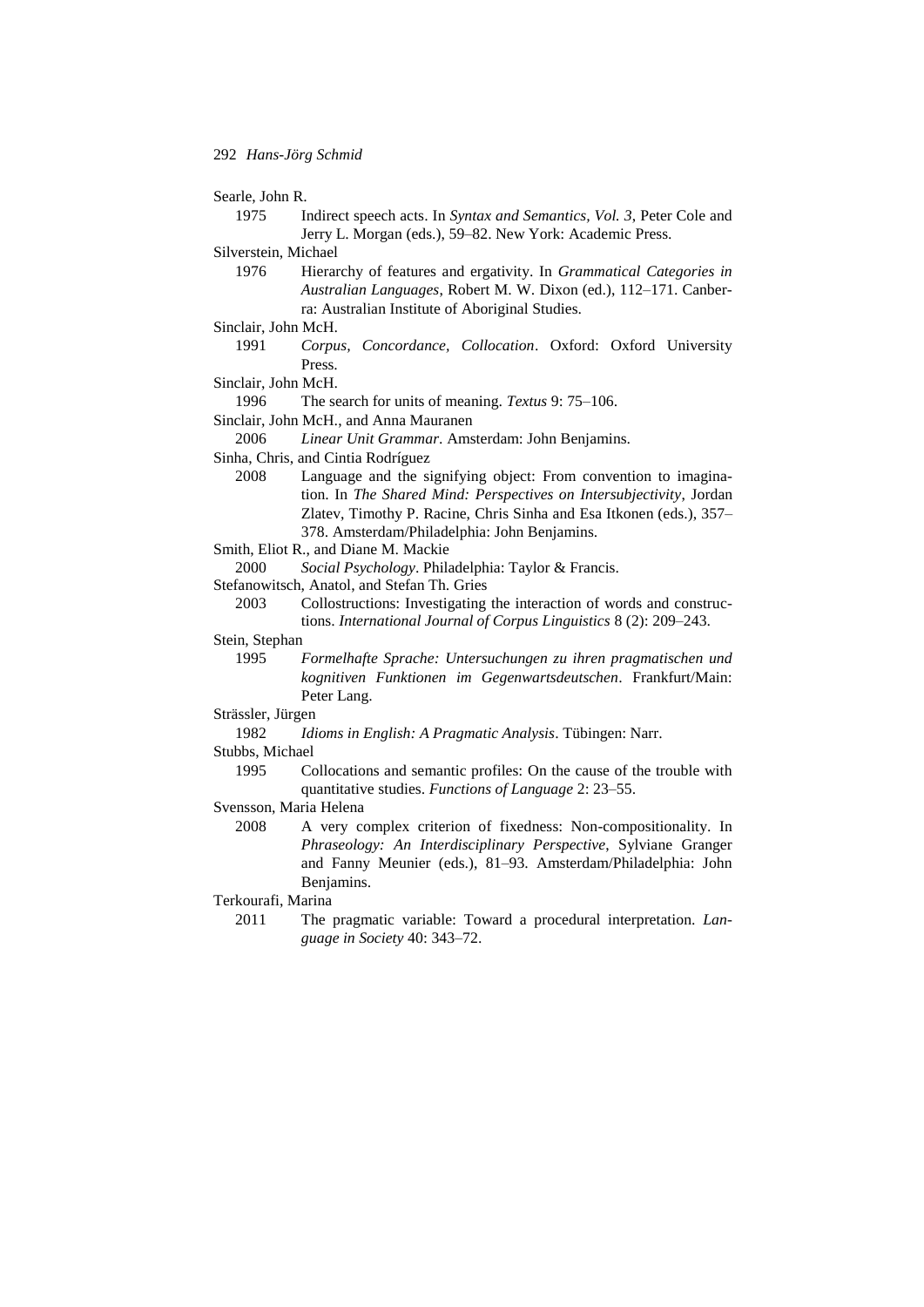Searle, John R.

1975 Indirect speech acts. In *Syntax and Semantics, Vol. 3*, Peter Cole and Jerry L. Morgan (eds.), 59–82. New York: Academic Press.

Silverstein, Michael

1976 Hierarchy of features and ergativity. In *Grammatical Categories in Australian Languages*, Robert M. W. Dixon (ed.), 112–171. Canberra: Australian Institute of Aboriginal Studies.

Sinclair, John McH.

1991 *Corpus, Concordance, Collocation*. Oxford: Oxford University Press.

Sinclair, John McH.

1996 The search for units of meaning. *Textus* 9: 75–106.

Sinclair, John McH., and Anna Mauranen

2006 *Linear Unit Grammar*. Amsterdam: John Benjamins.

Sinha, Chris, and Cintia Rodríguez

2008 Language and the signifying object: From convention to imagination. In *The Shared Mind: Perspectives on Intersubjectivity*, Jordan Zlatev, Timothy P. Racine, Chris Sinha and Esa Itkonen (eds.), 357–378. Amsterdam/Philadelphia: John Benjamins.

Smith, Eliot R., and Diane M. Mackie

2000 *Social Psychology*. Philadelphia: Taylor & Francis.

Stefanowitsch, Anatol, and Stefan Th. Gries

2003 Collostructions: Investigating the interaction of words and constructions. *International Journal of Corpus Linguistics* 8 (2): 209–243.

Stein, Stephan

1995 *Formelhafte Sprache: Untersuchungen zu ihren pragmatischen und kognitiven Funktionen im Gegenwartsdeutschen*. Frankfurt/Main: Peter Lang.

Strässler, Jürgen

1982 *Idioms in English: A Pragmatic Analysis*. Tübingen: Narr.

Stubbs, Michael

1995 Collocations and semantic profiles: On the cause of the trouble with quantitative studies. *Functions of Language* 2: 23–55.

Svensson, Maria Helena

2008 A very complex criterion of fixedness: Non-compositionality. In *Phraseology: An Interdisciplinary Perspective*, Sylviane Granger and Fanny Meunier (eds.), 81–93. Amsterdam/Philadelphia: John Benjamins.

Terkourafi, Marina

2011 The pragmatic variable: Toward a procedural interpretation. *Language in Society* 40: 343–72.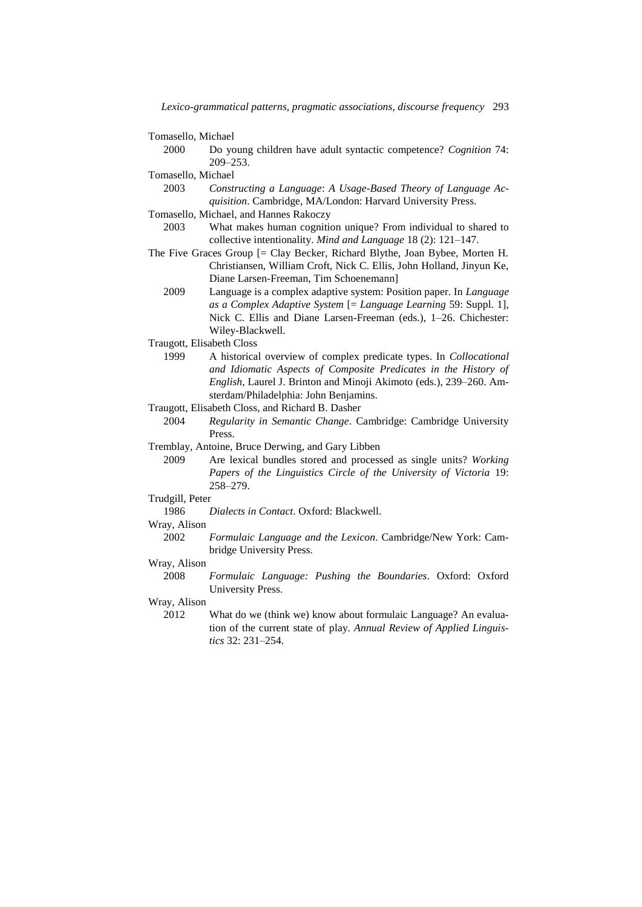Tomasello, Michael

2000 Do young children have adult syntactic competence? *Cognition* 74: 209–253.

Tomasello, Michael

2003 *Constructing a Language*: *A Usage-Based Theory of Language Acquisition*. Cambridge, MA/London: Harvard University Press.

Tomasello, Michael, and Hannes Rakoczy

2003 What makes human cognition unique? From individual to shared to collective intentionality. *Mind and Language* 18 (2): 121–147.

The Five Graces Group [= Clay Becker, Richard Blythe, Joan Bybee, Morten H. Christiansen, William Croft, Nick C. Ellis, John Holland, Jinyun Ke, Diane Larsen-Freeman, Tim Schoenemann]

2009 Language is a complex adaptive system: Position paper. In *Language as a Complex Adaptive System* [= *Language Learning* 59: Suppl. 1], Nick C. Ellis and Diane Larsen-Freeman (eds.), 1–26. Chichester: Wiley-Blackwell.

Traugott, Elisabeth Closs

1999 A historical overview of complex predicate types. In *Collocational and Idiomatic Aspects of Composite Predicates in the History of English*, Laurel J. Brinton and Minoji Akimoto (eds.), 239–260. Amsterdam/Philadelphia: John Benjamins.

Traugott, Elisabeth Closs, and Richard B. Dasher

2004 *Regularity in Semantic Change*. Cambridge: Cambridge University Press.

Tremblay, Antoine, Bruce Derwing, and Gary Libben

2009 Are lexical bundles stored and processed as single units? *Working Papers of the Linguistics Circle of the University of Victoria* 19: 258–279.

Trudgill, Peter

1986 *Dialects in Contact*. Oxford: Blackwell.

Wray, Alison

2002 *Formulaic Language and the Lexicon*. Cambridge/New York: Cambridge University Press.

Wray, Alison

2008 *Formulaic Language: Pushing the Boundaries*. Oxford: Oxford University Press.

Wray, Alison

2012 What do we (think we) know about formulaic Language? An evaluation of the current state of play. *Annual Review of Applied Linguistics* 32: 231–254.